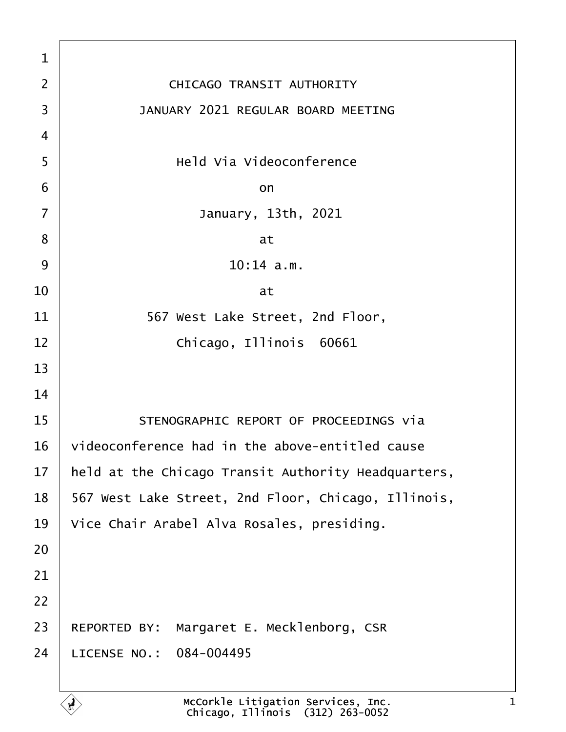CHICAGO TRANSIT AUTHORITY

JANUARY 2021 REGULAR BOARD MEETING

Held Via Videoconference

on

January, 13th, 2021

at

10:14 a.m.

at

567 West Lake Street, 2nd Floor,

Chicago, Illinois 60661

STENOGRAPHIC REPORT OF PROCEEDINGS via videoconference had in the above-entitled cause held at the Chicago Transit Authority Headquarters, 567 West Lake Street, 2nd Floor, Chicago, Illinois, Vice Chair Arabel Alva Rosales, presiding.

REPORTED BY: Margaret E. Mecklenborg, CSR

LICENSE NO.: 084-004495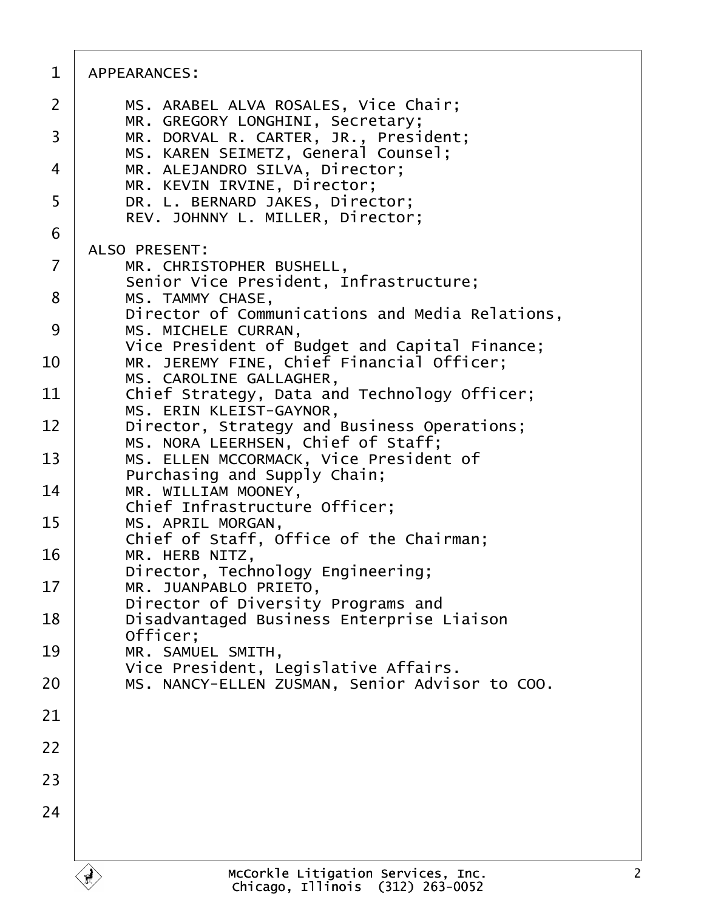APPEARANCES:

MS. ARABEL ALVA ROSALES, Vice Chair;
MR. GREGORY LONGHINI, Secretary;
MR. DORVAL R. CARTER, JR., President;
MS. KAREN SEIMETZ, General Counsel;
MR. ALEJANDRO SILVA, Director;
MR. KEVIN IRVINE, Director;
DR. L. BERNARD JAKES, Director;
REV. JOHNNY L. MILLER, Director;

ALSO PRESENT:

MR. CHRISTOPHER BUSHELL, Senior Vice President, Infrastructure;
MS. TAMMY CHASE, Director of Communications and Media Relations,
MS. MICHELE CURRAN, Vice President of Budget and Capital Finance;
MR. JEREMY FINE, Chief Financial Officer;
MS. CAROLINE GALLAGHER, Chief Strategy, Data and Technology Officer;
MS. ERIN KLEIST-GAYNOR, Director, Strategy and Business Operations;
MS. NORA LEERHSEN, Chief of Staff;
MS. ELLEN MCCORMACK, Vice President of Purchasing and Supply Chain;
MR. WILLIAM MOONEY, Chief Infrastructure Officer;
MS. APRIL MORGAN, Chief of Staff, Office of the Chairman;
MR. HERB NITZ, Director, Technology Engineering;
MR. JUANPABLO PRIETO, Director of Diversity Programs and Disadvantaged Business Enterprise Liaison Officer;
MR. SAMUEL SMITH, Vice President, Legislative Affairs.
MS. NANCY-ELLEN ZUSMAN, Senior Advisor to COO.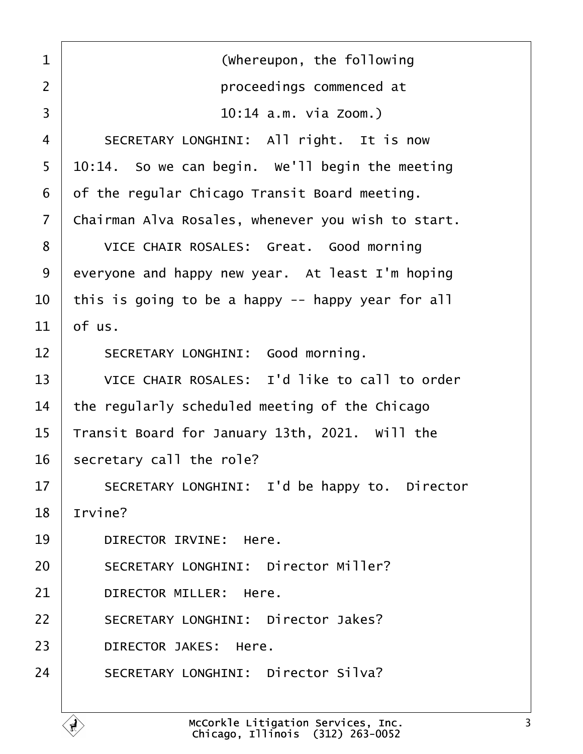(Whereupon, the following proceedings commenced at 10:14 a.m. via Zoom.)

SECRETARY LONGHINI: All right. It is now 10:14. So we can begin. We'll begin the meeting of the regular Chicago Transit Board meeting. Chairman Alva Rosales, whenever you wish to start.

VICE CHAIR ROSALES: Great. Good morning everyone and happy new year. At least I'm hoping this is going to be a happy -- happy year for all of us.

SECRETARY LONGHINI: Good morning.

VICE CHAIR ROSALES: I'd like to call to order the regularly scheduled meeting of the Chicago Transit Board for January 13th, 2021. Will the secretary call the role?

SECRETARY LONGHINI: I'd be happy to. Director Irvine?

DIRECTOR IRVINE: Here.

SECRETARY LONGHINI: Director Miller?

DIRECTOR MILLER: Here.

SECRETARY LONGHINI: Director Jakes?

DIRECTOR JAKES: Here.

SECRETARY LONGHINI: Director Silva?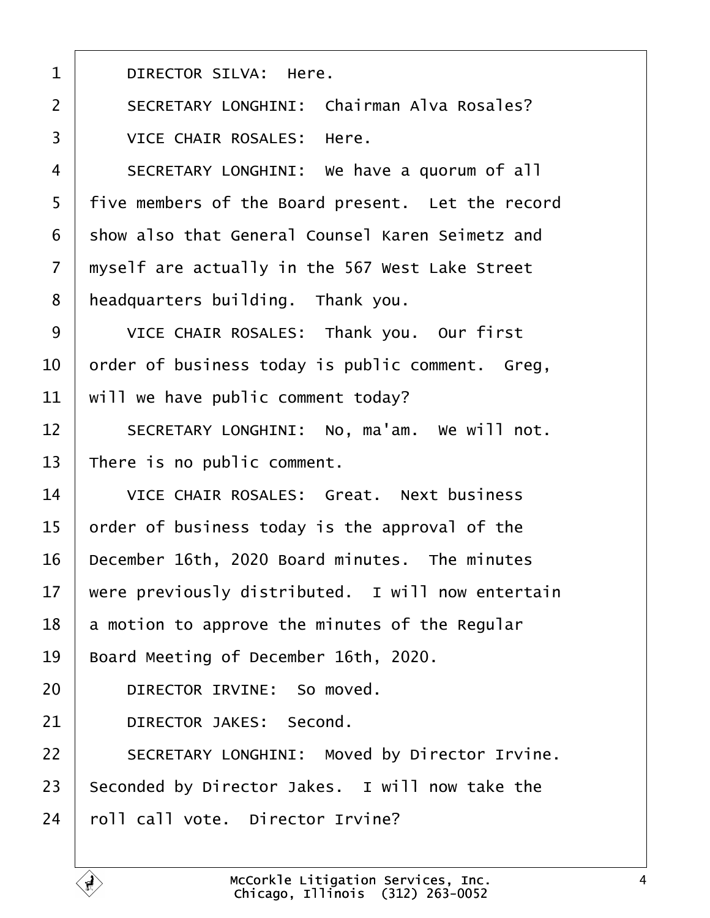DIRECTOR SILVA: Here.

SECRETARY LONGHINI: Chairman Alva Rosales?

VICE CHAIR ROSALES: Here.

SECRETARY LONGHINI: We have a quorum of all five members of the Board present. Let the record show also that General Counsel Karen Seimetz and myself are actually in the 567 West Lake Street headquarters building. Thank you.

VICE CHAIR ROSALES: Thank you. Our first order of business today is public comment. Greg, will we have public comment today?

SECRETARY LONGHINI: No, ma'am. We will not. There is no public comment.

VICE CHAIR ROSALES: Great. Next business order of business today is the approval of the December 16th, 2020 Board minutes. The minutes were previously distributed. I will now entertain a motion to approve the minutes of the Regular Board Meeting of December 16th, 2020.

DIRECTOR IRVINE: So moved.

DIRECTOR JAKES: Second.

SECRETARY LONGHINI: Moved by Director Irvine. Seconded by Director Jakes. I will now take the roll call vote. Director Irvine?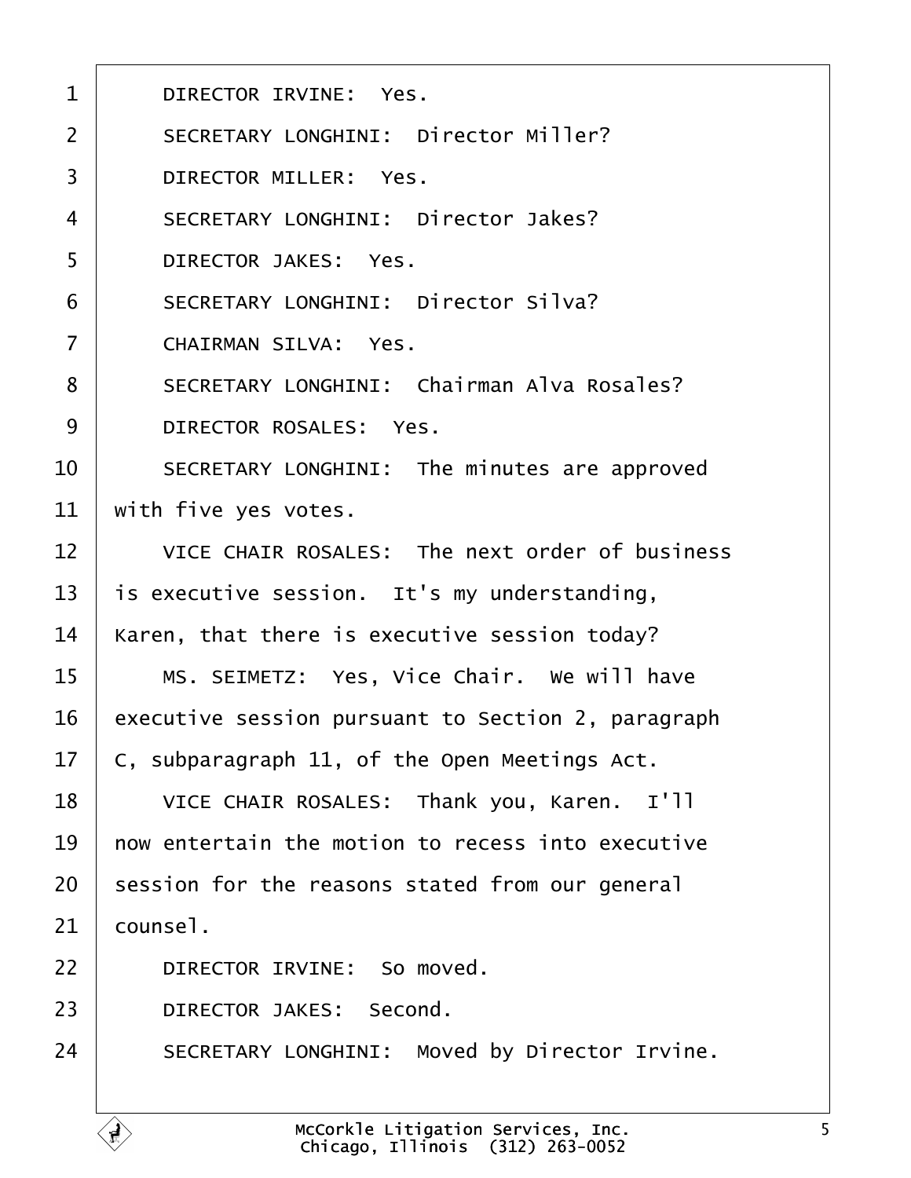1 DIRECTOR IRVINE: Yes.

2 SECRETARY LONGHINI: Director Miller?

3 DIRECTOR MILLER: Yes.

4 SECRETARY LONGHINI: Director Jakes?

5 DIRECTOR JAKES: Yes.

6 SECRETARY LONGHINI: Director Silva?

7 CHAIRMAN SILVA: Yes.

8 SECRETARY LONGHINI: Chairman Alva Rosales?

9 DIRECTOR ROSALES: Yes.

10 SECRETARY LONGHINI: The minutes are approved

11 with five yes votes.

12 VICE CHAIR ROSALES: The next order of business

13 is executive session. It's my understanding,

14 Karen, that there is executive session today?

15 MS. SEIMETZ: Yes, Vice Chair. We will have

16 executive session pursuant to Section 2, paragraph

17 C, subparagraph 11, of the Open Meetings Act.

18 VICE CHAIR ROSALES: Thank you, Karen. I'll

19 now entertain the motion to recess into executive

20 session for the reasons stated from our general

21 counsel.

22 DIRECTOR IRVINE: So moved.

23 DIRECTOR JAKES: Second.

24 SECRETARY LONGHINI: Moved by Director Irvine.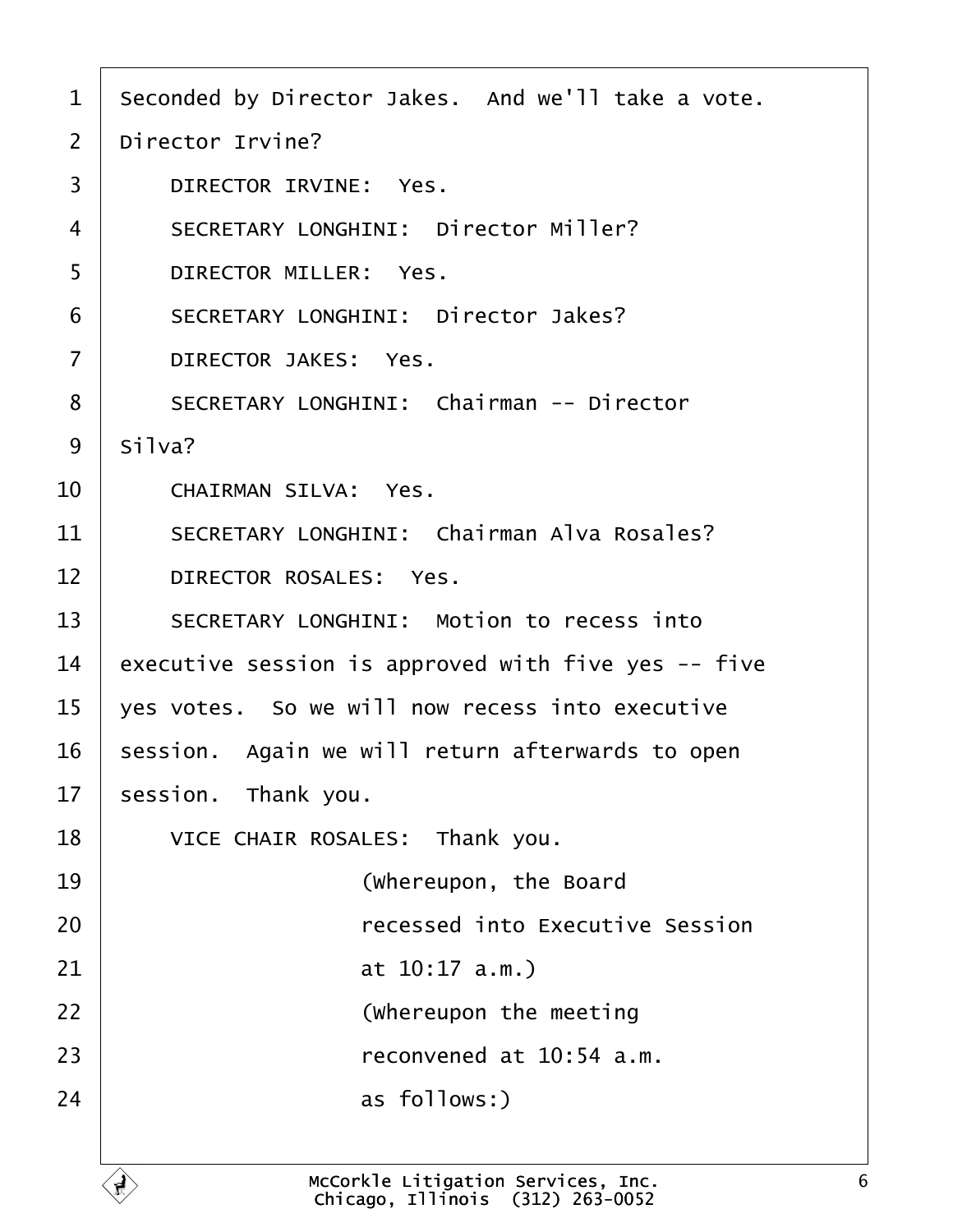1 Seconded by Director Jakes. And we'll take a vote.
2 Director Irvine?
3 DIRECTOR IRVINE: Yes.
4 SECRETARY LONGHINI: Director Miller?
5 DIRECTOR MILLER: Yes.
6 SECRETARY LONGHINI: Director Jakes?
7 DIRECTOR JAKES: Yes.
8 SECRETARY LONGHINI: Chairman -- Director
9 Silva?
10 CHAIRMAN SILVA: Yes.
11 SECRETARY LONGHINI: Chairman Alva Rosales?
12 DIRECTOR ROSALES: Yes.
13 SECRETARY LONGHINI: Motion to recess into
14 executive session is approved with five yes -- five
15 yes votes. So we will now recess into executive
16 session. Again we will return afterwards to open
17 session. Thank you.
18 VICE CHAIR ROSALES: Thank you.
19 (Whereupon, the Board
20 recessed into Executive Session
21 at 10:17 a.m.)
22 (Whereupon the meeting
23 reconvened at 10:54 a.m.
24 as follows:)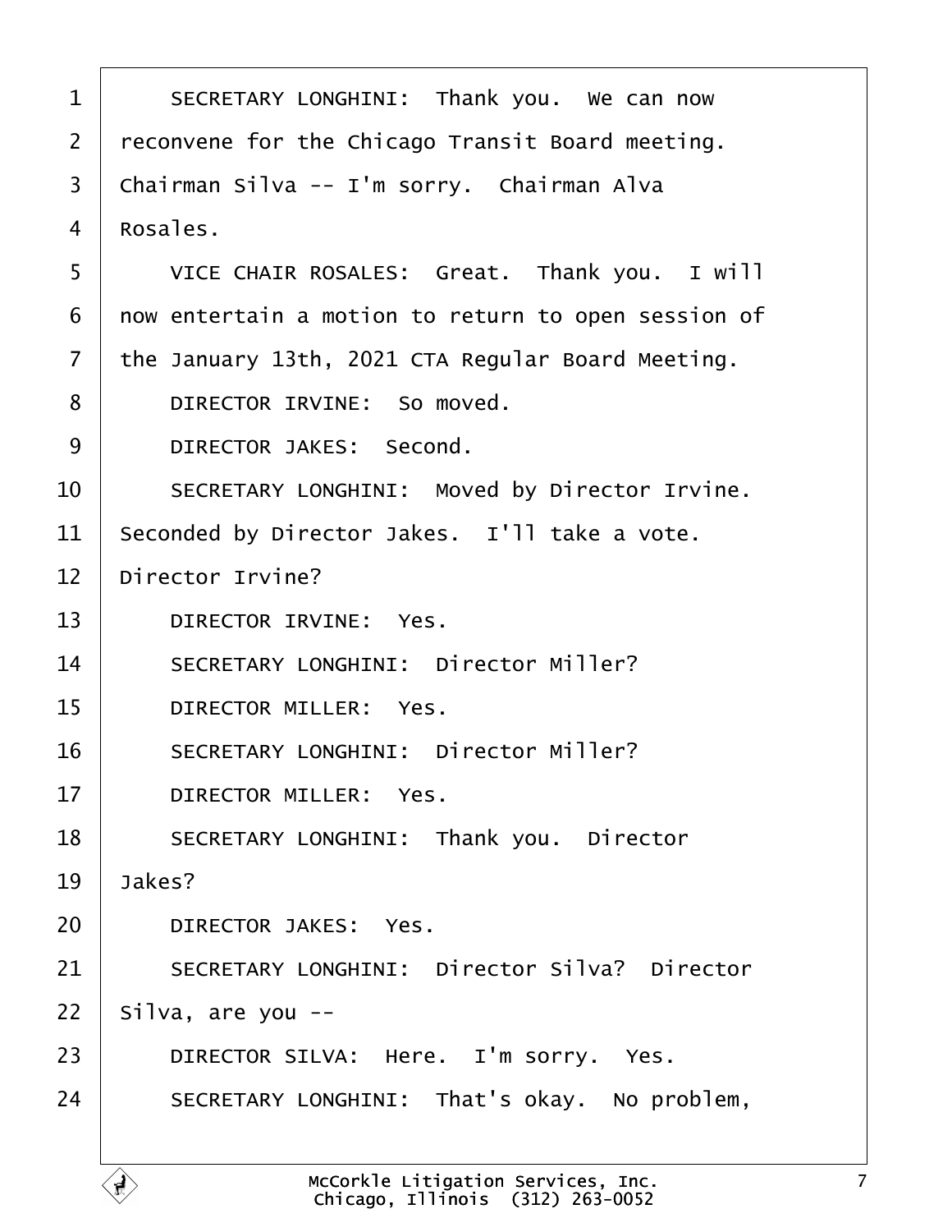1 SECRETARY LONGHINI: Thank you. We can now
2 reconvene for the Chicago Transit Board meeting.
3 Chairman Silva -- I'm sorry. Chairman Alva
4 Rosales.
5 VICE CHAIR ROSALES: Great. Thank you. I will
6 now entertain a motion to return to open session of
7 the January 13th, 2021 CTA Regular Board Meeting.
8 DIRECTOR IRVINE: So moved.
9 DIRECTOR JAKES: Second.
10 SECRETARY LONGHINI: Moved by Director Irvine.
11 Seconded by Director Jakes. I'll take a vote.
12 Director Irvine?
13 DIRECTOR IRVINE: Yes.
14 SECRETARY LONGHINI: Director Miller?
15 DIRECTOR MILLER: Yes.
16 SECRETARY LONGHINI: Director Miller?
17 DIRECTOR MILLER: Yes.
18 SECRETARY LONGHINI: Thank you. Director
19 Jakes?
20 DIRECTOR JAKES: Yes.
21 SECRETARY LONGHINI: Director Silva? Director
22 Silva, are you --
23 DIRECTOR SILVA: Here. I'm sorry. Yes.
24 SECRETARY LONGHINI: That's okay. No problem,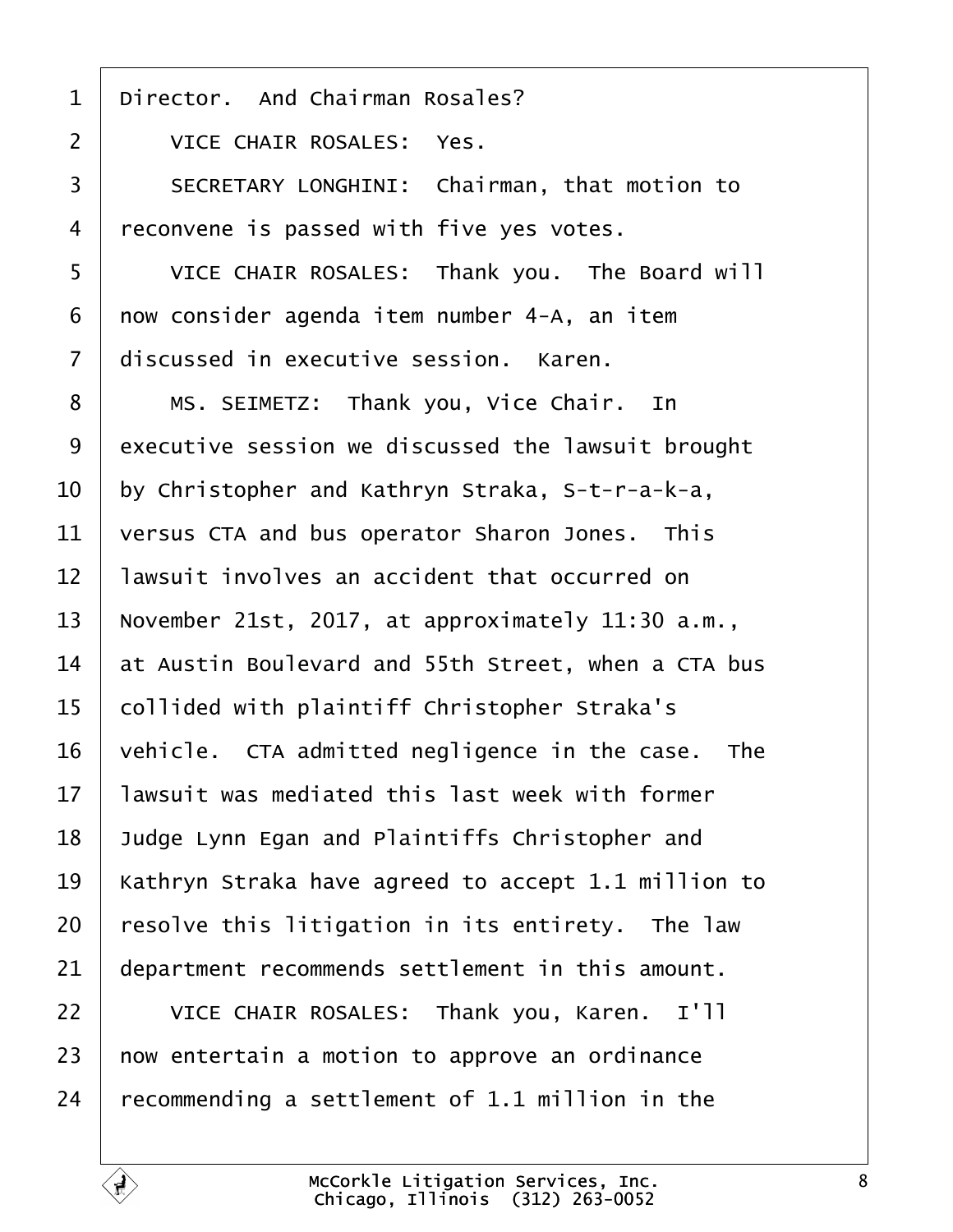Director. And Chairman Rosales?

VICE CHAIR ROSALES: Yes.

SECRETARY LONGHINI: Chairman, that motion to reconvene is passed with five yes votes.

VICE CHAIR ROSALES: Thank you. The Board will now consider agenda item number 4-A, an item discussed in executive session. Karen.

MS. SEIMETZ: Thank you, Vice Chair. In executive session we discussed the lawsuit brought by Christopher and Kathryn Straka, S-t-r-a-k-a, versus CTA and bus operator Sharon Jones. This lawsuit involves an accident that occurred on November 21st, 2017, at approximately 11:30 a.m., at Austin Boulevard and 55th Street, when a CTA bus collided with plaintiff Christopher Straka's vehicle. CTA admitted negligence in the case. The lawsuit was mediated this last week with former Judge Lynn Egan and Plaintiffs Christopher and Kathryn Straka have agreed to accept 1.1 million to resolve this litigation in its entirety. The law department recommends settlement in this amount.

VICE CHAIR ROSALES: Thank you, Karen. I'll now entertain a motion to approve an ordinance recommending a settlement of 1.1 million in the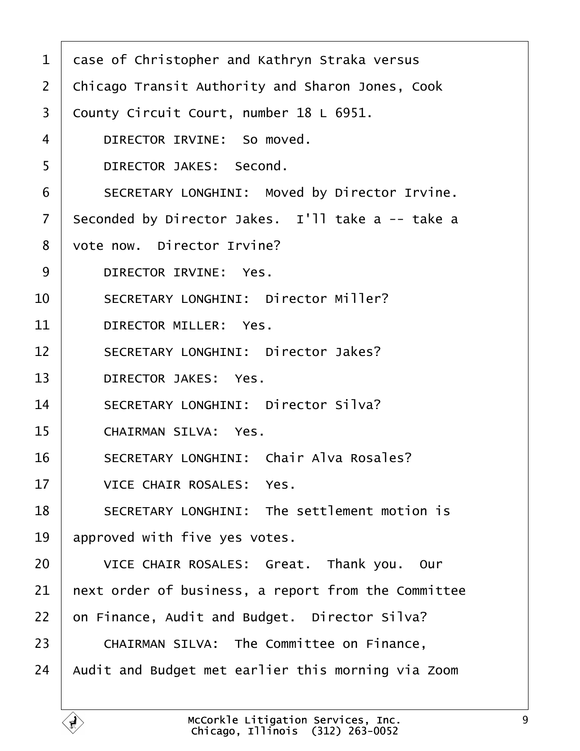1 case of Christopher and Kathryn Straka versus

2 Chicago Transit Authority and Sharon Jones, Cook

3 County Circuit Court, number 18 L 6951.

4     DIRECTOR IRVINE:  So moved.

5     DIRECTOR JAKES:  Second.

6     SECRETARY LONGHINI:  Moved by Director Irvine.

7 Seconded by Director Jakes.  I'll take a -- take a

8 vote now.  Director Irvine?

9     DIRECTOR IRVINE:  Yes.

10     SECRETARY LONGHINI:  Director Miller?

11     DIRECTOR MILLER:  Yes.

12     SECRETARY LONGHINI:  Director Jakes?

13     DIRECTOR JAKES:  Yes.

14     SECRETARY LONGHINI:  Director Silva?

15     CHAIRMAN SILVA:  Yes.

16     SECRETARY LONGHINI:  Chair Alva Rosales?

17     VICE CHAIR ROSALES:  Yes.

18     SECRETARY LONGHINI:  The settlement motion is

19 approved with five yes votes.

20     VICE CHAIR ROSALES:  Great.  Thank you.  Our

21 next order of business, a report from the Committee

22 on Finance, Audit and Budget.  Director Silva?

23     CHAIRMAN SILVA:  The Committee on Finance,

24 Audit and Budget met earlier this morning via Zoom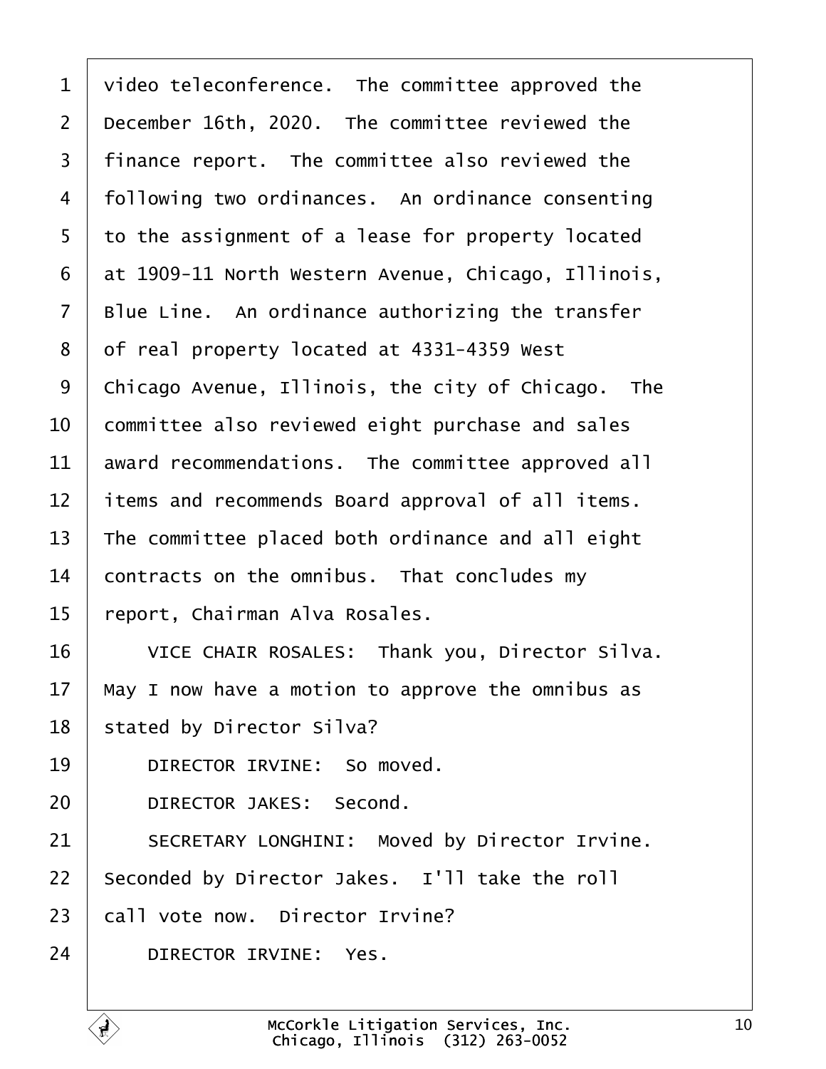video teleconference. The committee approved the December 16th, 2020. The committee reviewed the finance report. The committee also reviewed the following two ordinances. An ordinance consenting to the assignment of a lease for property located at 1909-11 North Western Avenue, Chicago, Illinois, Blue Line. An ordinance authorizing the transfer of real property located at 4331-4359 West Chicago Avenue, Illinois, the city of Chicago. The committee also reviewed eight purchase and sales award recommendations. The committee approved all items and recommends Board approval of all items. The committee placed both ordinance and all eight contracts on the omnibus. That concludes my report, Chairman Alva Rosales.

VICE CHAIR ROSALES: Thank you, Director Silva. May I now have a motion to approve the omnibus as stated by Director Silva?

DIRECTOR IRVINE: So moved.

DIRECTOR JAKES: Second.

SECRETARY LONGHINI: Moved by Director Irvine. Seconded by Director Jakes. I'll take the roll call vote now. Director Irvine?

DIRECTOR IRVINE: Yes.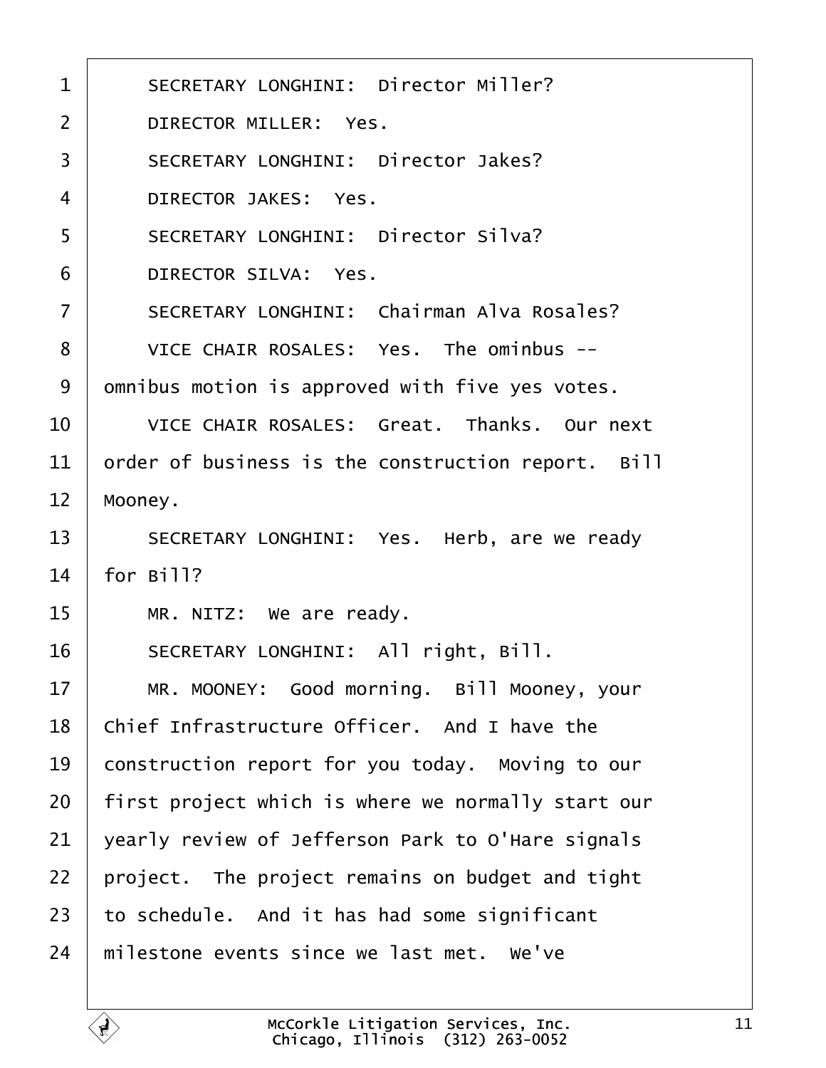1 SECRETARY LONGHINI: Director Miller?

2 DIRECTOR MILLER: Yes.

3 SECRETARY LONGHINI: Director Jakes?

4 DIRECTOR JAKES: Yes.

5 SECRETARY LONGHINI: Director Silva?

6 DIRECTOR SILVA: Yes.

7 SECRETARY LONGHINI: Chairman Alva Rosales?

8 VICE CHAIR ROSALES: Yes. The ominbus --

9 omnibus motion is approved with five yes votes.

10 VICE CHAIR ROSALES: Great. Thanks. Our next

11 order of business is the construction report. Bill

12 Mooney.

13 SECRETARY LONGHINI: Yes. Herb, are we ready

14 for Bill?

15 MR. NITZ: We are ready.

16 SECRETARY LONGHINI: All right, Bill.

17 MR. MOONEY: Good morning. Bill Mooney, your

18 Chief Infrastructure Officer. And I have the

19 construction report for you today. Moving to our

20 first project which is where we normally start our

21 yearly review of Jefferson Park to O'Hare signals

22 project. The project remains on budget and tight

23 to schedule. And it has had some significant

24 milestone events since we last met. We've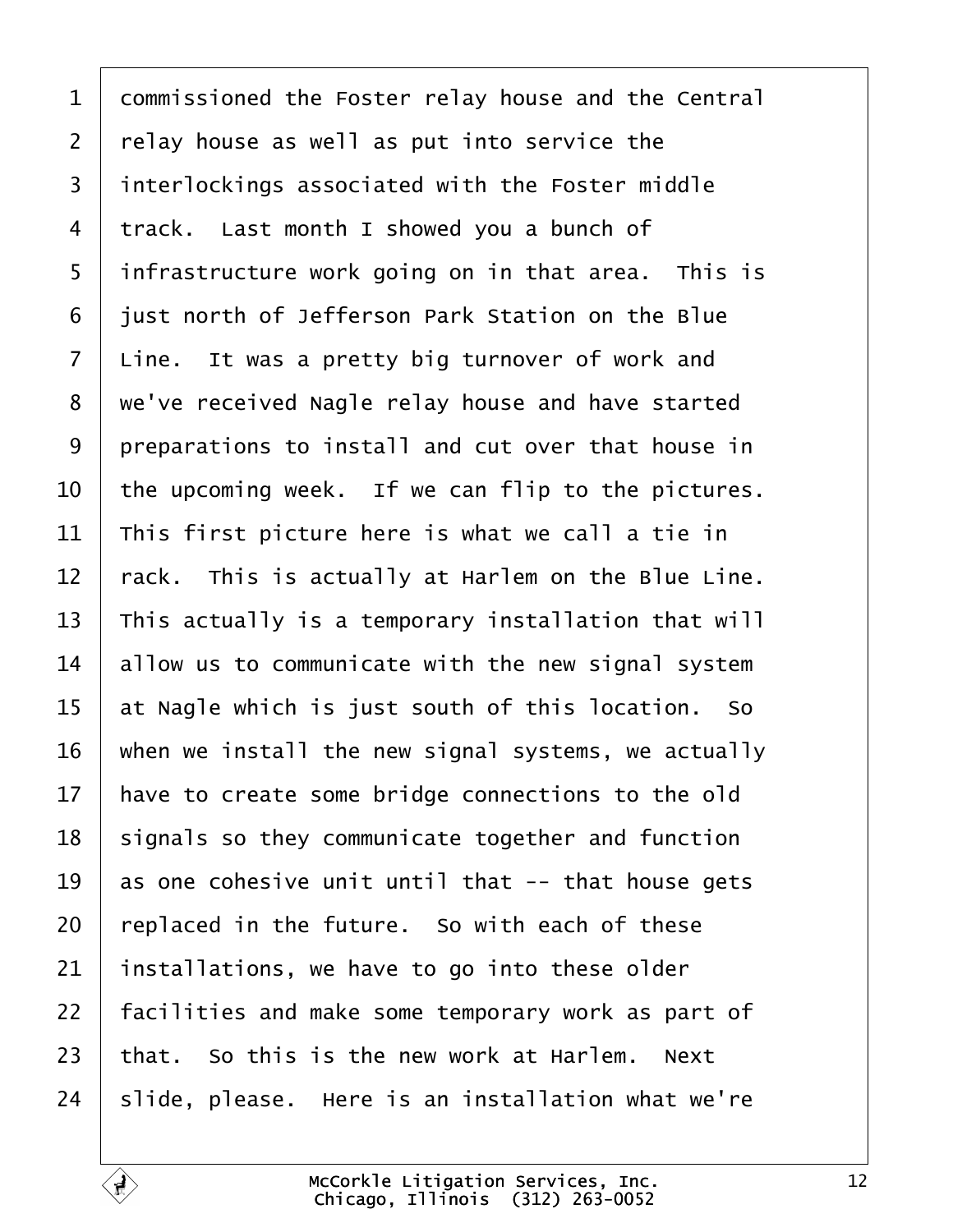1 commissioned the Foster relay house and the Central
2 relay house as well as put into service the
3 interlockings associated with the Foster middle
4 track. Last month I showed you a bunch of
5 infrastructure work going on in that area. This is
6 just north of Jefferson Park Station on the Blue
7 Line. It was a pretty big turnover of work and
8 we've received Nagle relay house and have started
9 preparations to install and cut over that house in
10 the upcoming week. If we can flip to the pictures.
11 This first picture here is what we call a tie in
12 rack. This is actually at Harlem on the Blue Line.
13 This actually is a temporary installation that will
14 allow us to communicate with the new signal system
15 at Nagle which is just south of this location. So
16 when we install the new signal systems, we actually
17 have to create some bridge connections to the old
18 signals so they communicate together and function
19 as one cohesive unit until that -- that house gets
20 replaced in the future. So with each of these
21 installations, we have to go into these older
22 facilities and make some temporary work as part of
23 that. So this is the new work at Harlem. Next
24 slide, please. Here is an installation what we're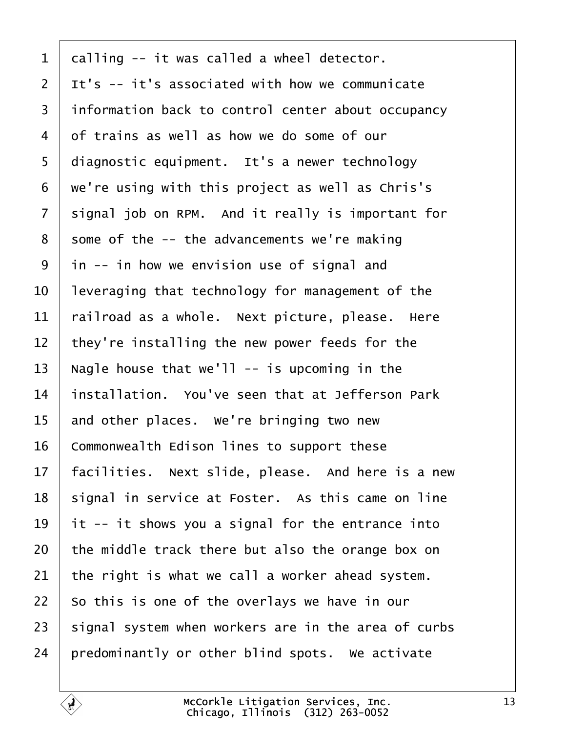1 calling -- it was called a wheel detector.
2 It's -- it's associated with how we communicate
3 information back to control center about occupancy
4 of trains as well as how we do some of our
5 diagnostic equipment. It's a newer technology
6 we're using with this project as well as Chris's
7 signal job on RPM. And it really is important for
8 some of the -- the advancements we're making
9 in -- in how we envision use of signal and
10 leveraging that technology for management of the
11 railroad as a whole. Next picture, please. Here
12 they're installing the new power feeds for the
13 Nagle house that we'll -- is upcoming in the
14 installation. You've seen that at Jefferson Park
15 and other places. We're bringing two new
16 Commonwealth Edison lines to support these
17 facilities. Next slide, please. And here is a new
18 signal in service at Foster. As this came on line
19 it -- it shows you a signal for the entrance into
20 the middle track there but also the orange box on
21 the right is what we call a worker ahead system.
22 So this is one of the overlays we have in our
23 signal system when workers are in the area of curbs
24 predominantly or other blind spots. We activate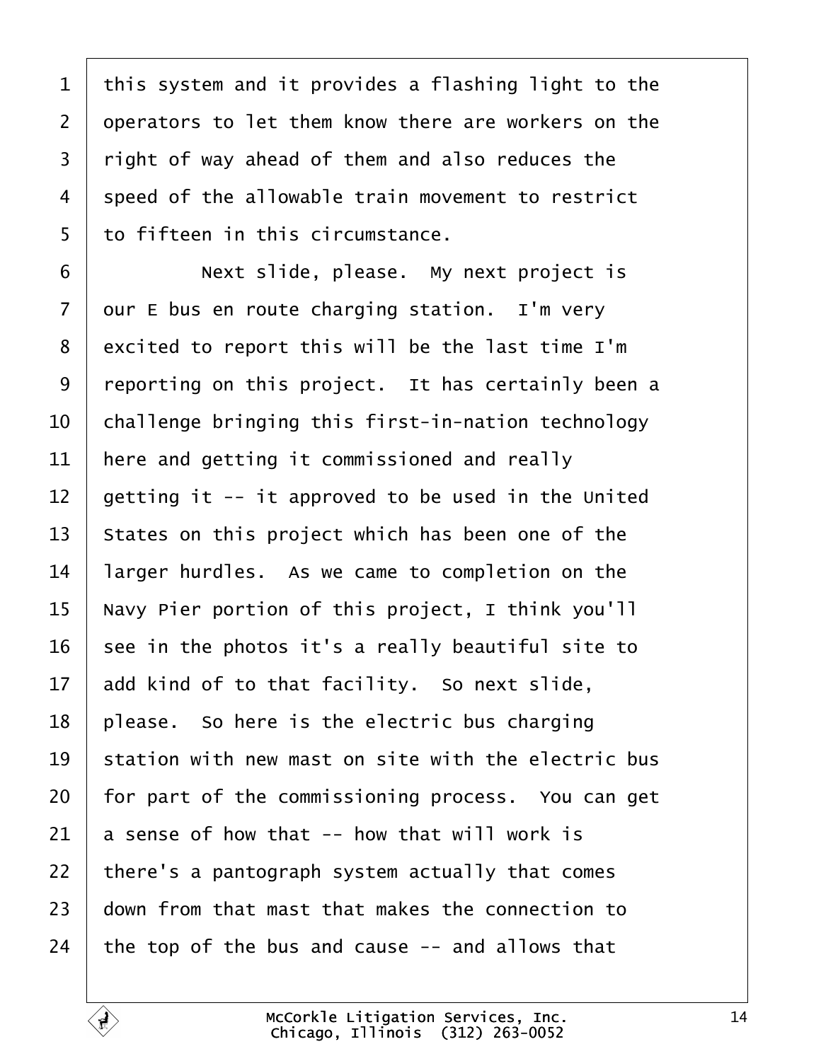1 this system and it provides a flashing light to the
2 operators to let them know there are workers on the
3 right of way ahead of them and also reduces the
4 speed of the allowable train movement to restrict
5 to fifteen in this circumstance.
6 Next slide, please. My next project is
7 our E bus en route charging station. I'm very
8 excited to report this will be the last time I'm
9 reporting on this project. It has certainly been a
10 challenge bringing this first-in-nation technology
11 here and getting it commissioned and really
12 getting it -- it approved to be used in the United
13 States on this project which has been one of the
14 larger hurdles. As we came to completion on the
15 Navy Pier portion of this project, I think you'll
16 see in the photos it's a really beautiful site to
17 add kind of to that facility. So next slide,
18 please. So here is the electric bus charging
19 station with new mast on site with the electric bus
20 for part of the commissioning process. You can get
21 a sense of how that -- how that will work is
22 there's a pantograph system actually that comes
23 down from that mast that makes the connection to
24 the top of the bus and cause -- and allows that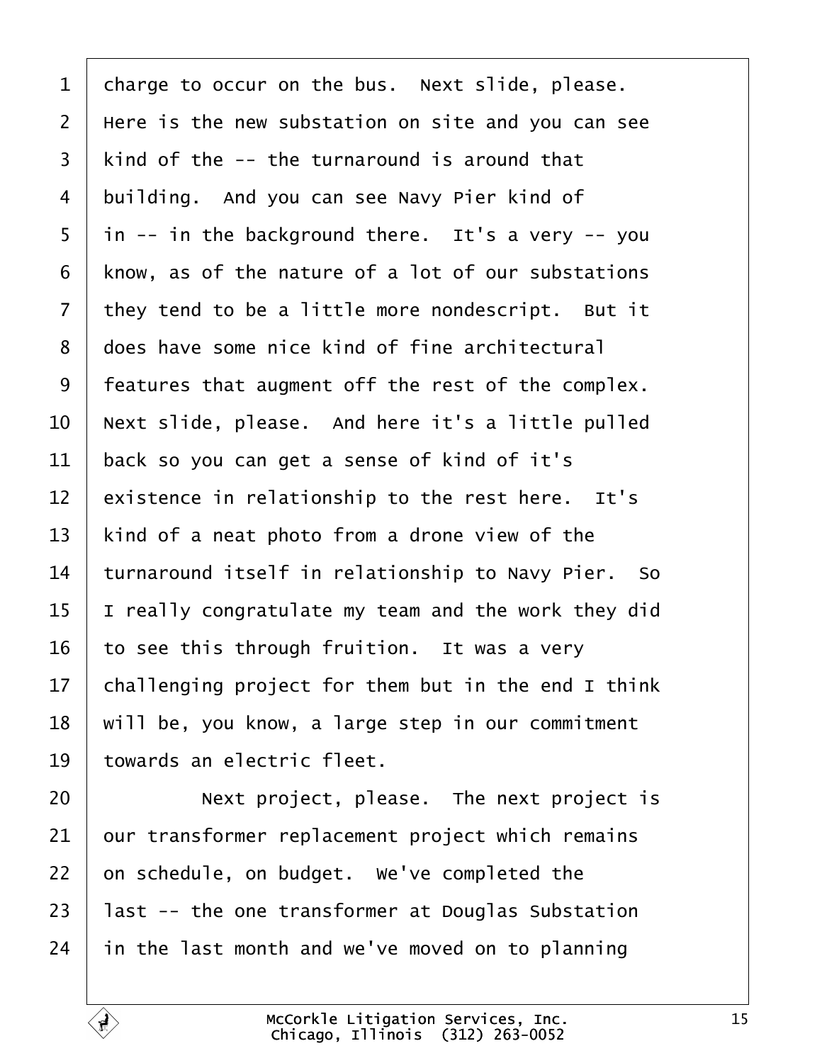charge to occur on the bus. Next slide, please. Here is the new substation on site and you can see kind of the -- the turnaround is around that building. And you can see Navy Pier kind of in -- in the background there. It's a very -- you know, as of the nature of a lot of our substations they tend to be a little more nondescript. But it does have some nice kind of fine architectural features that augment off the rest of the complex. Next slide, please. And here it's a little pulled back so you can get a sense of kind of it's existence in relationship to the rest here. It's kind of a neat photo from a drone view of the turnaround itself in relationship to Navy Pier. So I really congratulate my team and the work they did to see this through fruition. It was a very challenging project for them but in the end I think will be, you know, a large step in our commitment towards an electric fleet.

Next project, please. The next project is our transformer replacement project which remains on schedule, on budget. We've completed the last -- the one transformer at Douglas Substation in the last month and we've moved on to planning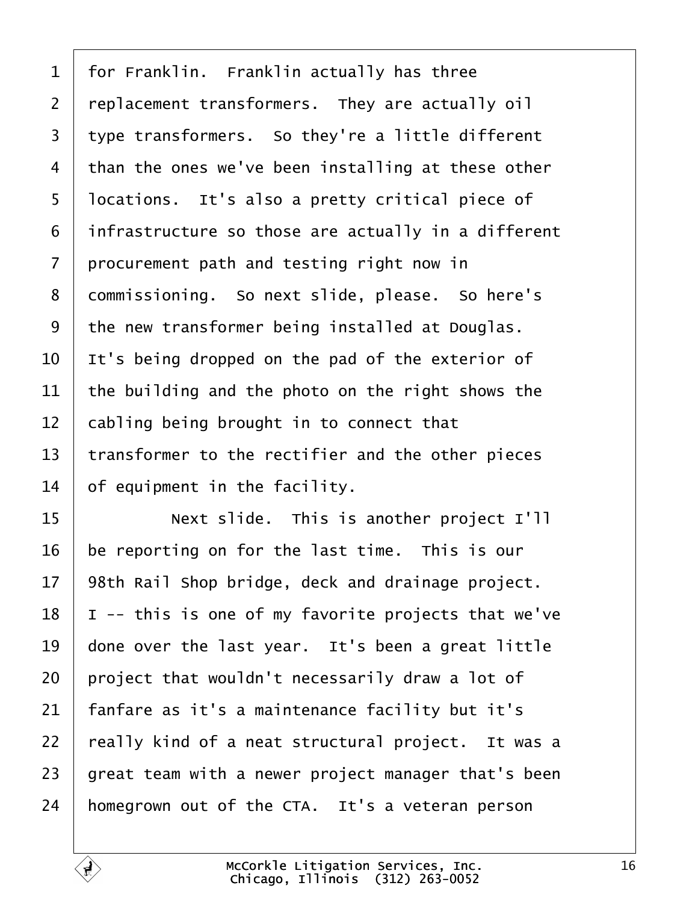for Franklin. Franklin actually has three replacement transformers. They are actually oil type transformers. So they're a little different than the ones we've been installing at these other locations. It's also a pretty critical piece of infrastructure so those are actually in a different procurement path and testing right now in commissioning. So next slide, please. So here's the new transformer being installed at Douglas. It's being dropped on the pad of the exterior of the building and the photo on the right shows the cabling being brought in to connect that transformer to the rectifier and the other pieces of equipment in the facility.

Next slide. This is another project I'll be reporting on for the last time. This is our 98th Rail Shop bridge, deck and drainage project. I -- this is one of my favorite projects that we've done over the last year. It's been a great little project that wouldn't necessarily draw a lot of fanfare as it's a maintenance facility but it's really kind of a neat structural project. It was a great team with a newer project manager that's been homegrown out of the CTA. It's a veteran person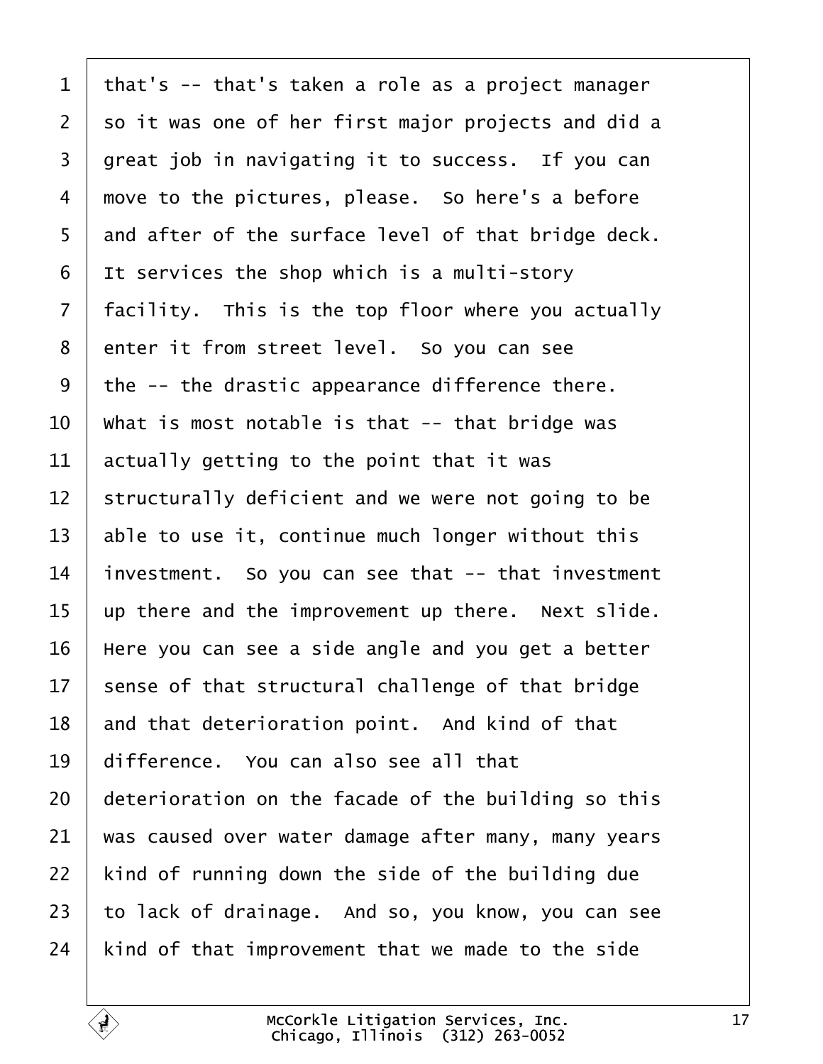1 that's -- that's taken a role as a project manager
2 so it was one of her first major projects and did a
3 great job in navigating it to success. If you can
4 move to the pictures, please. So here's a before
5 and after of the surface level of that bridge deck.
6 It services the shop which is a multi-story
7 facility. This is the top floor where you actually
8 enter it from street level. So you can see
9 the -- the drastic appearance difference there.
10 What is most notable is that -- that bridge was
11 actually getting to the point that it was
12 structurally deficient and we were not going to be
13 able to use it, continue much longer without this
14 investment. So you can see that -- that investment
15 up there and the improvement up there. Next slide.
16 Here you can see a side angle and you get a better
17 sense of that structural challenge of that bridge
18 and that deterioration point. And kind of that
19 difference. You can also see all that
20 deterioration on the facade of the building so this
21 was caused over water damage after many, many years
22 kind of running down the side of the building due
23 to lack of drainage. And so, you know, you can see
24 kind of that improvement that we made to the side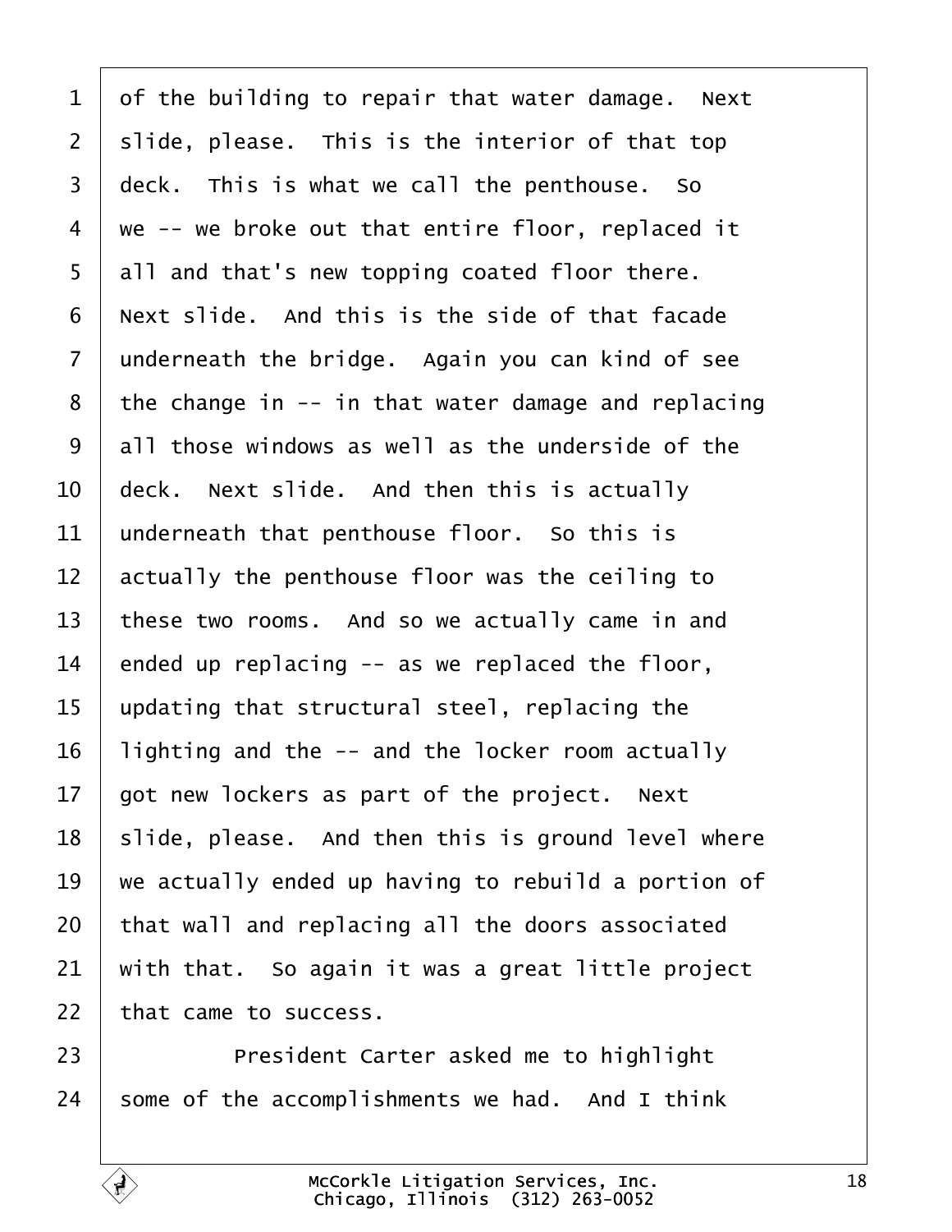of the building to repair that water damage. Next slide, please. This is the interior of that top deck. This is what we call the penthouse. So we -- we broke out that entire floor, replaced it all and that's new topping coated floor there. Next slide. And this is the side of that facade underneath the bridge. Again you can kind of see the change in -- in that water damage and replacing all those windows as well as the underside of the deck. Next slide. And then this is actually underneath that penthouse floor. So this is actually the penthouse floor was the ceiling to these two rooms. And so we actually came in and ended up replacing -- as we replaced the floor, updating that structural steel, replacing the lighting and the -- and the locker room actually got new lockers as part of the project. Next slide, please. And then this is ground level where we actually ended up having to rebuild a portion of that wall and replacing all the doors associated with that. So again it was a great little project that came to success.

President Carter asked me to highlight some of the accomplishments we had. And I think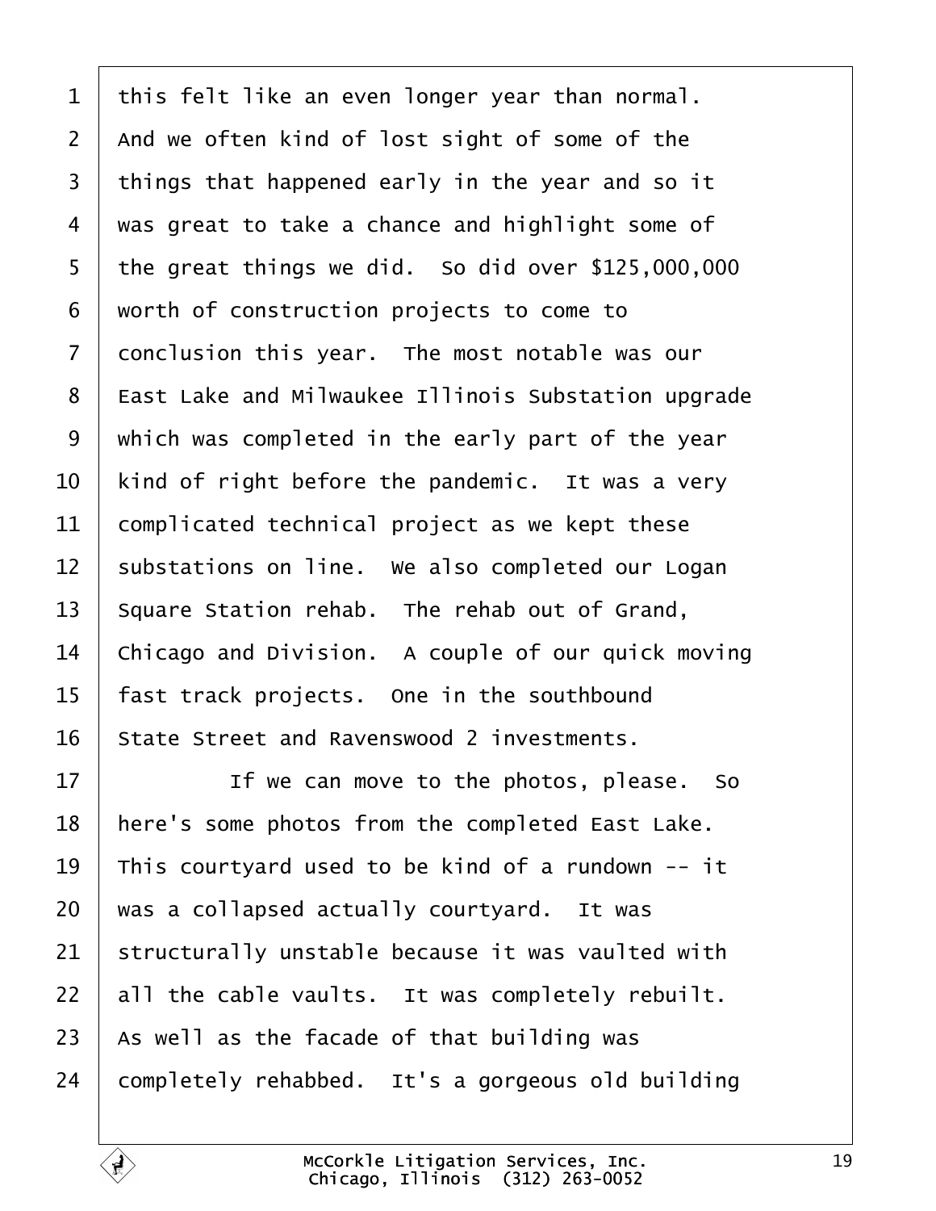1 this felt like an even longer year than normal.
2 And we often kind of lost sight of some of the
3 things that happened early in the year and so it
4 was great to take a chance and highlight some of
5 the great things we did.  So did over $125,000,000
6 worth of construction projects to come to
7 conclusion this year.  The most notable was our
8 East Lake and Milwaukee Illinois Substation upgrade
9 which was completed in the early part of the year
10 kind of right before the pandemic.  It was a very
11 complicated technical project as we kept these
12 substations on line.  We also completed our Logan
13 Square Station rehab.  The rehab out of Grand,
14 Chicago and Division.  A couple of our quick moving
15 fast track projects.  One in the southbound
16 State Street and Ravenswood 2 investments.
17           If we can move to the photos, please.  So
18 here's some photos from the completed East Lake.
19 This courtyard used to be kind of a rundown -- it
20 was a collapsed actually courtyard.  It was
21 structurally unstable because it was vaulted with
22 all the cable vaults.  It was completely rebuilt.
23 As well as the facade of that building was
24 completely rehabbed.  It's a gorgeous old building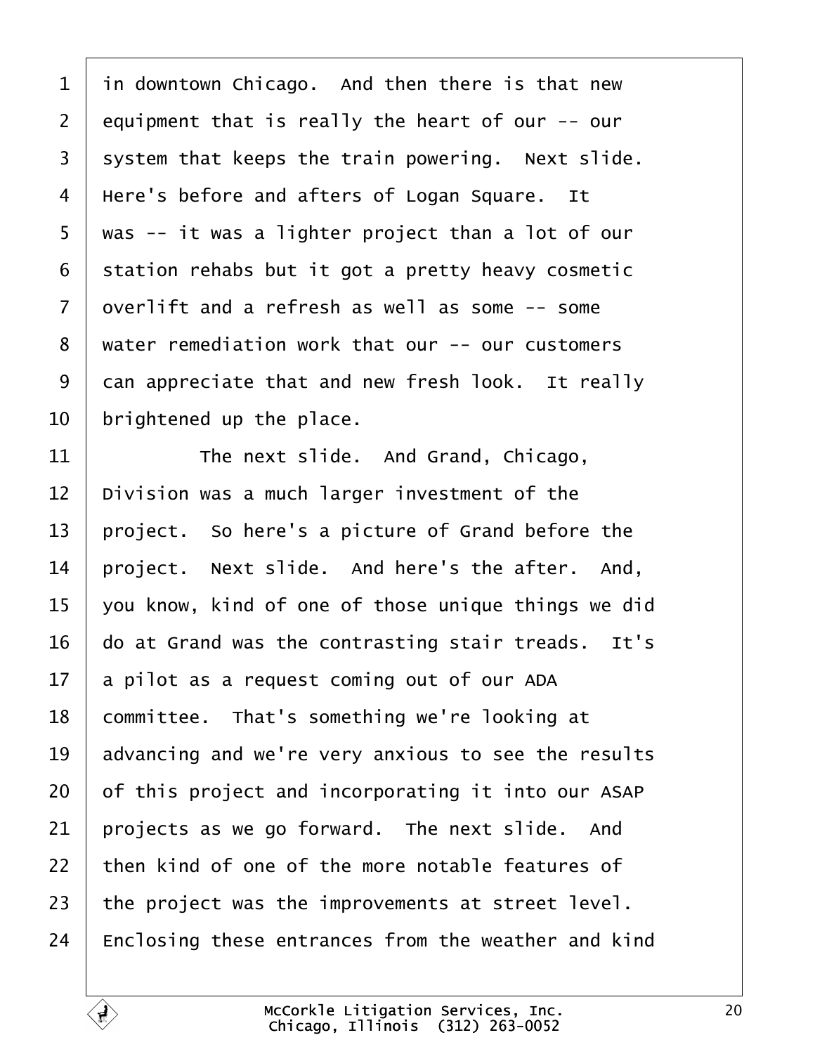in downtown Chicago. And then there is that new equipment that is really the heart of our -- our system that keeps the train powering. Next slide. Here's before and afters of Logan Square. It was -- it was a lighter project than a lot of our station rehabs but it got a pretty heavy cosmetic overlift and a refresh as well as some -- some water remediation work that our -- our customers can appreciate that and new fresh look. It really brightened up the place.

The next slide. And Grand, Chicago, Division was a much larger investment of the project. So here's a picture of Grand before the project. Next slide. And here's the after. And, you know, kind of one of those unique things we did do at Grand was the contrasting stair treads. It's a pilot as a request coming out of our ADA committee. That's something we're looking at advancing and we're very anxious to see the results of this project and incorporating it into our ASAP projects as we go forward. The next slide. And then kind of one of the more notable features of the project was the improvements at street level. Enclosing these entrances from the weather and kind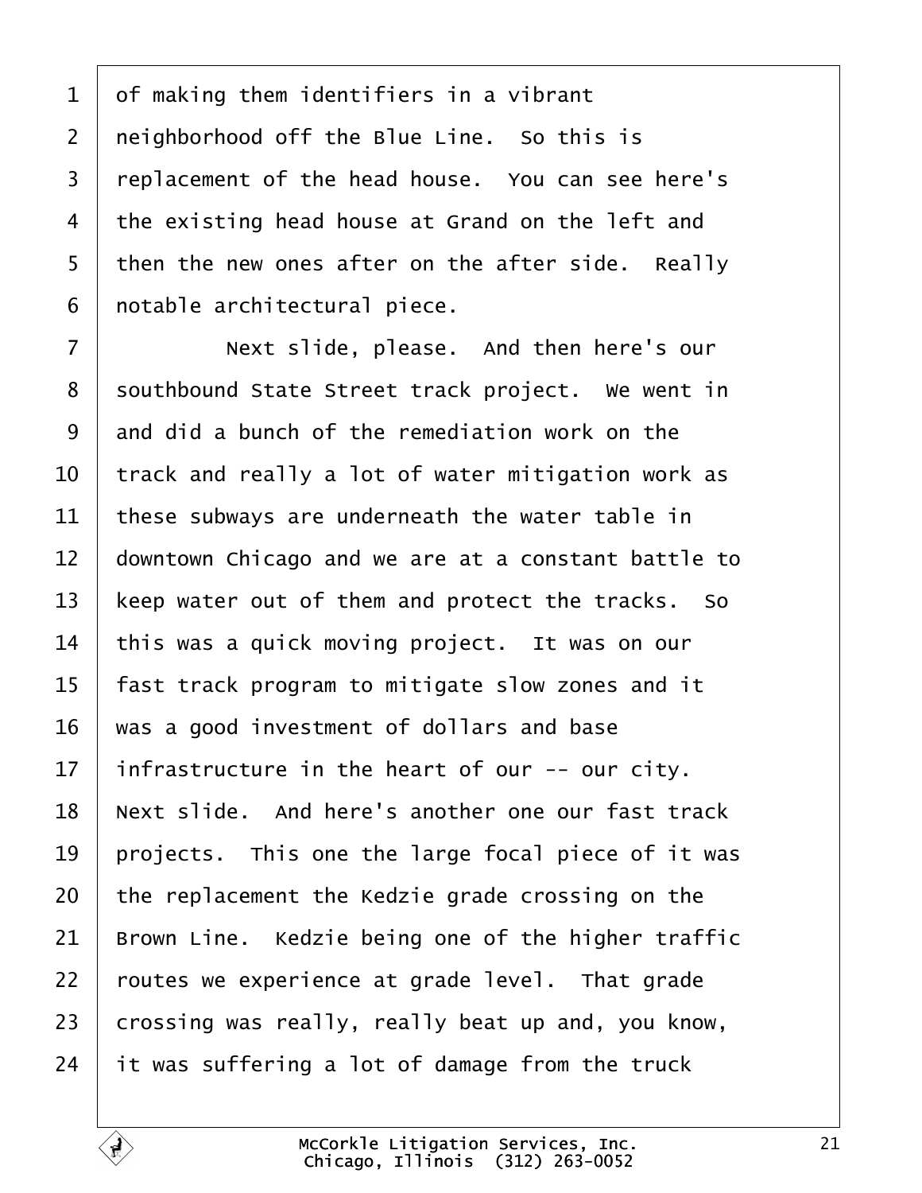1 of making them identifiers in a vibrant
2 neighborhood off the Blue Line. So this is
3 replacement of the head house. You can see here's
4 the existing head house at Grand on the left and
5 then the new ones after on the after side. Really
6 notable architectural piece.
7 Next slide, please. And then here's our
8 southbound State Street track project. We went in
9 and did a bunch of the remediation work on the
10 track and really a lot of water mitigation work as
11 these subways are underneath the water table in
12 downtown Chicago and we are at a constant battle to
13 keep water out of them and protect the tracks. So
14 this was a quick moving project. It was on our
15 fast track program to mitigate slow zones and it
16 was a good investment of dollars and base
17 infrastructure in the heart of our -- our city.
18 Next slide. And here's another one our fast track
19 projects. This one the large focal piece of it was
20 the replacement the Kedzie grade crossing on the
21 Brown Line. Kedzie being one of the higher traffic
22 routes we experience at grade level. That grade
23 crossing was really, really beat up and, you know,
24 it was suffering a lot of damage from the truck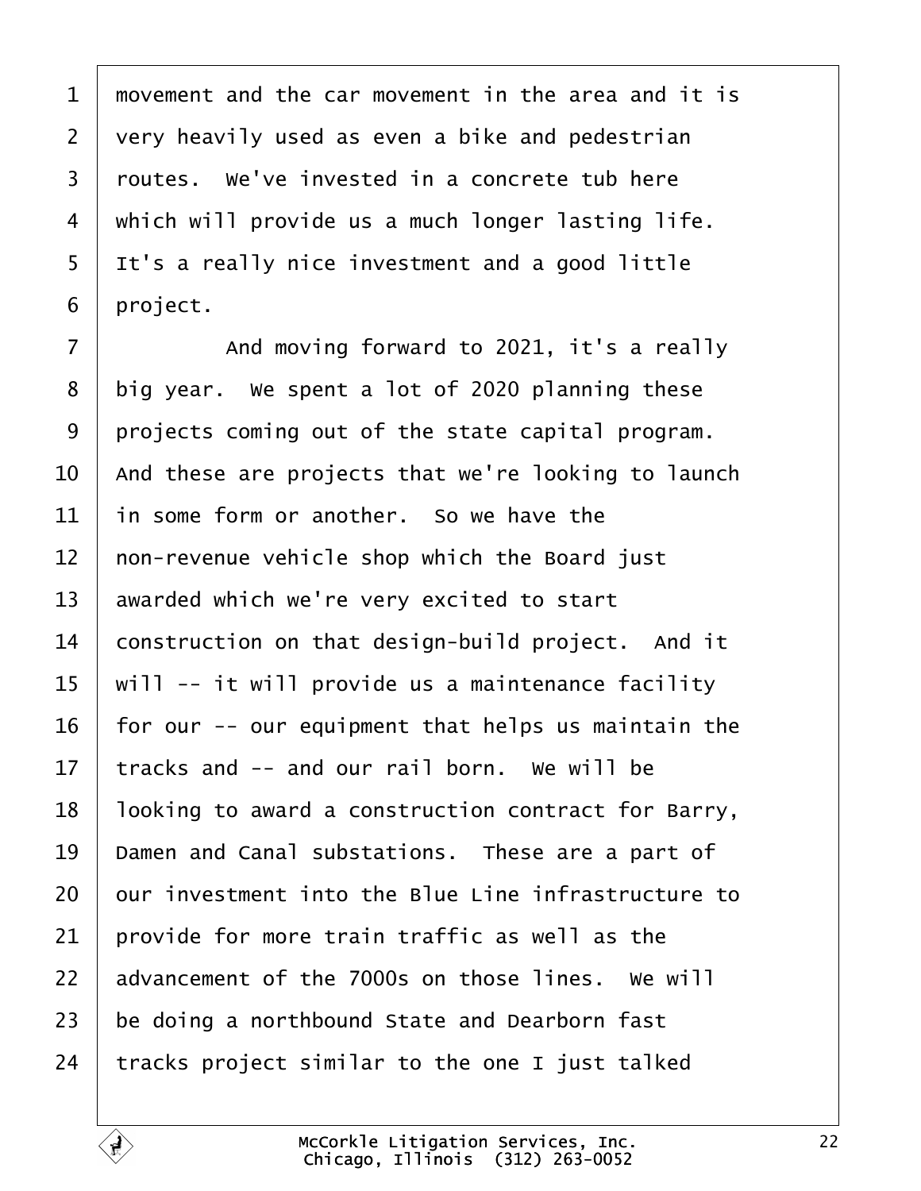1 movement and the car movement in the area and it is
2 very heavily used as even a bike and pedestrian
3 routes. We've invested in a concrete tub here
4 which will provide us a much longer lasting life.
5 It's a really nice investment and a good little
6 project.
7 And moving forward to 2021, it's a really
8 big year. We spent a lot of 2020 planning these
9 projects coming out of the state capital program.
10 And these are projects that we're looking to launch
11 in some form or another. So we have the
12 non-revenue vehicle shop which the Board just
13 awarded which we're very excited to start
14 construction on that design-build project. And it
15 will -- it will provide us a maintenance facility
16 for our -- our equipment that helps us maintain the
17 tracks and -- and our rail born. We will be
18 looking to award a construction contract for Barry,
19 Damen and Canal substations. These are a part of
20 our investment into the Blue Line infrastructure to
21 provide for more train traffic as well as the
22 advancement of the 7000s on those lines. We will
23 be doing a northbound State and Dearborn fast
24 tracks project similar to the one I just talked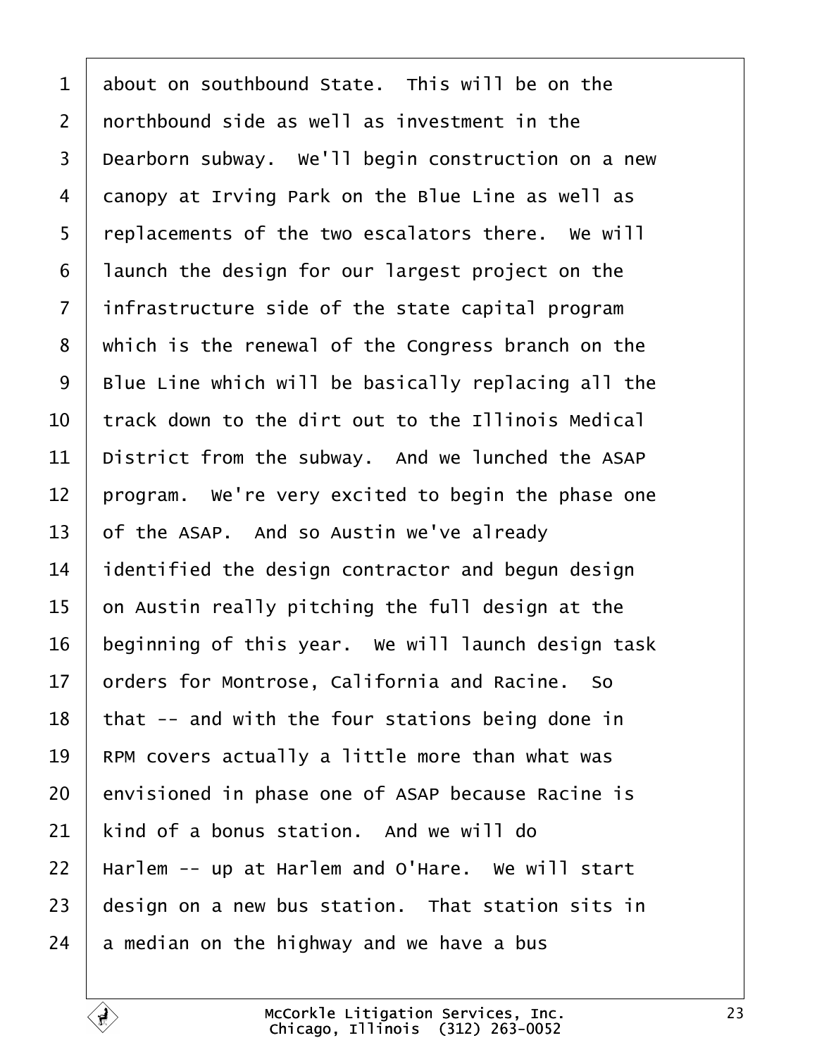1 about on southbound State. This will be on the
2 northbound side as well as investment in the
3 Dearborn subway. We'll begin construction on a new
4 canopy at Irving Park on the Blue Line as well as
5 replacements of the two escalators there. We will
6 launch the design for our largest project on the
7 infrastructure side of the state capital program
8 which is the renewal of the Congress branch on the
9 Blue Line which will be basically replacing all the
10 track down to the dirt out to the Illinois Medical
11 District from the subway. And we lunched the ASAP
12 program. We're very excited to begin the phase one
13 of the ASAP. And so Austin we've already
14 identified the design contractor and begun design
15 on Austin really pitching the full design at the
16 beginning of this year. We will launch design task
17 orders for Montrose, California and Racine. So
18 that -- and with the four stations being done in
19 RPM covers actually a little more than what was
20 envisioned in phase one of ASAP because Racine is
21 kind of a bonus station. And we will do
22 Harlem -- up at Harlem and O'Hare. We will start
23 design on a new bus station. That station sits in
24 a median on the highway and we have a bus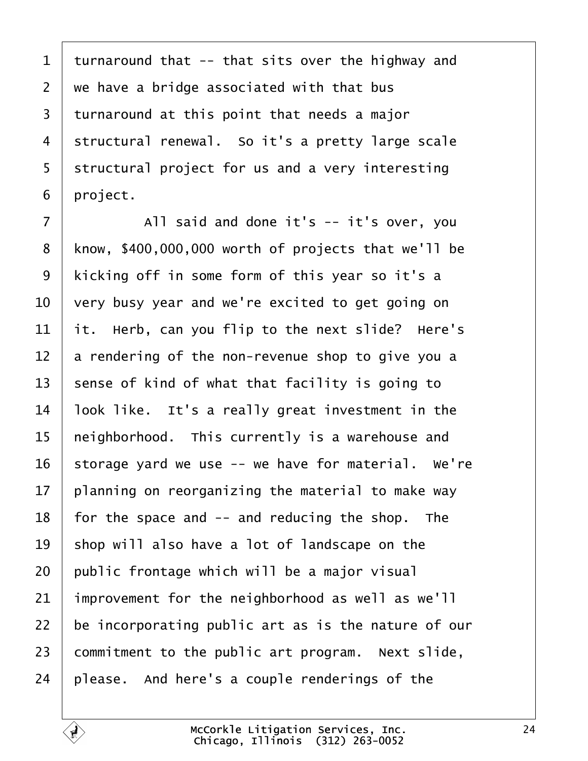turnaround that -- that sits over the highway and we have a bridge associated with that bus turnaround at this point that needs a major structural renewal. So it's a pretty large scale structural project for us and a very interesting project.

All said and done it's -- it's over, you know, $400,000,000 worth of projects that we'll be kicking off in some form of this year so it's a very busy year and we're excited to get going on it. Herb, can you flip to the next slide? Here's a rendering of the non-revenue shop to give you a sense of kind of what that facility is going to look like. It's a really great investment in the neighborhood. This currently is a warehouse and storage yard we use -- we have for material. We're planning on reorganizing the material to make way for the space and -- and reducing the shop. The shop will also have a lot of landscape on the public frontage which will be a major visual improvement for the neighborhood as well as we'll be incorporating public art as is the nature of our commitment to the public art program. Next slide, please. And here's a couple renderings of the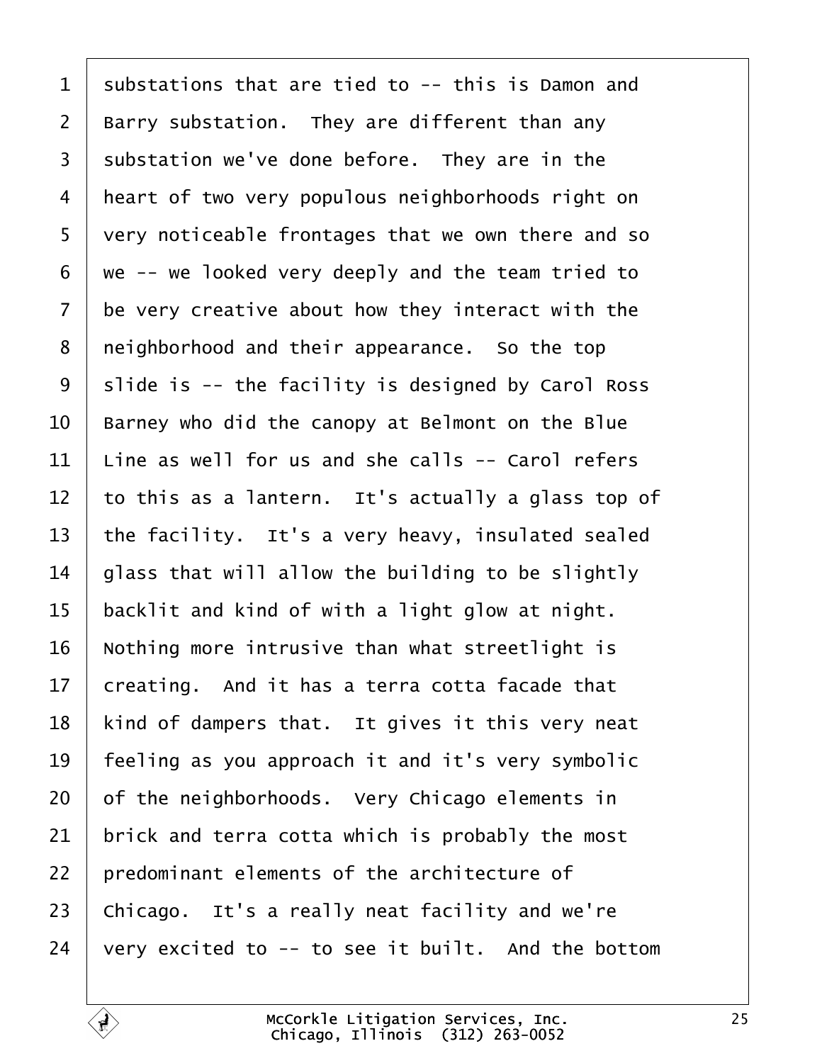1 substations that are tied to -- this is Damon and
2 Barry substation. They are different than any
3 substation we've done before. They are in the
4 heart of two very populous neighborhoods right on
5 very noticeable frontages that we own there and so
6 we -- we looked very deeply and the team tried to
7 be very creative about how they interact with the
8 neighborhood and their appearance. So the top
9 slide is -- the facility is designed by Carol Ross
10 Barney who did the canopy at Belmont on the Blue
11 Line as well for us and she calls -- Carol refers
12 to this as a lantern. It's actually a glass top of
13 the facility. It's a very heavy, insulated sealed
14 glass that will allow the building to be slightly
15 backlit and kind of with a light glow at night.
16 Nothing more intrusive than what streetlight is
17 creating. And it has a terra cotta facade that
18 kind of dampers that. It gives it this very neat
19 feeling as you approach it and it's very symbolic
20 of the neighborhoods. Very Chicago elements in
21 brick and terra cotta which is probably the most
22 predominant elements of the architecture of
23 Chicago. It's a really neat facility and we're
24 very excited to -- to see it built. And the bottom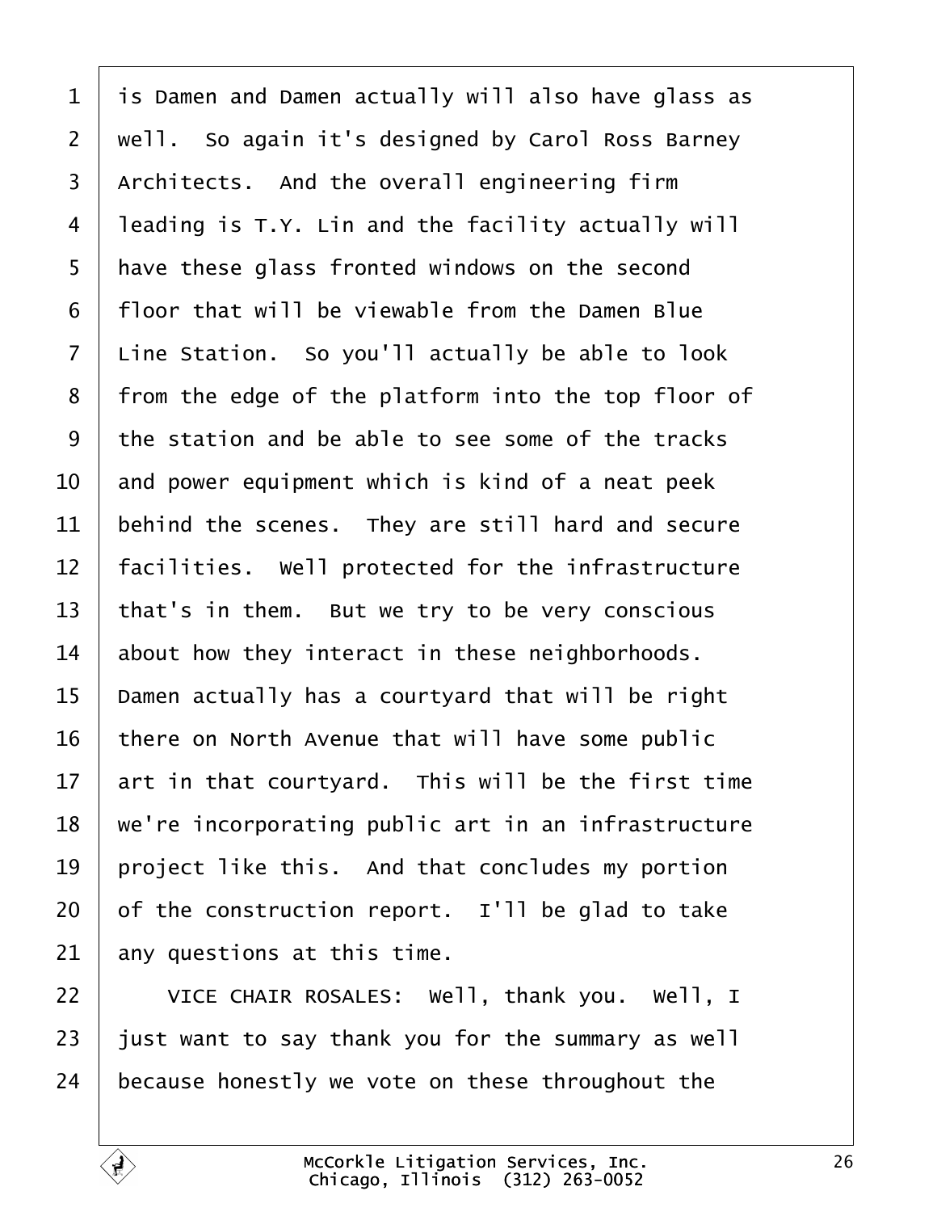is Damen and Damen actually will also have glass as well. So again it's designed by Carol Ross Barney Architects. And the overall engineering firm leading is T.Y. Lin and the facility actually will have these glass fronted windows on the second floor that will be viewable from the Damen Blue Line Station. So you'll actually be able to look from the edge of the platform into the top floor of the station and be able to see some of the tracks and power equipment which is kind of a neat peek behind the scenes. They are still hard and secure facilities. Well protected for the infrastructure that's in them. But we try to be very conscious about how they interact in these neighborhoods. Damen actually has a courtyard that will be right there on North Avenue that will have some public art in that courtyard. This will be the first time we're incorporating public art in an infrastructure project like this. And that concludes my portion of the construction report. I'll be glad to take any questions at this time.

VICE CHAIR ROSALES: Well, thank you. Well, I just want to say thank you for the summary as well because honestly we vote on these throughout the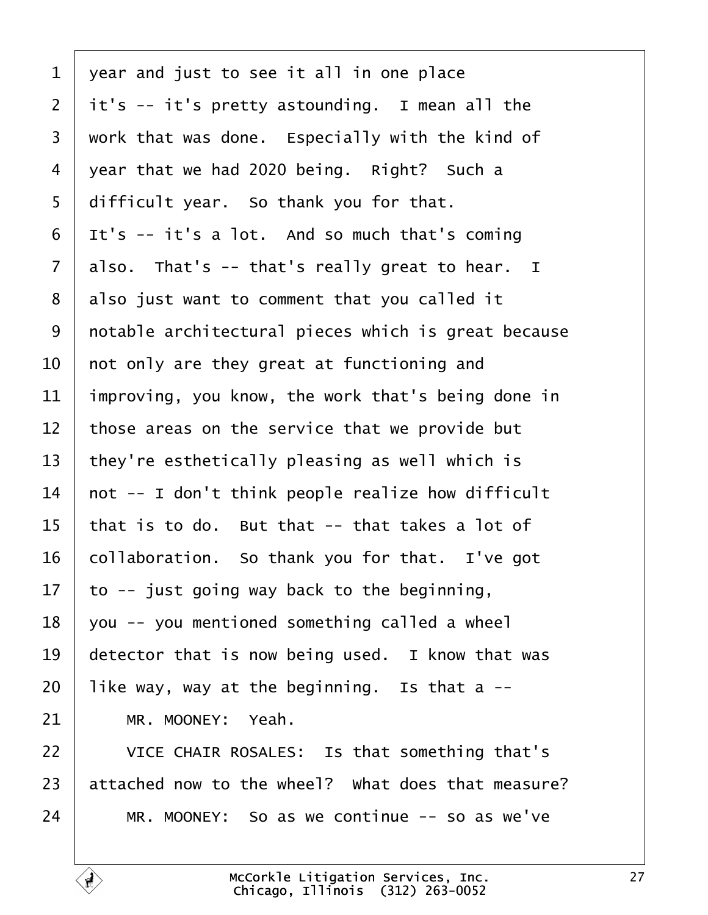year and just to see it all in one place it's -- it's pretty astounding. I mean all the work that was done. Especially with the kind of year that we had 2020 being. Right? Such a difficult year. So thank you for that. It's -- it's a lot. And so much that's coming also. That's -- that's really great to hear. I also just want to comment that you called it notable architectural pieces which is great because not only are they great at functioning and improving, you know, the work that's being done in those areas on the service that we provide but they're esthetically pleasing as well which is not -- I don't think people realize how difficult that is to do. But that -- that takes a lot of collaboration. So thank you for that. I've got to -- just going way back to the beginning, you -- you mentioned something called a wheel detector that is now being used. I know that was like way, way at the beginning. Is that a --

MR. MOONEY: Yeah.

VICE CHAIR ROSALES: Is that something that's attached now to the wheel? What does that measure?

MR. MOONEY: So as we continue -- so as we've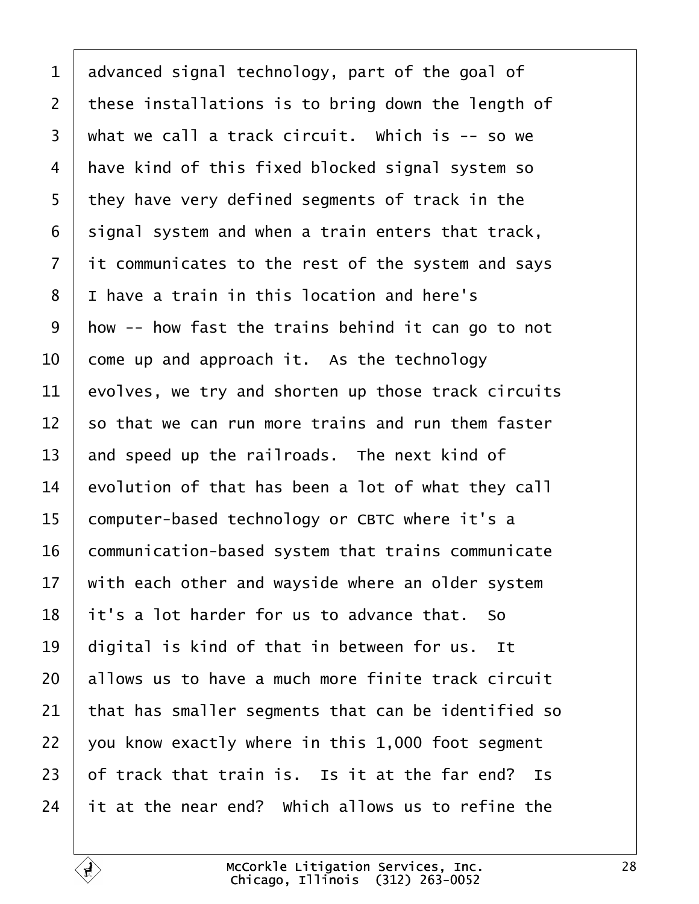advanced signal technology, part of the goal of these installations is to bring down the length of what we call a track circuit. Which is -- so we have kind of this fixed blocked signal system so they have very defined segments of track in the signal system and when a train enters that track, it communicates to the rest of the system and says I have a train in this location and here's how -- how fast the trains behind it can go to not come up and approach it. As the technology evolves, we try and shorten up those track circuits so that we can run more trains and run them faster and speed up the railroads. The next kind of evolution of that has been a lot of what they call computer-based technology or CBTC where it's a communication-based system that trains communicate with each other and wayside where an older system it's a lot harder for us to advance that. So digital is kind of that in between for us. It allows us to have a much more finite track circuit that has smaller segments that can be identified so you know exactly where in this 1,000 foot segment of track that train is. Is it at the far end? Is it at the near end? Which allows us to refine the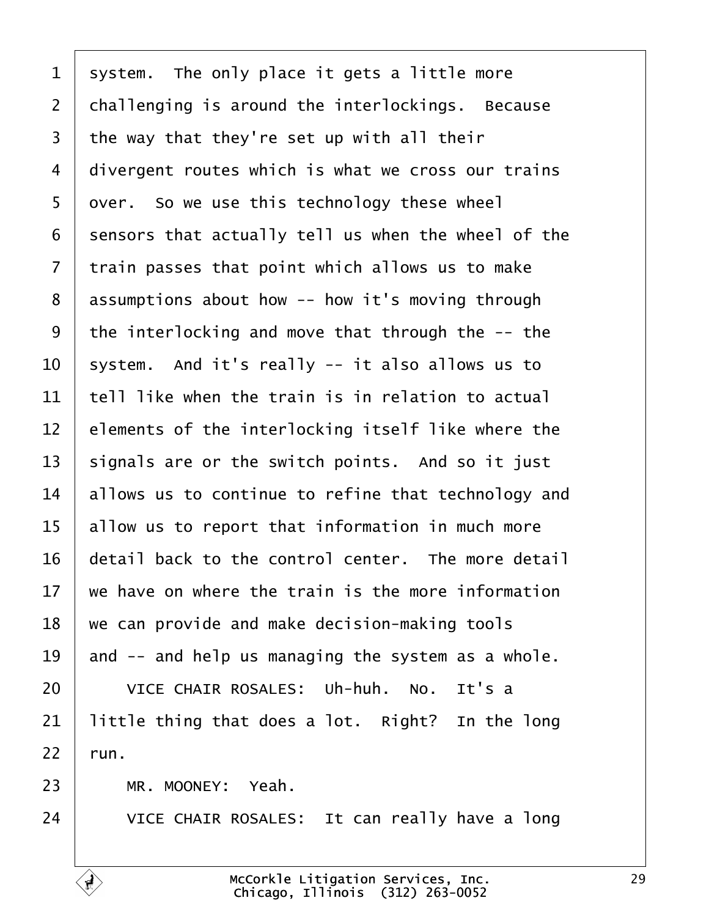system. The only place it gets a little more challenging is around the interlockings. Because the way that they're set up with all their divergent routes which is what we cross our trains over. So we use this technology these wheel sensors that actually tell us when the wheel of the train passes that point which allows us to make assumptions about how -- how it's moving through the interlocking and move that through the -- the system. And it's really -- it also allows us to tell like when the train is in relation to actual elements of the interlocking itself like where the signals are or the switch points. And so it just allows us to continue to refine that technology and allow us to report that information in much more detail back to the control center. The more detail we have on where the train is the more information we can provide and make decision-making tools and -- and help us managing the system as a whole.

VICE CHAIR ROSALES: Uh-huh. No. It's a little thing that does a lot. Right? In the long run.

MR. MOONEY: Yeah.

VICE CHAIR ROSALES: It can really have a long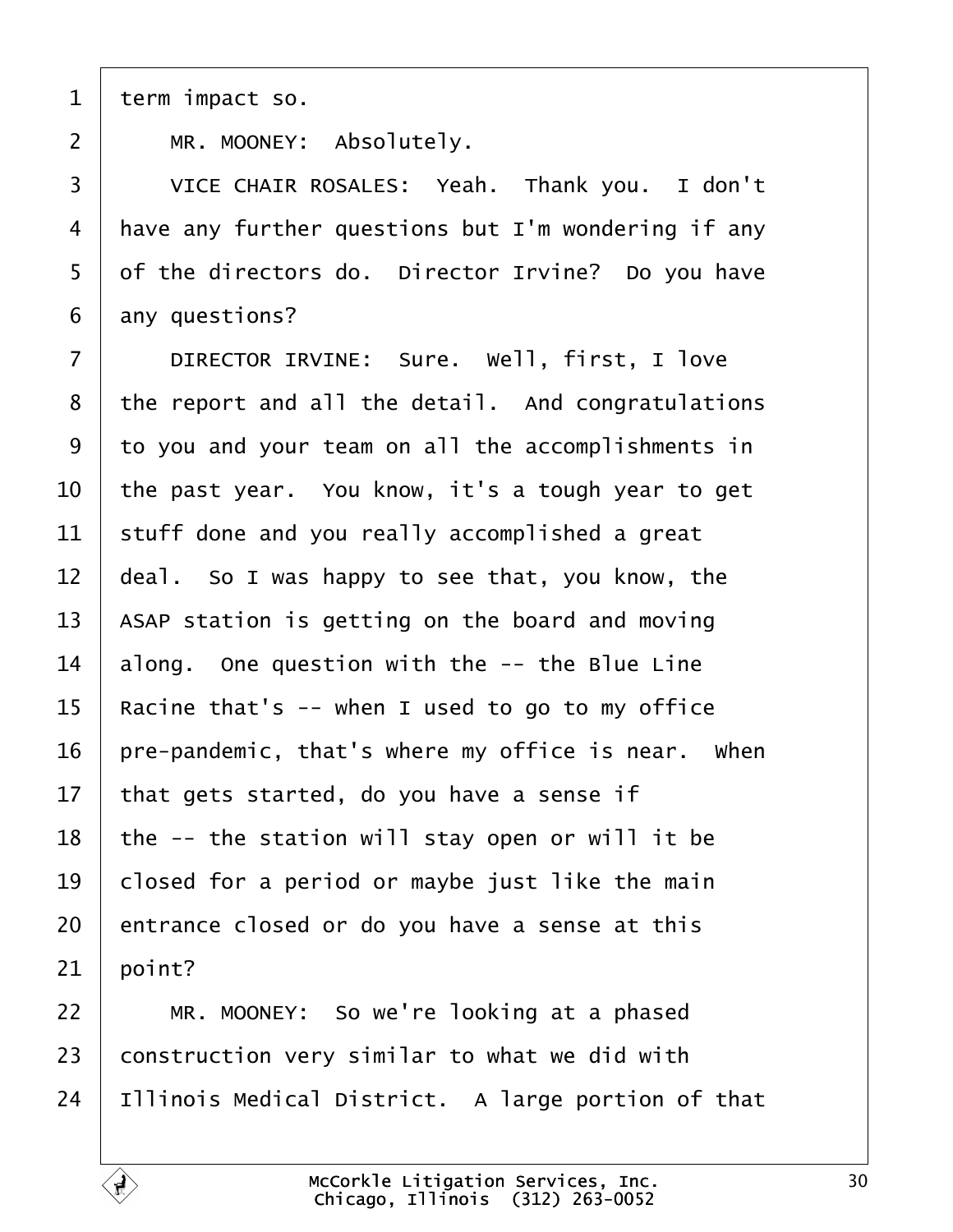term impact so.

MR. MOONEY: Absolutely.

VICE CHAIR ROSALES: Yeah. Thank you. I don't have any further questions but I'm wondering if any of the directors do. Director Irvine? Do you have any questions?

DIRECTOR IRVINE: Sure. Well, first, I love the report and all the detail. And congratulations to you and your team on all the accomplishments in the past year. You know, it's a tough year to get stuff done and you really accomplished a great deal. So I was happy to see that, you know, the ASAP station is getting on the board and moving along. One question with the -- the Blue Line Racine that's -- when I used to go to my office pre-pandemic, that's where my office is near. When that gets started, do you have a sense if the -- the station will stay open or will it be closed for a period or maybe just like the main entrance closed or do you have a sense at this point?

MR. MOONEY: So we're looking at a phased construction very similar to what we did with Illinois Medical District. A large portion of that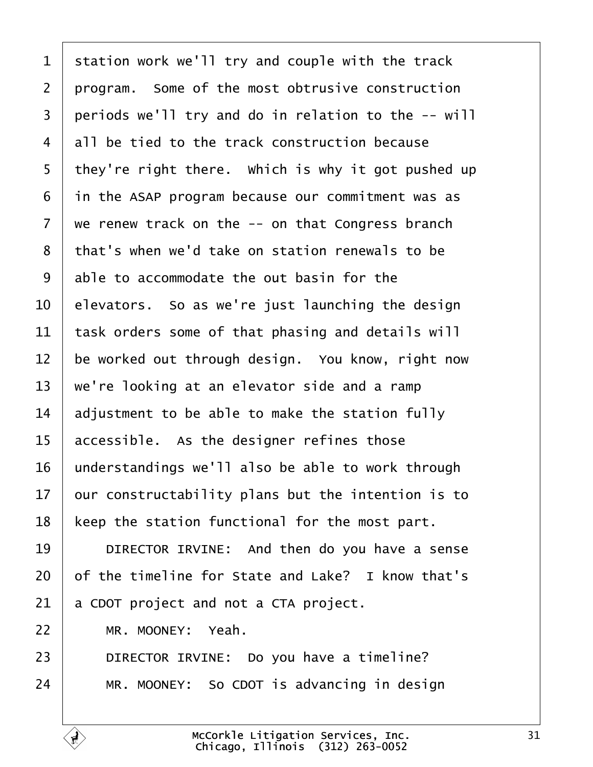station work we'll try and couple with the track program. Some of the most obtrusive construction periods we'll try and do in relation to the -- will all be tied to the track construction because they're right there. Which is why it got pushed up in the ASAP program because our commitment was as we renew track on the -- on that Congress branch that's when we'd take on station renewals to be able to accommodate the out basin for the elevators. So as we're just launching the design task orders some of that phasing and details will be worked out through design. You know, right now we're looking at an elevator side and a ramp adjustment to be able to make the station fully accessible. As the designer refines those understandings we'll also be able to work through our constructability plans but the intention is to keep the station functional for the most part.

DIRECTOR IRVINE: And then do you have a sense of the timeline for State and Lake? I know that's a CDOT project and not a CTA project.

MR. MOONEY: Yeah.

DIRECTOR IRVINE: Do you have a timeline?

MR. MOONEY: So CDOT is advancing in design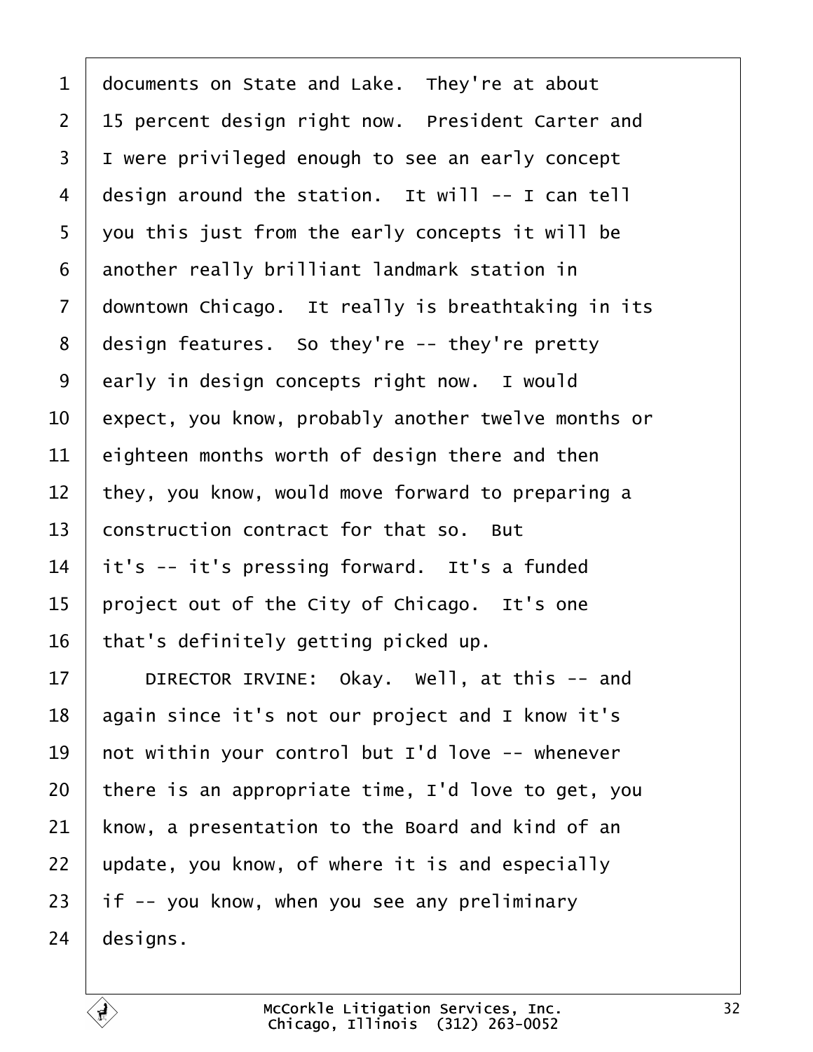documents on State and Lake. They're at about 15 percent design right now. President Carter and I were privileged enough to see an early concept design around the station. It will -- I can tell you this just from the early concepts it will be another really brilliant landmark station in downtown Chicago. It really is breathtaking in its design features. So they're -- they're pretty early in design concepts right now. I would expect, you know, probably another twelve months or eighteen months worth of design there and then they, you know, would move forward to preparing a construction contract for that so. But it's -- it's pressing forward. It's a funded project out of the City of Chicago. It's one that's definitely getting picked up.

DIRECTOR IRVINE: Okay. Well, at this -- and again since it's not our project and I know it's not within your control but I'd love -- whenever there is an appropriate time, I'd love to get, you know, a presentation to the Board and kind of an update, you know, of where it is and especially if -- you know, when you see any preliminary designs.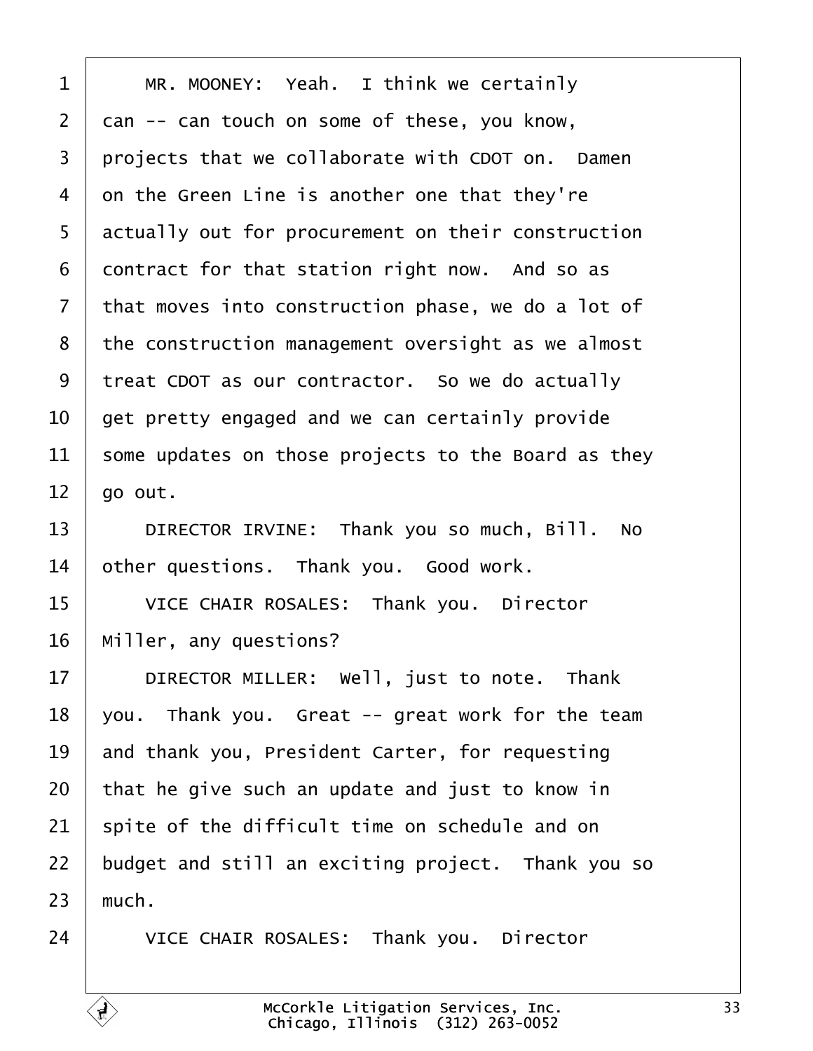1 MR. MOONEY: Yeah. I think we certainly
2 can -- can touch on some of these, you know,
3 projects that we collaborate with CDOT on. Damen
4 on the Green Line is another one that they're
5 actually out for procurement on their construction
6 contract for that station right now. And so as
7 that moves into construction phase, we do a lot of
8 the construction management oversight as we almost
9 treat CDOT as our contractor. So we do actually
10 get pretty engaged and we can certainly provide
11 some updates on those projects to the Board as they
12 go out.
13 DIRECTOR IRVINE: Thank you so much, Bill. No
14 other questions. Thank you. Good work.
15 VICE CHAIR ROSALES: Thank you. Director
16 Miller, any questions?
17 DIRECTOR MILLER: Well, just to note. Thank
18 you. Thank you. Great -- great work for the team
19 and thank you, President Carter, for requesting
20 that he give such an update and just to know in
21 spite of the difficult time on schedule and on
22 budget and still an exciting project. Thank you so
23 much.
24 VICE CHAIR ROSALES: Thank you. Director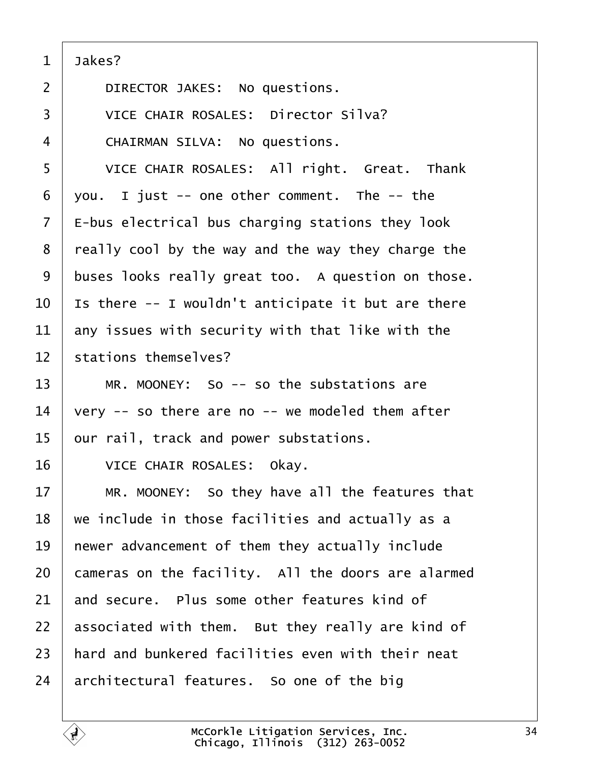1 Jakes?

2 DIRECTOR JAKES: No questions.

3 VICE CHAIR ROSALES: Director Silva?

4 CHAIRMAN SILVA: No questions.

5 VICE CHAIR ROSALES: All right. Great. Thank

6 you. I just -- one other comment. The -- the

7 E-bus electrical bus charging stations they look

8 really cool by the way and the way they charge the

9 buses looks really great too. A question on those.

10 Is there -- I wouldn't anticipate it but are there

11 any issues with security with that like with the

12 stations themselves?

13 MR. MOONEY: So -- so the substations are

14 very -- so there are no -- we modeled them after

15 our rail, track and power substations.

16 VICE CHAIR ROSALES: Okay.

17 MR. MOONEY: So they have all the features that

18 we include in those facilities and actually as a

19 newer advancement of them they actually include

20 cameras on the facility. All the doors are alarmed

21 and secure. Plus some other features kind of

22 associated with them. But they really are kind of

23 hard and bunkered facilities even with their neat

24 architectural features. So one of the big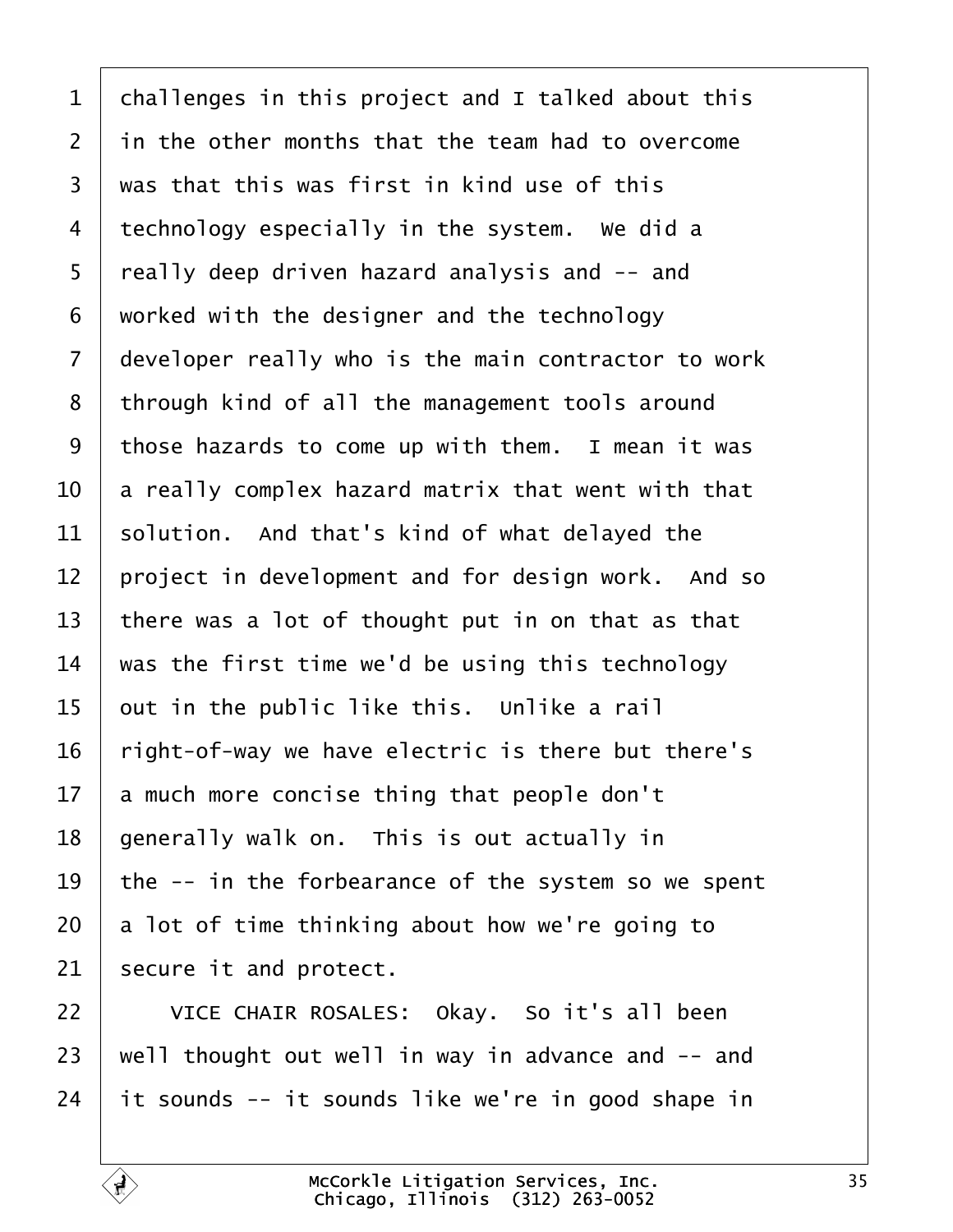challenges in this project and I talked about this in the other months that the team had to overcome was that this was first in kind use of this technology especially in the system. We did a really deep driven hazard analysis and -- and worked with the designer and the technology developer really who is the main contractor to work through kind of all the management tools around those hazards to come up with them. I mean it was a really complex hazard matrix that went with that solution. And that's kind of what delayed the project in development and for design work. And so there was a lot of thought put in on that as that was the first time we'd be using this technology out in the public like this. Unlike a rail right-of-way we have electric is there but there's a much more concise thing that people don't generally walk on. This is out actually in the -- in the forbearance of the system so we spent a lot of time thinking about how we're going to secure it and protect.

VICE CHAIR ROSALES: Okay. So it's all been well thought out well in way in advance and -- and it sounds -- it sounds like we're in good shape in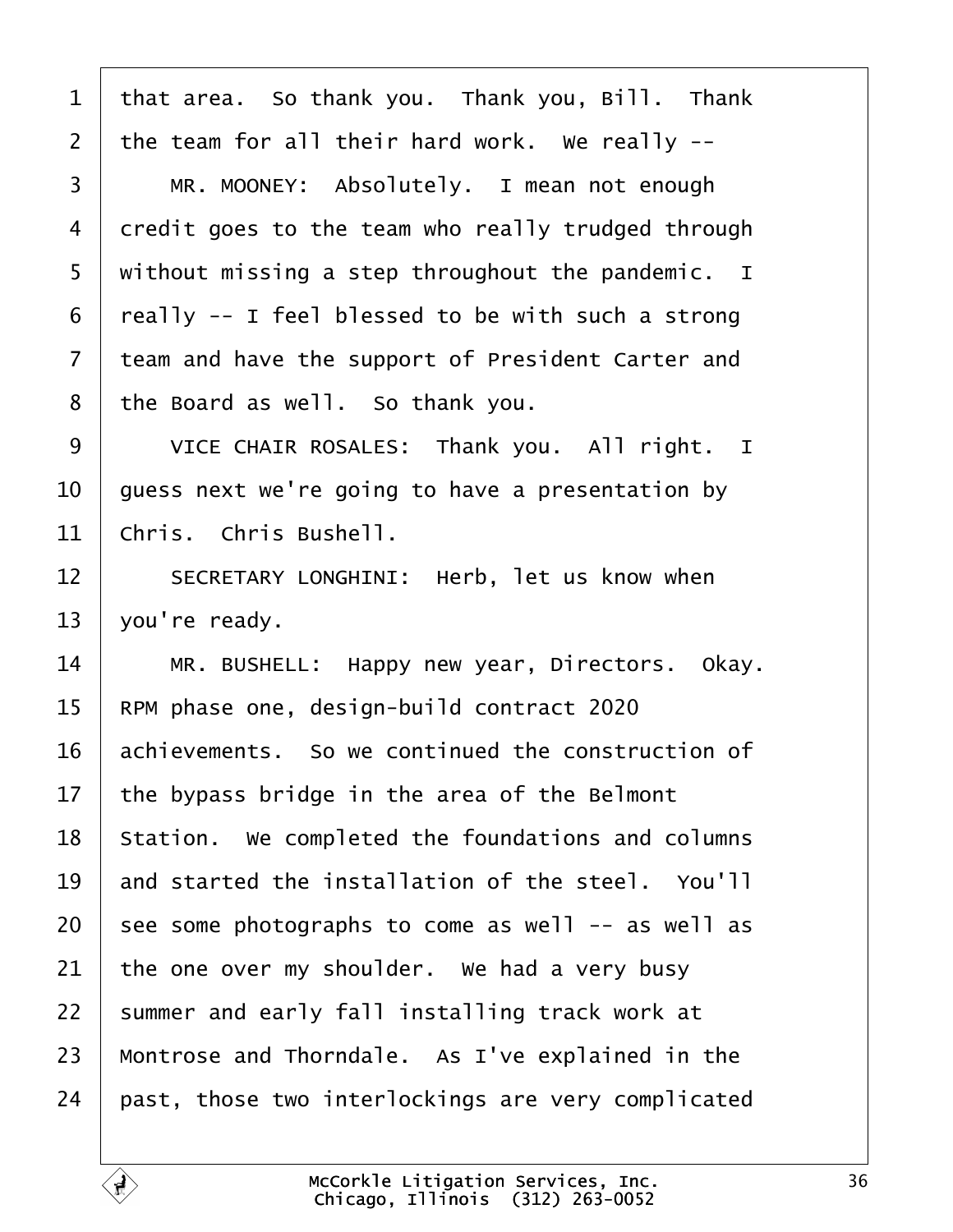1 that area. So thank you. Thank you, Bill. Thank
2 the team for all their hard work. We really --
3 MR. MOONEY: Absolutely. I mean not enough
4 credit goes to the team who really trudged through
5 without missing a step throughout the pandemic. I
6 really -- I feel blessed to be with such a strong
7 team and have the support of President Carter and
8 the Board as well. So thank you.
9 VICE CHAIR ROSALES: Thank you. All right. I
10 guess next we're going to have a presentation by
11 Chris. Chris Bushell.
12 SECRETARY LONGHINI: Herb, let us know when
13 you're ready.
14 MR. BUSHELL: Happy new year, Directors. Okay.
15 RPM phase one, design-build contract 2020
16 achievements. So we continued the construction of
17 the bypass bridge in the area of the Belmont
18 Station. We completed the foundations and columns
19 and started the installation of the steel. You'll
20 see some photographs to come as well -- as well as
21 the one over my shoulder. We had a very busy
22 summer and early fall installing track work at
23 Montrose and Thorndale. As I've explained in the
24 past, those two interlockings are very complicated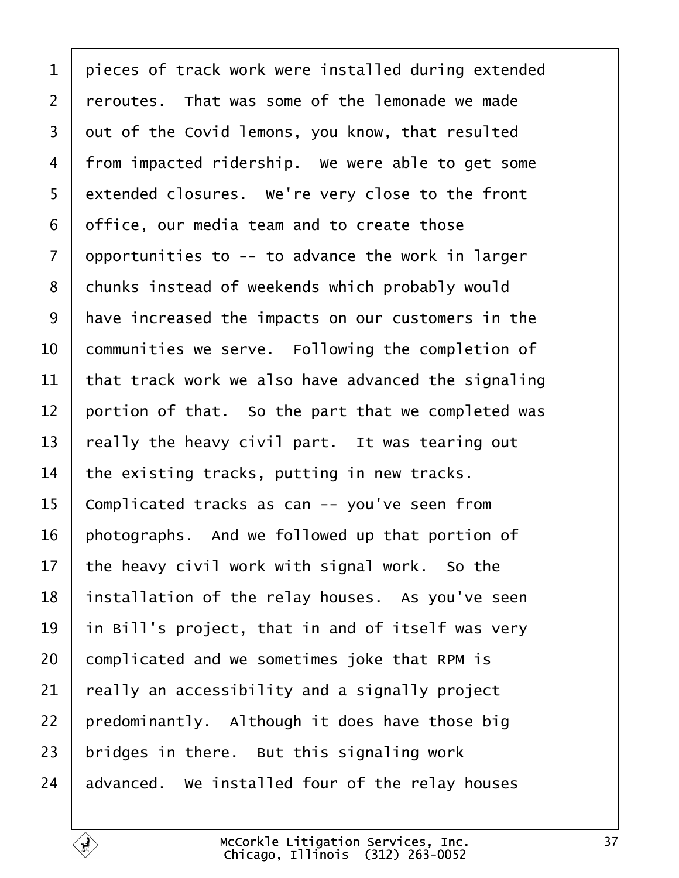1 pieces of track work were installed during extended
2 reroutes. That was some of the lemonade we made
3 out of the Covid lemons, you know, that resulted
4 from impacted ridership. We were able to get some
5 extended closures. We're very close to the front
6 office, our media team and to create those
7 opportunities to -- to advance the work in larger
8 chunks instead of weekends which probably would
9 have increased the impacts on our customers in the
10 communities we serve. Following the completion of
11 that track work we also have advanced the signaling
12 portion of that. So the part that we completed was
13 really the heavy civil part. It was tearing out
14 the existing tracks, putting in new tracks.
15 Complicated tracks as can -- you've seen from
16 photographs. And we followed up that portion of
17 the heavy civil work with signal work. So the
18 installation of the relay houses. As you've seen
19 in Bill's project, that in and of itself was very
20 complicated and we sometimes joke that RPM is
21 really an accessibility and a signally project
22 predominantly. Although it does have those big
23 bridges in there. But this signaling work
24 advanced. We installed four of the relay houses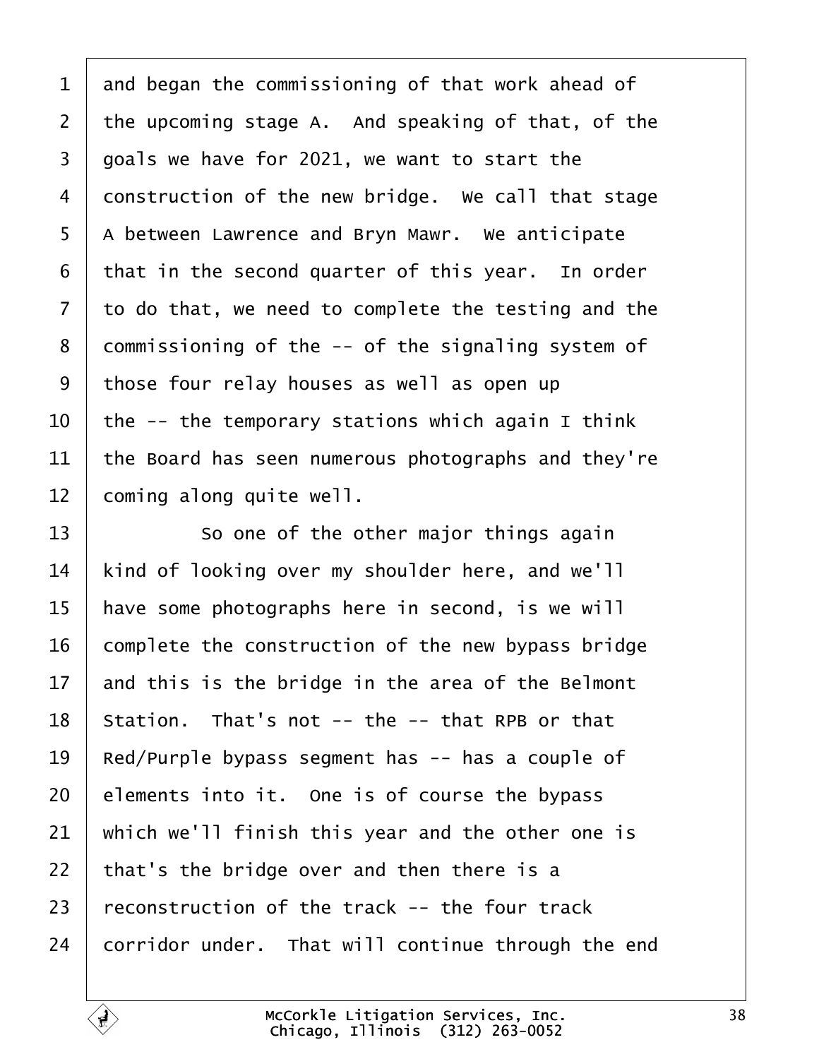1 and began the commissioning of that work ahead of
2 the upcoming stage A. And speaking of that, of the
3 goals we have for 2021, we want to start the
4 construction of the new bridge. We call that stage
5 A between Lawrence and Bryn Mawr. We anticipate
6 that in the second quarter of this year. In order
7 to do that, we need to complete the testing and the
8 commissioning of the -- of the signaling system of
9 those four relay houses as well as open up
10 the -- the temporary stations which again I think
11 the Board has seen numerous photographs and they're
12 coming along quite well.
13 So one of the other major things again
14 kind of looking over my shoulder here, and we'll
15 have some photographs here in second, is we will
16 complete the construction of the new bypass bridge
17 and this is the bridge in the area of the Belmont
18 Station. That's not -- the -- that RPB or that
19 Red/Purple bypass segment has -- has a couple of
20 elements into it. One is of course the bypass
21 which we'll finish this year and the other one is
22 that's the bridge over and then there is a
23 reconstruction of the track -- the four track
24 corridor under. That will continue through the end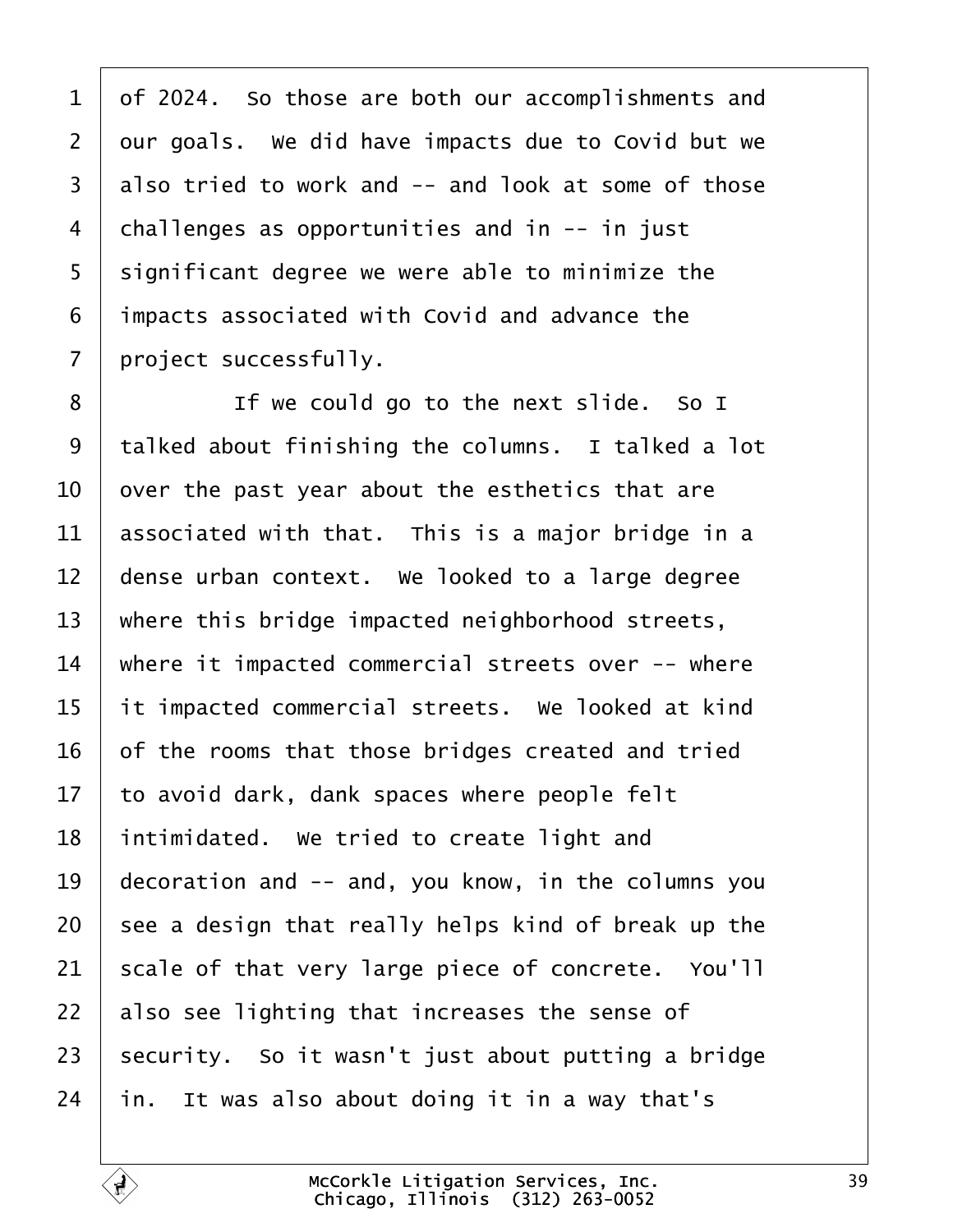of 2024. So those are both our accomplishments and our goals. We did have impacts due to Covid but we also tried to work and -- and look at some of those challenges as opportunities and in -- in just significant degree we were able to minimize the impacts associated with Covid and advance the project successfully.

If we could go to the next slide. So I talked about finishing the columns. I talked a lot over the past year about the esthetics that are associated with that. This is a major bridge in a dense urban context. We looked to a large degree where this bridge impacted neighborhood streets, where it impacted commercial streets over -- where it impacted commercial streets. We looked at kind of the rooms that those bridges created and tried to avoid dark, dank spaces where people felt intimidated. We tried to create light and decoration and -- and, you know, in the columns you see a design that really helps kind of break up the scale of that very large piece of concrete. You'll also see lighting that increases the sense of security. So it wasn't just about putting a bridge in. It was also about doing it in a way that's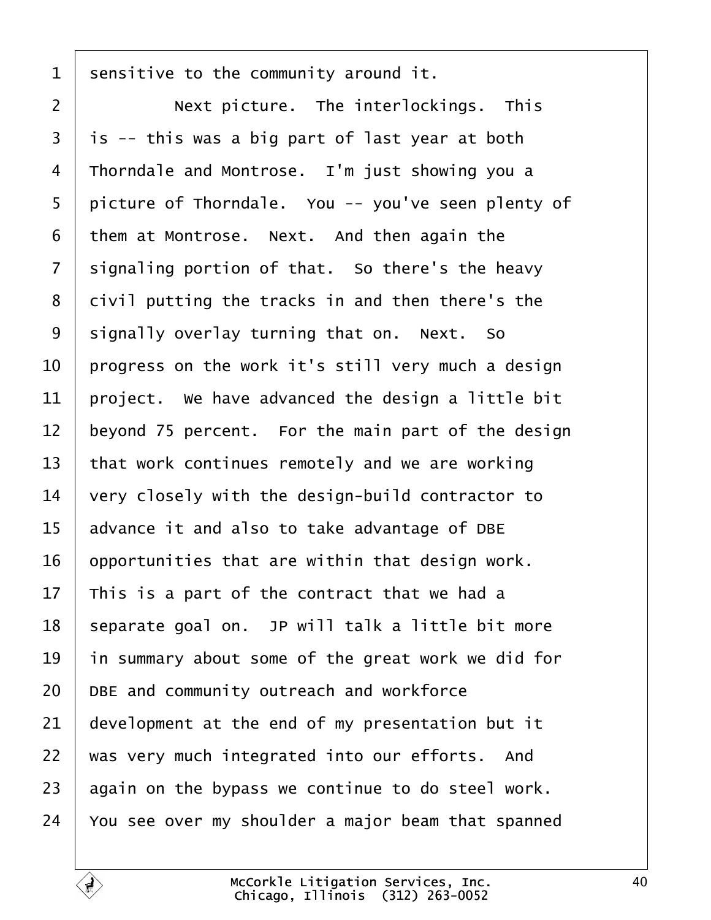1 sensitive to the community around it.

2 Next picture. The interlockings. This

3 is -- this was a big part of last year at both

4 Thorndale and Montrose. I'm just showing you a

5 picture of Thorndale. You -- you've seen plenty of

6 them at Montrose. Next. And then again the

7 signaling portion of that. So there's the heavy

8 civil putting the tracks in and then there's the

9 signally overlay turning that on. Next. So

10 progress on the work it's still very much a design

11 project. We have advanced the design a little bit

12 beyond 75 percent. For the main part of the design

13 that work continues remotely and we are working

14 very closely with the design-build contractor to

15 advance it and also to take advantage of DBE

16 opportunities that are within that design work.

17 This is a part of the contract that we had a

18 separate goal on. JP will talk a little bit more

19 in summary about some of the great work we did for

20 DBE and community outreach and workforce

21 development at the end of my presentation but it

22 was very much integrated into our efforts. And

23 again on the bypass we continue to do steel work.

24 You see over my shoulder a major beam that spanned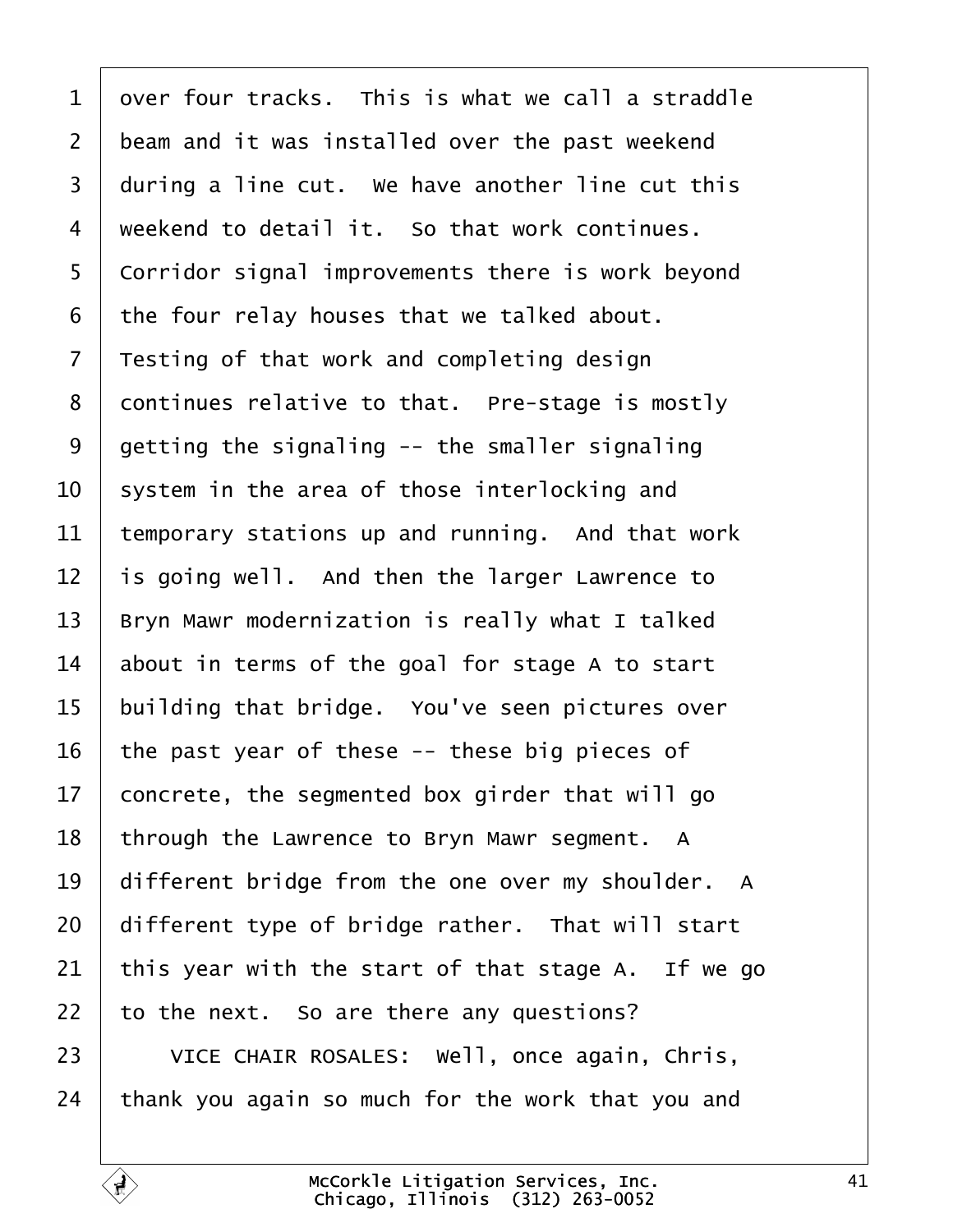over four tracks. This is what we call a straddle beam and it was installed over the past weekend during a line cut. We have another line cut this weekend to detail it. So that work continues. Corridor signal improvements there is work beyond the four relay houses that we talked about. Testing of that work and completing design continues relative to that. Pre-stage is mostly getting the signaling -- the smaller signaling system in the area of those interlocking and temporary stations up and running. And that work is going well. And then the larger Lawrence to Bryn Mawr modernization is really what I talked about in terms of the goal for stage A to start building that bridge. You've seen pictures over the past year of these -- these big pieces of concrete, the segmented box girder that will go through the Lawrence to Bryn Mawr segment. A different bridge from the one over my shoulder. A different type of bridge rather. That will start this year with the start of that stage A. If we go to the next. So are there any questions?

VICE CHAIR ROSALES: Well, once again, Chris, thank you again so much for the work that you and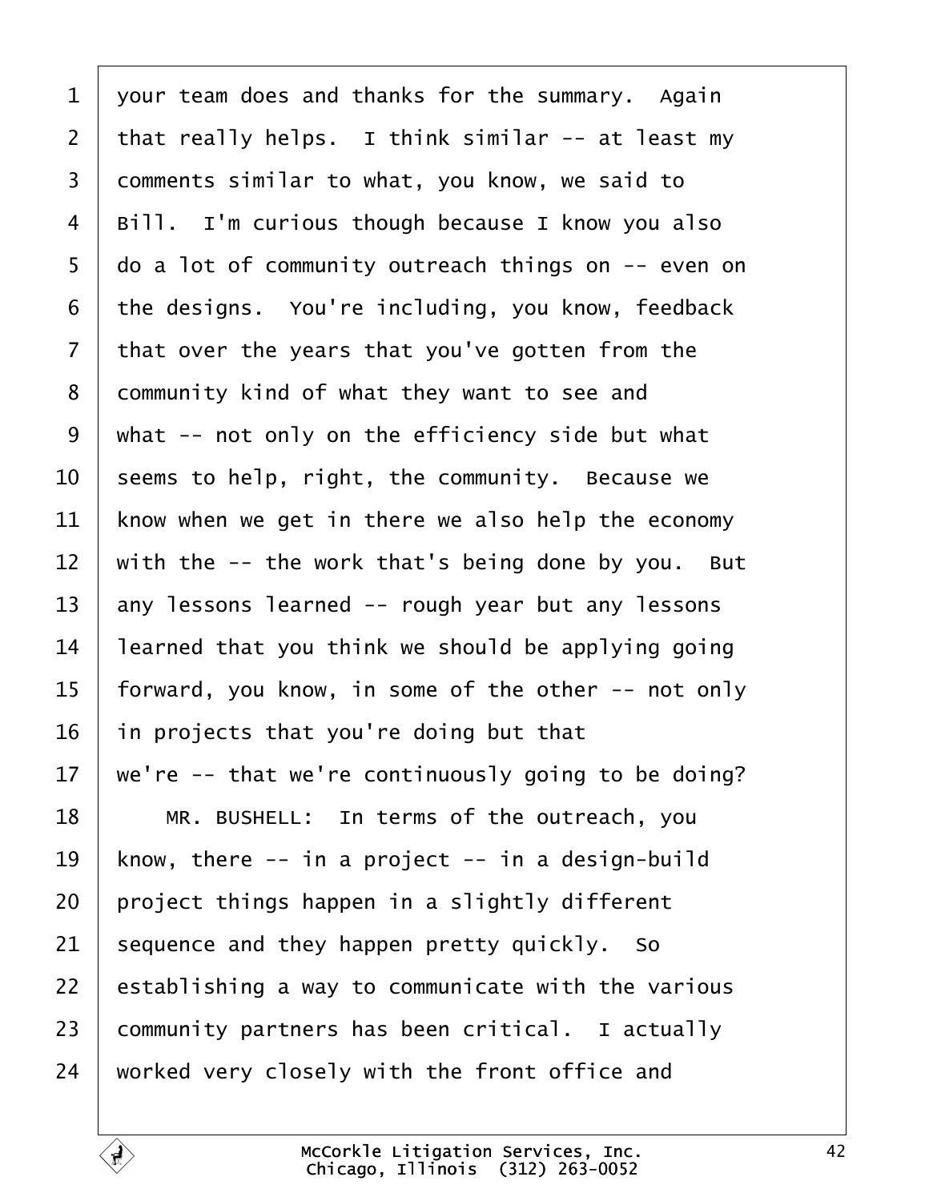your team does and thanks for the summary. Again that really helps. I think similar -- at least my comments similar to what, you know, we said to Bill. I'm curious though because I know you also do a lot of community outreach things on -- even on the designs. You're including, you know, feedback that over the years that you've gotten from the community kind of what they want to see and what -- not only on the efficiency side but what seems to help, right, the community. Because we know when we get in there we also help the economy with the -- the work that's being done by you. But any lessons learned -- rough year but any lessons learned that you think we should be applying going forward, you know, in some of the other -- not only in projects that you're doing but that we're -- that we're continuously going to be doing?

MR. BUSHELL: In terms of the outreach, you know, there -- in a project -- in a design-build project things happen in a slightly different sequence and they happen pretty quickly. So establishing a way to communicate with the various community partners has been critical. I actually worked very closely with the front office and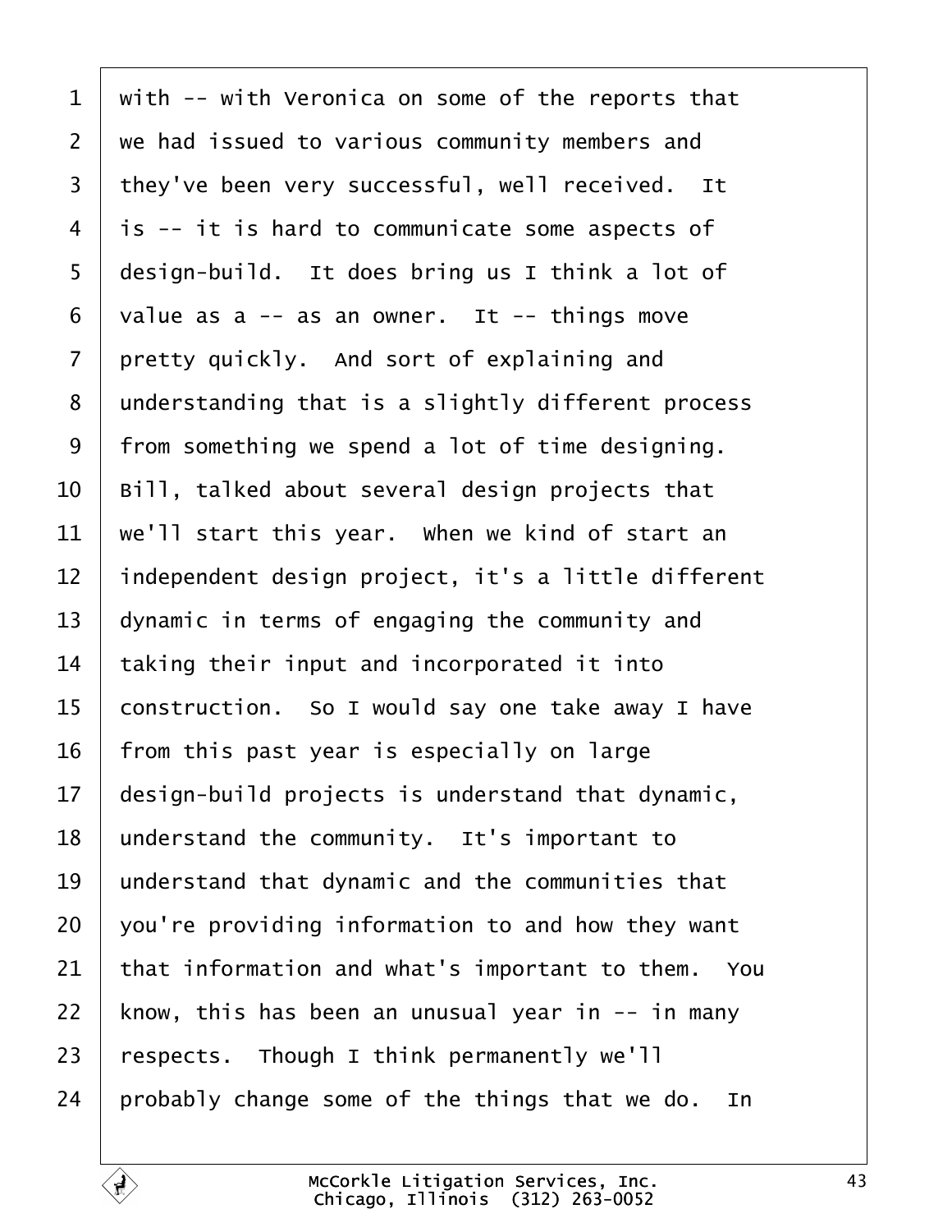1 with -- with Veronica on some of the reports that
2 we had issued to various community members and
3 they've been very successful, well received. It
4 is -- it is hard to communicate some aspects of
5 design-build. It does bring us I think a lot of
6 value as a -- as an owner. It -- things move
7 pretty quickly. And sort of explaining and
8 understanding that is a slightly different process
9 from something we spend a lot of time designing.
10 Bill, talked about several design projects that
11 we'll start this year. When we kind of start an
12 independent design project, it's a little different
13 dynamic in terms of engaging the community and
14 taking their input and incorporated it into
15 construction. So I would say one take away I have
16 from this past year is especially on large
17 design-build projects is understand that dynamic,
18 understand the community. It's important to
19 understand that dynamic and the communities that
20 you're providing information to and how they want
21 that information and what's important to them. You
22 know, this has been an unusual year in -- in many
23 respects. Though I think permanently we'll
24 probably change some of the things that we do. In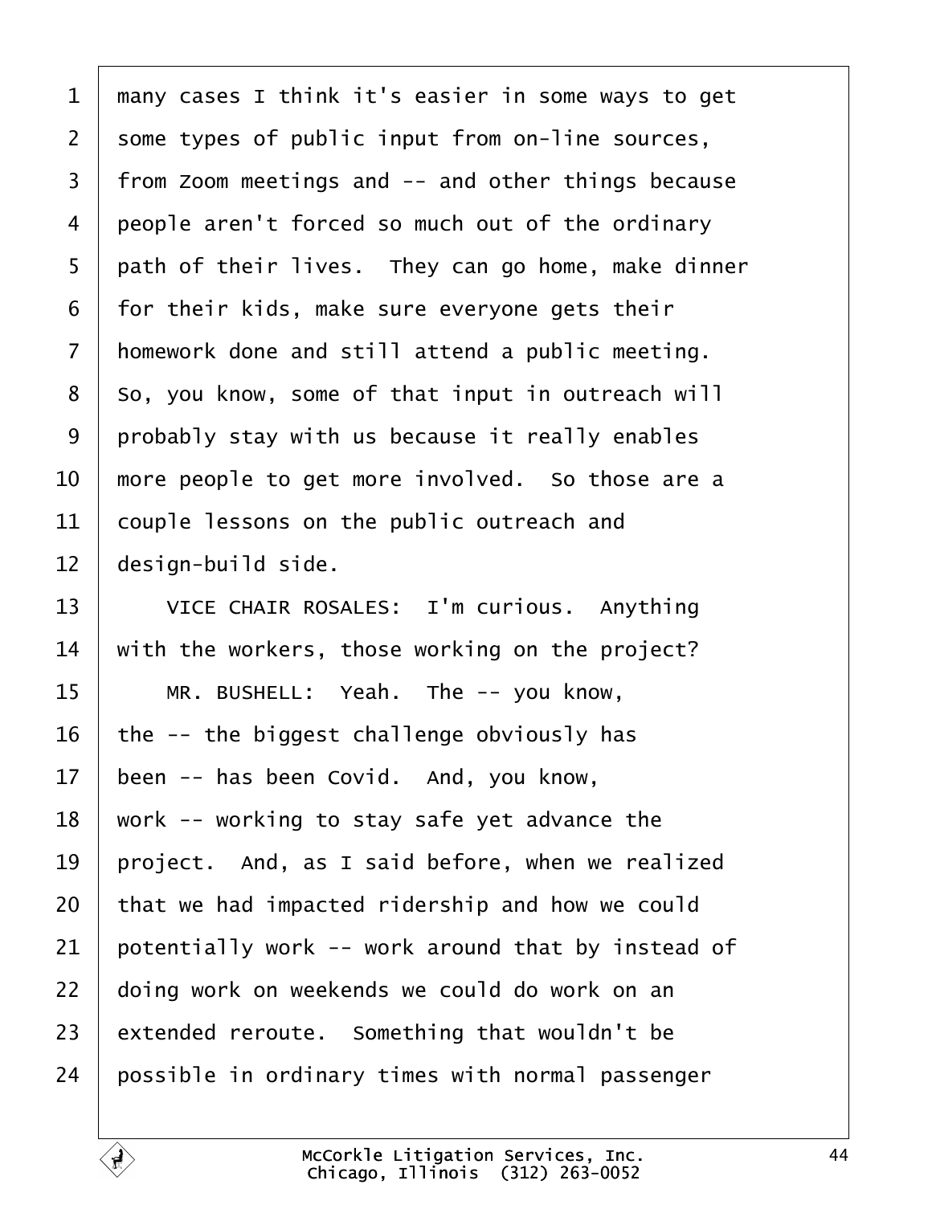many cases I think it's easier in some ways to get some types of public input from on-line sources, from Zoom meetings and -- and other things because people aren't forced so much out of the ordinary path of their lives. They can go home, make dinner for their kids, make sure everyone gets their homework done and still attend a public meeting. So, you know, some of that input in outreach will probably stay with us because it really enables more people to get more involved. So those are a couple lessons on the public outreach and design-build side.

VICE CHAIR ROSALES: I'm curious. Anything with the workers, those working on the project?

MR. BUSHELL: Yeah. The -- you know, the -- the biggest challenge obviously has been -- has been Covid. And, you know, work -- working to stay safe yet advance the project. And, as I said before, when we realized that we had impacted ridership and how we could potentially work -- work around that by instead of doing work on weekends we could do work on an extended reroute. Something that wouldn't be possible in ordinary times with normal passenger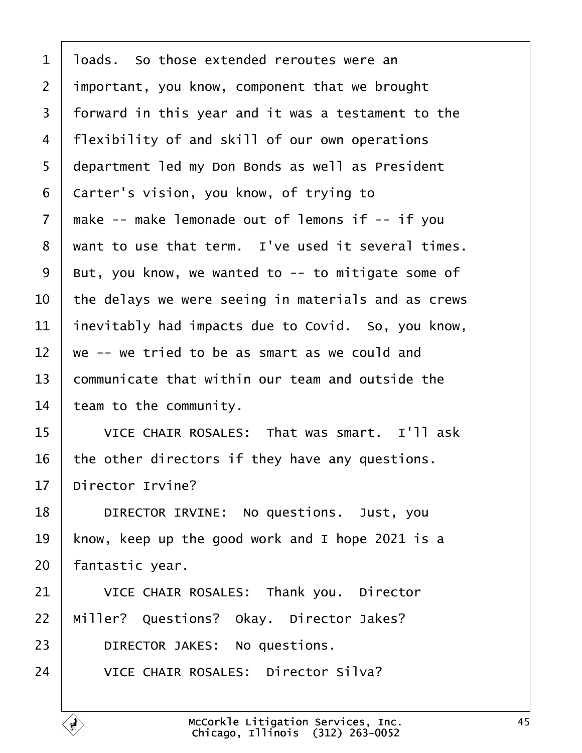loads. So those extended reroutes were an important, you know, component that we brought forward in this year and it was a testament to the flexibility of and skill of our own operations department led my Don Bonds as well as President Carter's vision, you know, of trying to make -- make lemonade out of lemons if -- if you want to use that term. I've used it several times. But, you know, we wanted to -- to mitigate some of the delays we were seeing in materials and as crews inevitably had impacts due to Covid. So, you know, we -- we tried to be as smart as we could and communicate that within our team and outside the team to the community.

VICE CHAIR ROSALES: That was smart. I'll ask the other directors if they have any questions. Director Irvine?

DIRECTOR IRVINE: No questions. Just, you know, keep up the good work and I hope 2021 is a fantastic year.

VICE CHAIR ROSALES: Thank you. Director Miller? Questions? Okay. Director Jakes?

DIRECTOR JAKES: No questions.

VICE CHAIR ROSALES: Director Silva?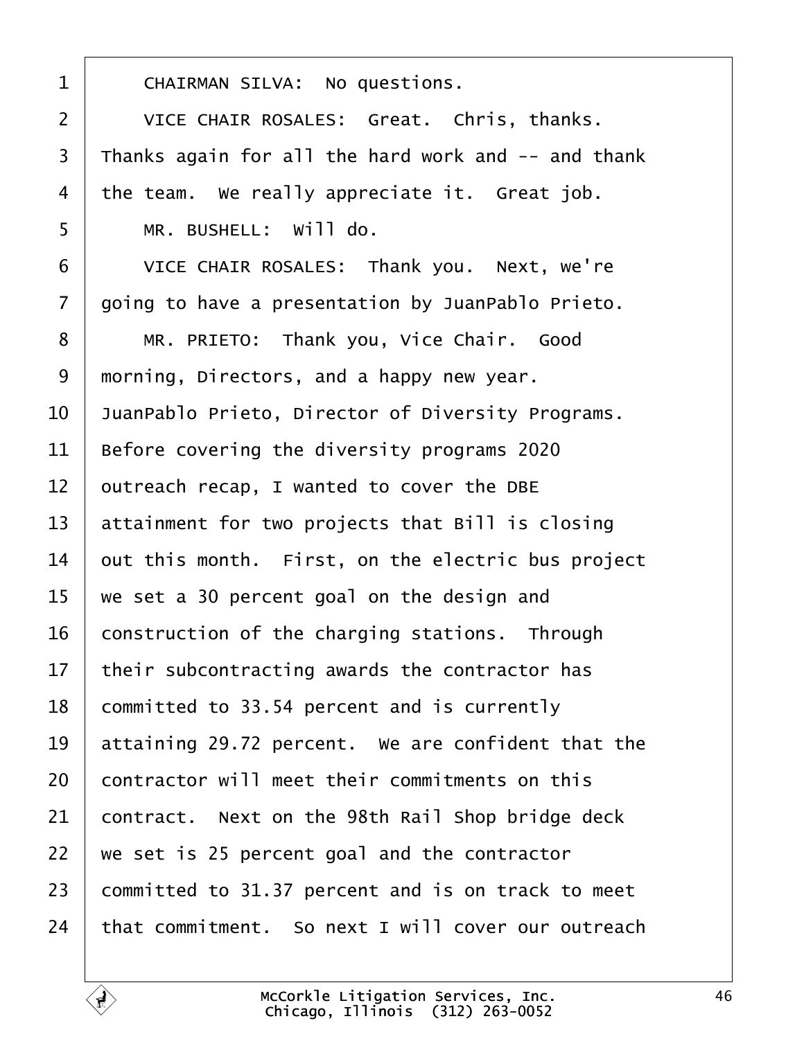CHAIRMAN SILVA: No questions.

VICE CHAIR ROSALES: Great. Chris, thanks. Thanks again for all the hard work and -- and thank the team. We really appreciate it. Great job.

MR. BUSHELL: Will do.

VICE CHAIR ROSALES: Thank you. Next, we're going to have a presentation by JuanPablo Prieto.

MR. PRIETO: Thank you, Vice Chair. Good morning, Directors, and a happy new year. JuanPablo Prieto, Director of Diversity Programs. Before covering the diversity programs 2020 outreach recap, I wanted to cover the DBE attainment for two projects that Bill is closing out this month. First, on the electric bus project we set a 30 percent goal on the design and construction of the charging stations. Through their subcontracting awards the contractor has committed to 33.54 percent and is currently attaining 29.72 percent. We are confident that the contractor will meet their commitments on this contract. Next on the 98th Rail Shop bridge deck we set is 25 percent goal and the contractor committed to 31.37 percent and is on track to meet that commitment. So next I will cover our outreach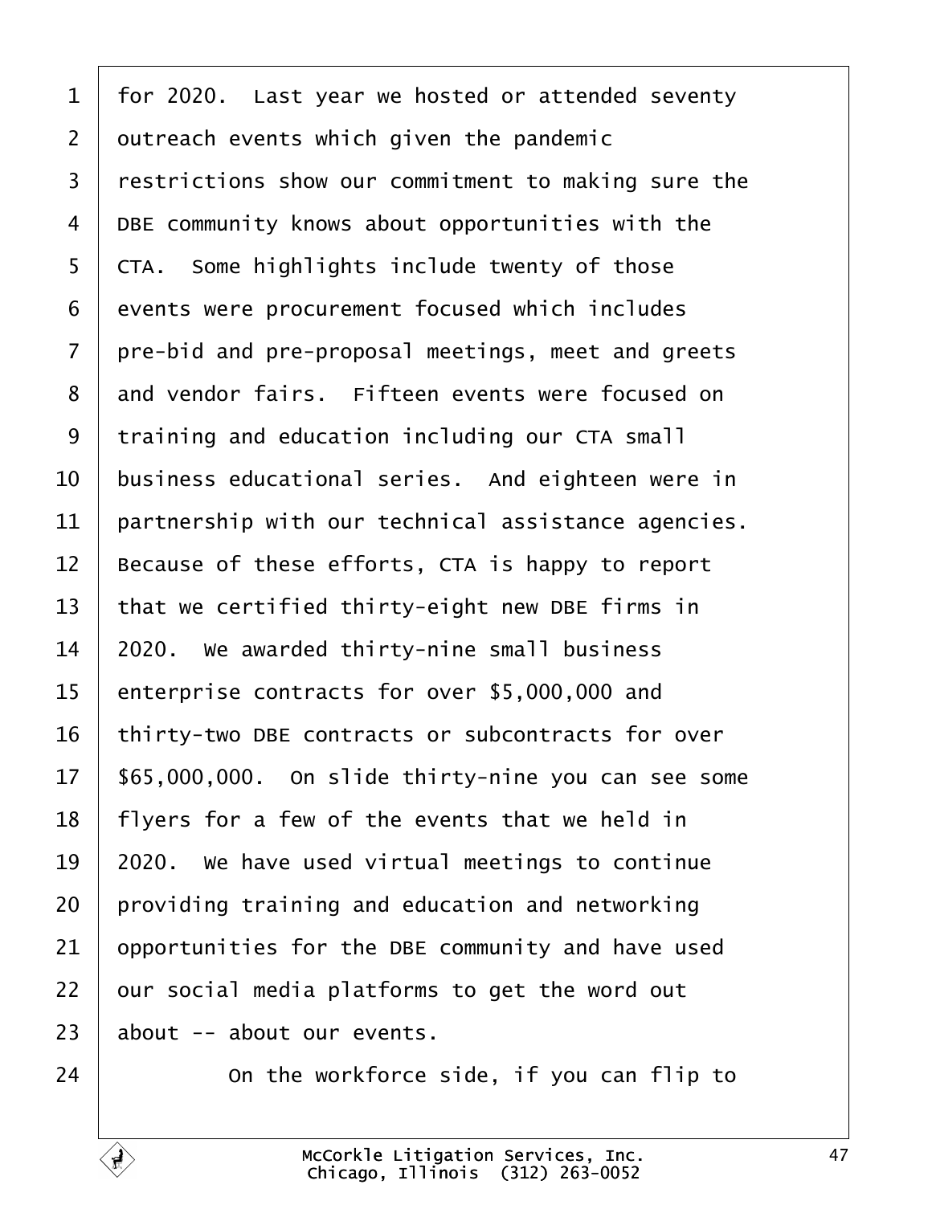for 2020. Last year we hosted or attended seventy outreach events which given the pandemic restrictions show our commitment to making sure the DBE community knows about opportunities with the CTA. Some highlights include twenty of those events were procurement focused which includes pre-bid and pre-proposal meetings, meet and greets and vendor fairs. Fifteen events were focused on training and education including our CTA small business educational series. And eighteen were in partnership with our technical assistance agencies. Because of these efforts, CTA is happy to report that we certified thirty-eight new DBE firms in 2020. We awarded thirty-nine small business enterprise contracts for over $5,000,000 and thirty-two DBE contracts or subcontracts for over $65,000,000. On slide thirty-nine you can see some flyers for a few of the events that we held in 2020. We have used virtual meetings to continue providing training and education and networking opportunities for the DBE community and have used our social media platforms to get the word out about -- about our events.

On the workforce side, if you can flip to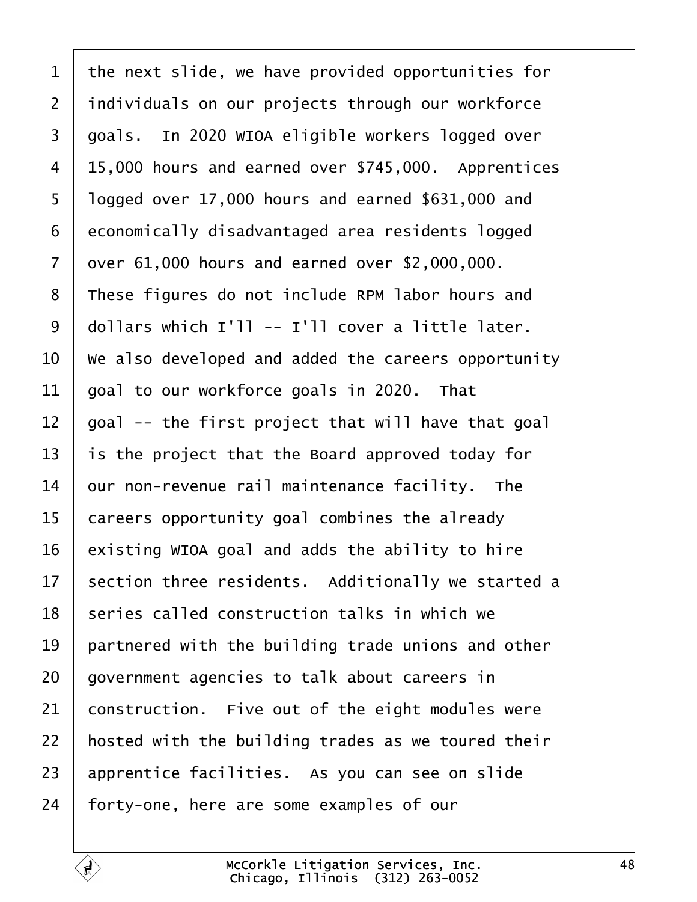1 the next slide, we have provided opportunities for
2 individuals on our projects through our workforce
3 goals. In 2020 WIOA eligible workers logged over
4 15,000 hours and earned over $745,000. Apprentices
5 logged over 17,000 hours and earned $631,000 and
6 economically disadvantaged area residents logged
7 over 61,000 hours and earned over $2,000,000.
8 These figures do not include RPM labor hours and
9 dollars which I'll -- I'll cover a little later.
10 We also developed and added the careers opportunity
11 goal to our workforce goals in 2020. That
12 goal -- the first project that will have that goal
13 is the project that the Board approved today for
14 our non-revenue rail maintenance facility. The
15 careers opportunity goal combines the already
16 existing WIOA goal and adds the ability to hire
17 section three residents. Additionally we started a
18 series called construction talks in which we
19 partnered with the building trade unions and other
20 government agencies to talk about careers in
21 construction. Five out of the eight modules were
22 hosted with the building trades as we toured their
23 apprentice facilities. As you can see on slide
24 forty-one, here are some examples of our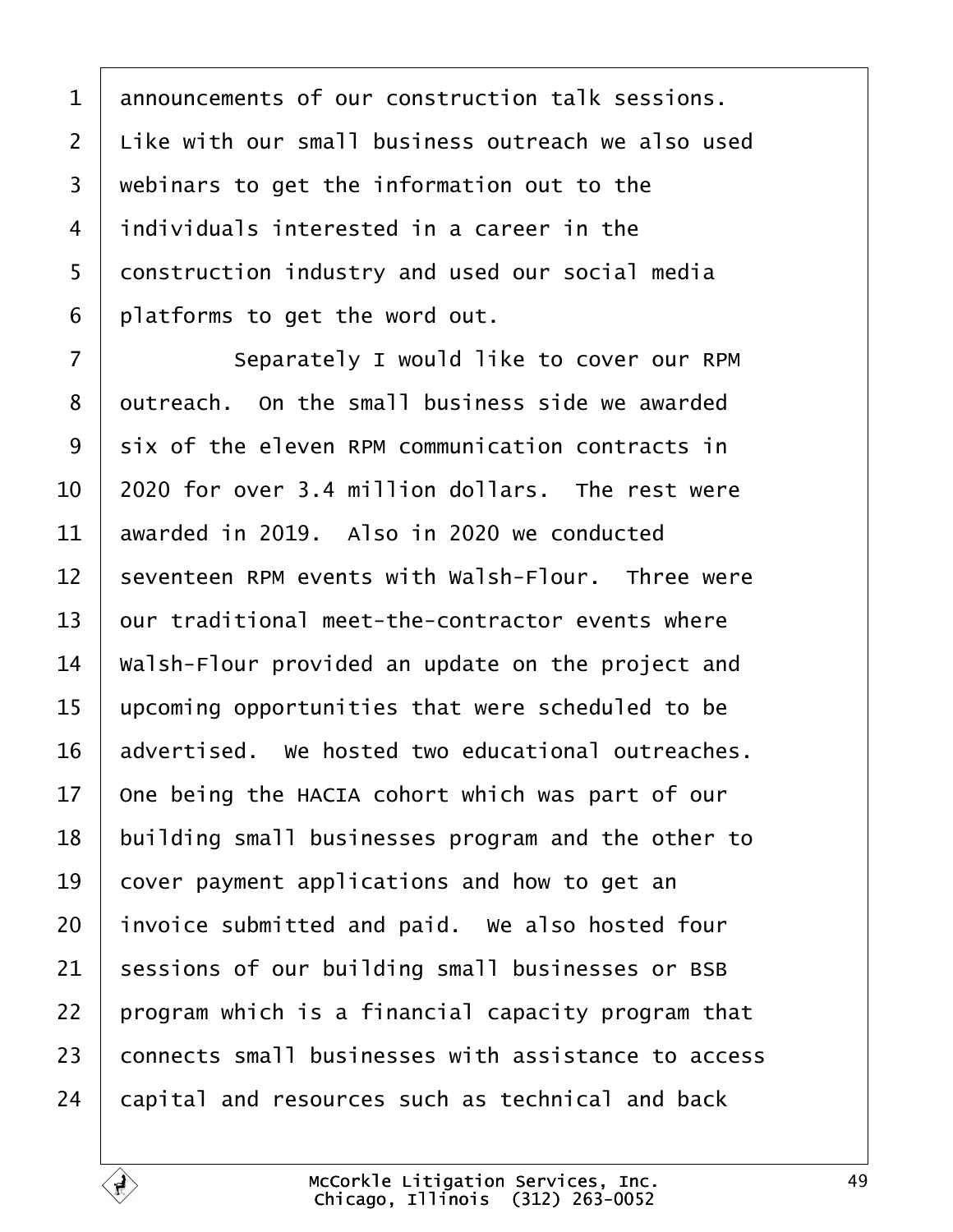announcements of our construction talk sessions. Like with our small business outreach we also used webinars to get the information out to the individuals interested in a career in the construction industry and used our social media platforms to get the word out.

Separately I would like to cover our RPM outreach. On the small business side we awarded six of the eleven RPM communication contracts in 2020 for over 3.4 million dollars. The rest were awarded in 2019. Also in 2020 we conducted seventeen RPM events with Walsh-Flour. Three were our traditional meet-the-contractor events where Walsh-Flour provided an update on the project and upcoming opportunities that were scheduled to be advertised. We hosted two educational outreaches. One being the HACIA cohort which was part of our building small businesses program and the other to cover payment applications and how to get an invoice submitted and paid. We also hosted four sessions of our building small businesses or BSB program which is a financial capacity program that connects small businesses with assistance to access capital and resources such as technical and back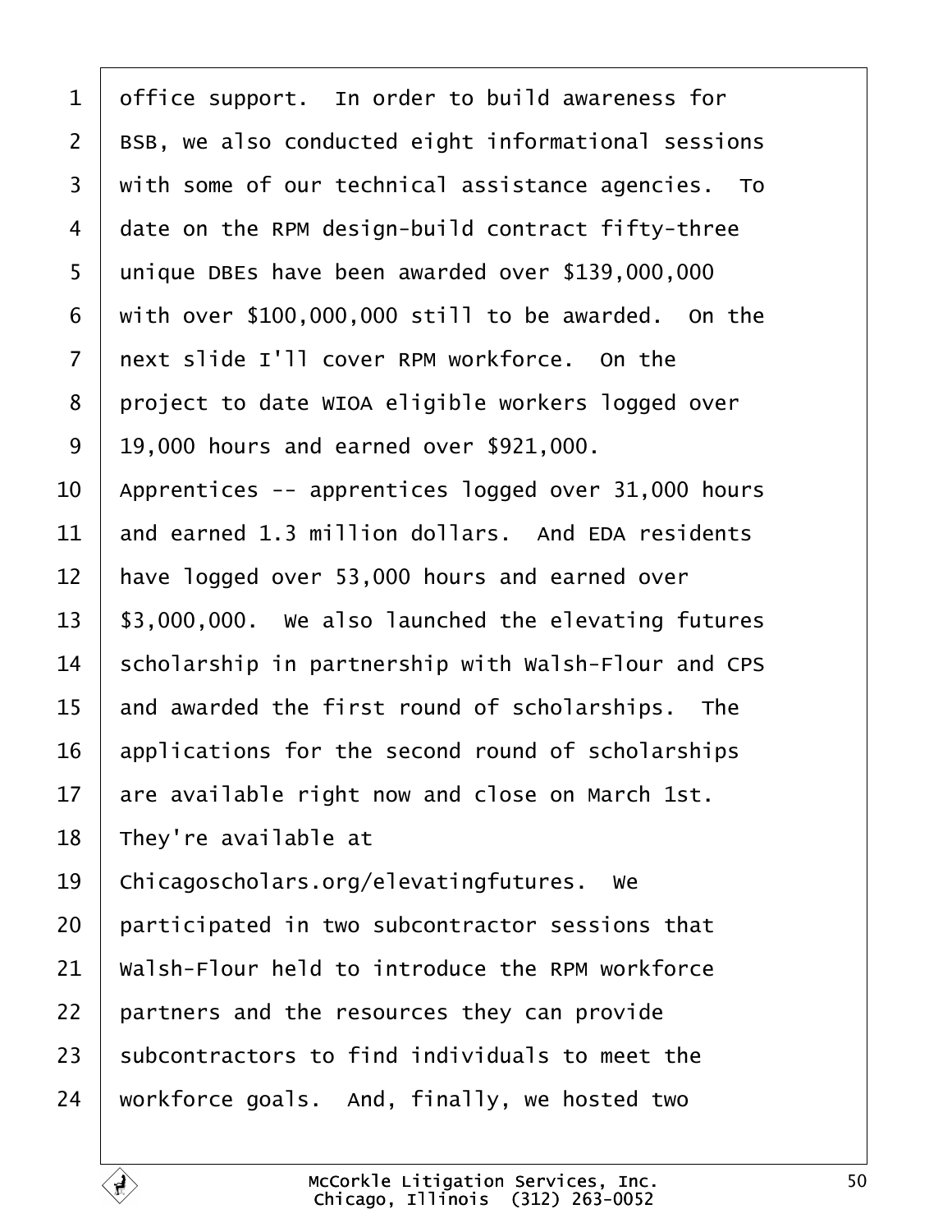1 office support.  In order to build awareness for
2 BSB, we also conducted eight informational sessions
3 with some of our technical assistance agencies.  To
4 date on the RPM design-build contract fifty-three
5 unique DBEs have been awarded over $139,000,000
6 with over $100,000,000 still to be awarded.  On the
7 next slide I'll cover RPM workforce.  On the
8 project to date WIOA eligible workers logged over
9 19,000 hours and earned over $921,000.
10 Apprentices -- apprentices logged over 31,000 hours
11 and earned 1.3 million dollars.  And EDA residents
12 have logged over 53,000 hours and earned over
13 $3,000,000.  We also launched the elevating futures
14 scholarship in partnership with Walsh-Flour and CPS
15 and awarded the first round of scholarships.  The
16 applications for the second round of scholarships
17 are available right now and close on March 1st.
18 They're available at
19 Chicagoscholars.org/elevatingfutures.  We
20 participated in two subcontractor sessions that
21 Walsh-Flour held to introduce the RPM workforce
22 partners and the resources they can provide
23 subcontractors to find individuals to meet the
24 workforce goals.  And, finally, we hosted two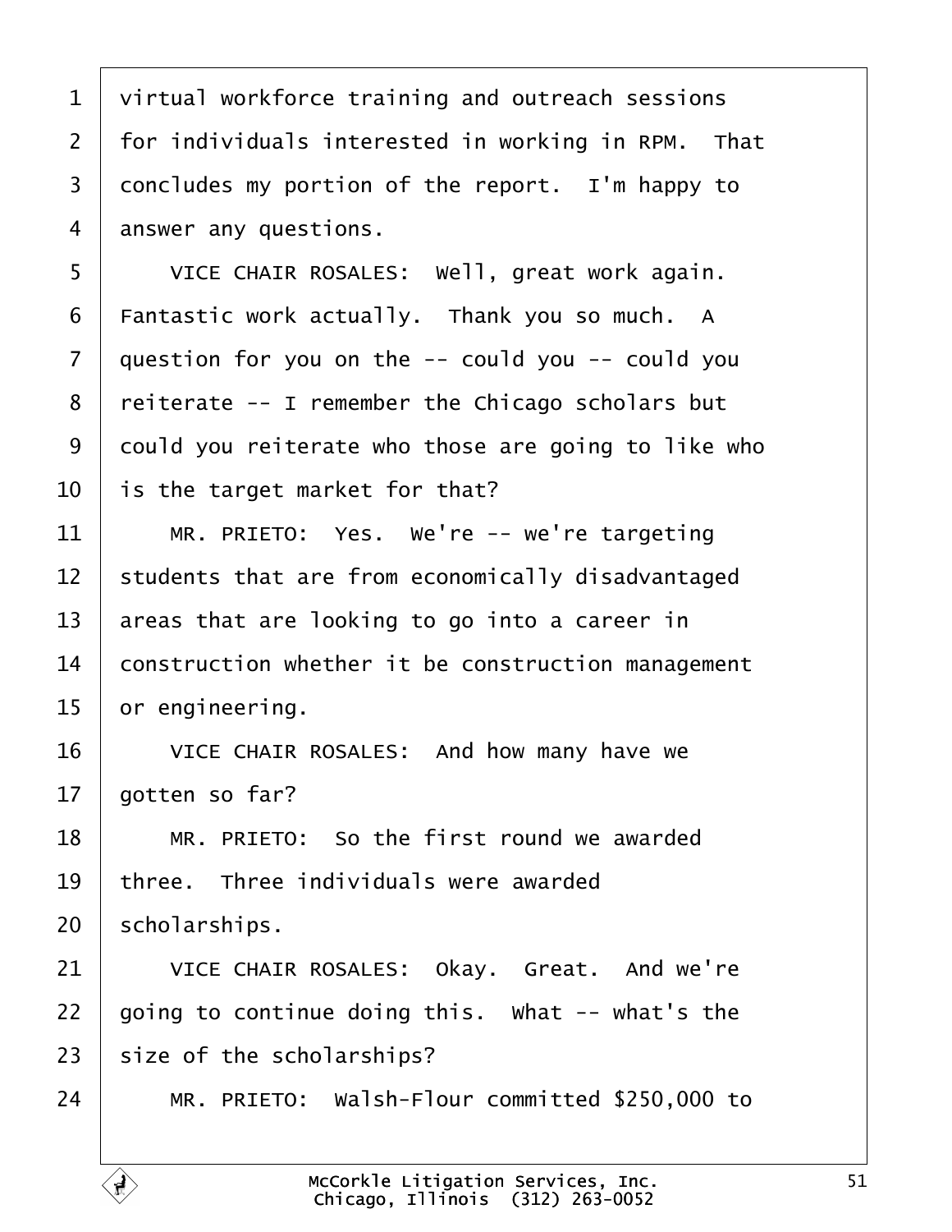1 virtual workforce training and outreach sessions
2 for individuals interested in working in RPM. That
3 concludes my portion of the report. I'm happy to
4 answer any questions.
5 VICE CHAIR ROSALES: Well, great work again.
6 Fantastic work actually. Thank you so much. A
7 question for you on the -- could you -- could you
8 reiterate -- I remember the Chicago scholars but
9 could you reiterate who those are going to like who
10 is the target market for that?
11 MR. PRIETO: Yes. We're -- we're targeting
12 students that are from economically disadvantaged
13 areas that are looking to go into a career in
14 construction whether it be construction management
15 or engineering.
16 VICE CHAIR ROSALES: And how many have we
17 gotten so far?
18 MR. PRIETO: So the first round we awarded
19 three. Three individuals were awarded
20 scholarships.
21 VICE CHAIR ROSALES: Okay. Great. And we're
22 going to continue doing this. What -- what's the
23 size of the scholarships?
24 MR. PRIETO: Walsh-Flour committed $250,000 to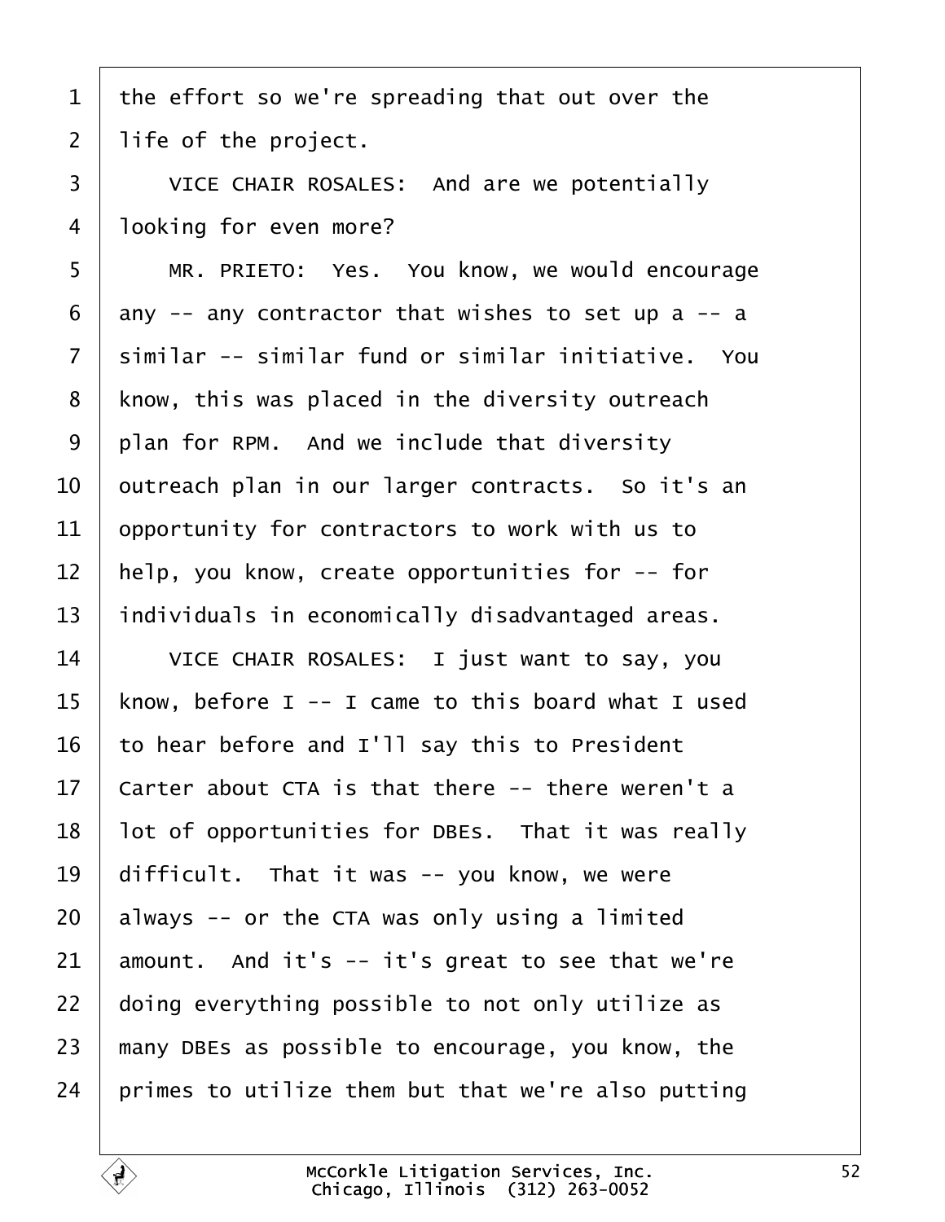1 the effort so we're spreading that out over the
2 life of the project.
3 VICE CHAIR ROSALES: And are we potentially
4 looking for even more?
5 MR. PRIETO: Yes. You know, we would encourage
6 any -- any contractor that wishes to set up a -- a
7 similar -- similar fund or similar initiative. You
8 know, this was placed in the diversity outreach
9 plan for RPM. And we include that diversity
10 outreach plan in our larger contracts. So it's an
11 opportunity for contractors to work with us to
12 help, you know, create opportunities for -- for
13 individuals in economically disadvantaged areas.
14 VICE CHAIR ROSALES: I just want to say, you
15 know, before I -- I came to this board what I used
16 to hear before and I'll say this to President
17 Carter about CTA is that there -- there weren't a
18 lot of opportunities for DBEs. That it was really
19 difficult. That it was -- you know, we were
20 always -- or the CTA was only using a limited
21 amount. And it's -- it's great to see that we're
22 doing everything possible to not only utilize as
23 many DBEs as possible to encourage, you know, the
24 primes to utilize them but that we're also putting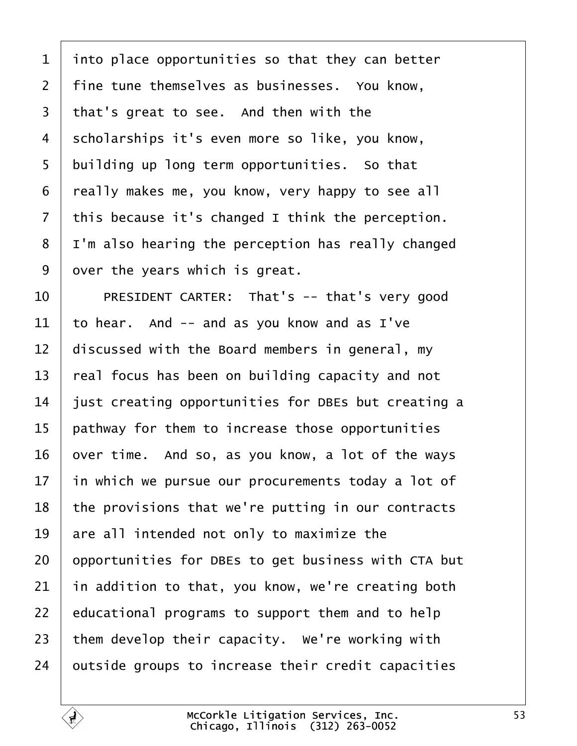into place opportunities so that they can better fine tune themselves as businesses. You know, that's great to see. And then with the scholarships it's even more so like, you know, building up long term opportunities. So that really makes me, you know, very happy to see all this because it's changed I think the perception. I'm also hearing the perception has really changed over the years which is great.

PRESIDENT CARTER: That's -- that's very good to hear. And -- and as you know and as I've discussed with the Board members in general, my real focus has been on building capacity and not just creating opportunities for DBEs but creating a pathway for them to increase those opportunities over time. And so, as you know, a lot of the ways in which we pursue our procurements today a lot of the provisions that we're putting in our contracts are all intended not only to maximize the opportunities for DBEs to get business with CTA but in addition to that, you know, we're creating both educational programs to support them and to help them develop their capacity. We're working with outside groups to increase their credit capacities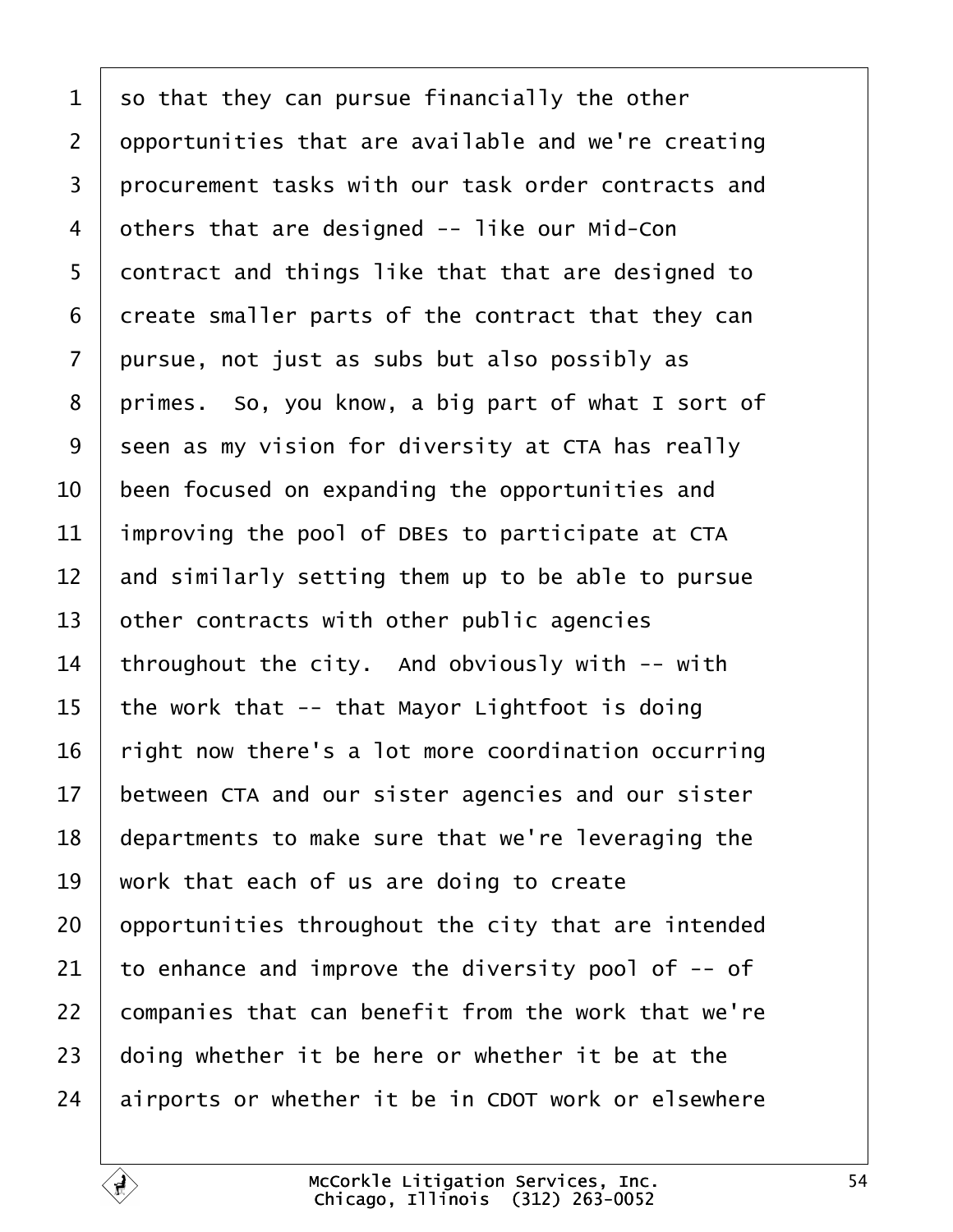1 so that they can pursue financially the other
2 opportunities that are available and we're creating
3 procurement tasks with our task order contracts and
4 others that are designed -- like our Mid-Con
5 contract and things like that that are designed to
6 create smaller parts of the contract that they can
7 pursue, not just as subs but also possibly as
8 primes. So, you know, a big part of what I sort of
9 seen as my vision for diversity at CTA has really
10 been focused on expanding the opportunities and
11 improving the pool of DBEs to participate at CTA
12 and similarly setting them up to be able to pursue
13 other contracts with other public agencies
14 throughout the city. And obviously with -- with
15 the work that -- that Mayor Lightfoot is doing
16 right now there's a lot more coordination occurring
17 between CTA and our sister agencies and our sister
18 departments to make sure that we're leveraging the
19 work that each of us are doing to create
20 opportunities throughout the city that are intended
21 to enhance and improve the diversity pool of -- of
22 companies that can benefit from the work that we're
23 doing whether it be here or whether it be at the
24 airports or whether it be in CDOT work or elsewhere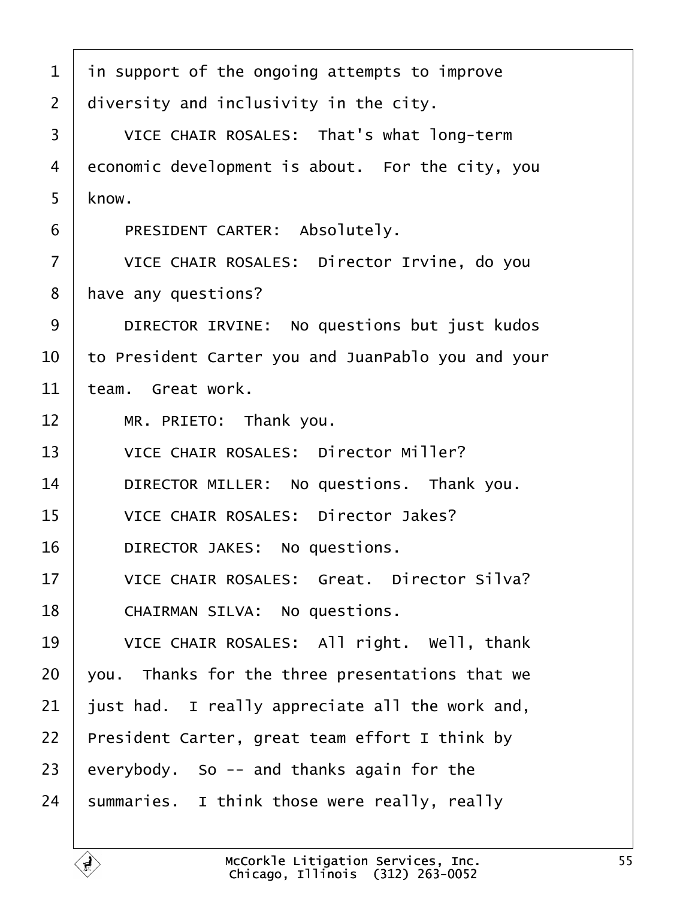1 in support of the ongoing attempts to improve
2 diversity and inclusivity in the city.
3 VICE CHAIR ROSALES: That's what long-term
4 economic development is about. For the city, you
5 know.
6 PRESIDENT CARTER: Absolutely.
7 VICE CHAIR ROSALES: Director Irvine, do you
8 have any questions?
9 DIRECTOR IRVINE: No questions but just kudos
10 to President Carter you and JuanPablo you and your
11 team. Great work.
12 MR. PRIETO: Thank you.
13 VICE CHAIR ROSALES: Director Miller?
14 DIRECTOR MILLER: No questions. Thank you.
15 VICE CHAIR ROSALES: Director Jakes?
16 DIRECTOR JAKES: No questions.
17 VICE CHAIR ROSALES: Great. Director Silva?
18 CHAIRMAN SILVA: No questions.
19 VICE CHAIR ROSALES: All right. Well, thank
20 you. Thanks for the three presentations that we
21 just had. I really appreciate all the work and,
22 President Carter, great team effort I think by
23 everybody. So -- and thanks again for the
24 summaries. I think those were really, really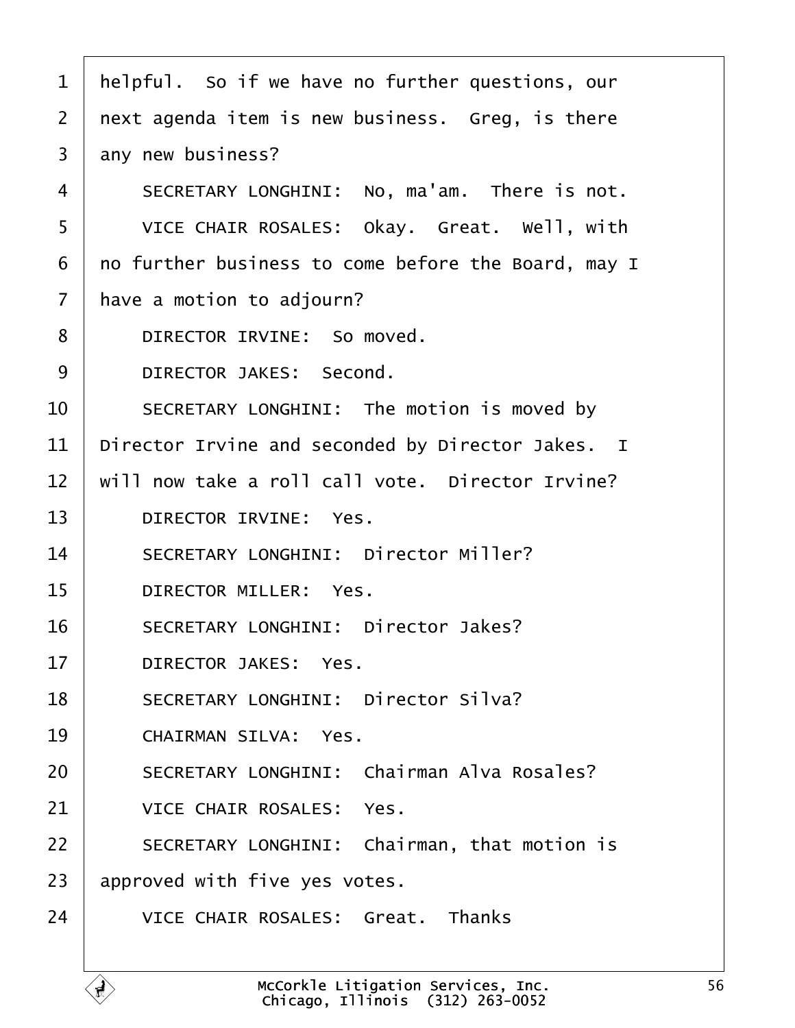1 helpful. So if we have no further questions, our
2 next agenda item is new business. Greg, is there
3 any new business?
4 SECRETARY LONGHINI: No, ma'am. There is not.
5 VICE CHAIR ROSALES: Okay. Great. Well, with
6 no further business to come before the Board, may I
7 have a motion to adjourn?
8 DIRECTOR IRVINE: So moved.
9 DIRECTOR JAKES: Second.
10 SECRETARY LONGHINI: The motion is moved by
11 Director Irvine and seconded by Director Jakes. I
12 will now take a roll call vote. Director Irvine?
13 DIRECTOR IRVINE: Yes.
14 SECRETARY LONGHINI: Director Miller?
15 DIRECTOR MILLER: Yes.
16 SECRETARY LONGHINI: Director Jakes?
17 DIRECTOR JAKES: Yes.
18 SECRETARY LONGHINI: Director Silva?
19 CHAIRMAN SILVA: Yes.
20 SECRETARY LONGHINI: Chairman Alva Rosales?
21 VICE CHAIR ROSALES: Yes.
22 SECRETARY LONGHINI: Chairman, that motion is
23 approved with five yes votes.
24 VICE CHAIR ROSALES: Great. Thanks

McCorkle Litigation Services, Inc.
Chicago, Illinois (312) 263-0052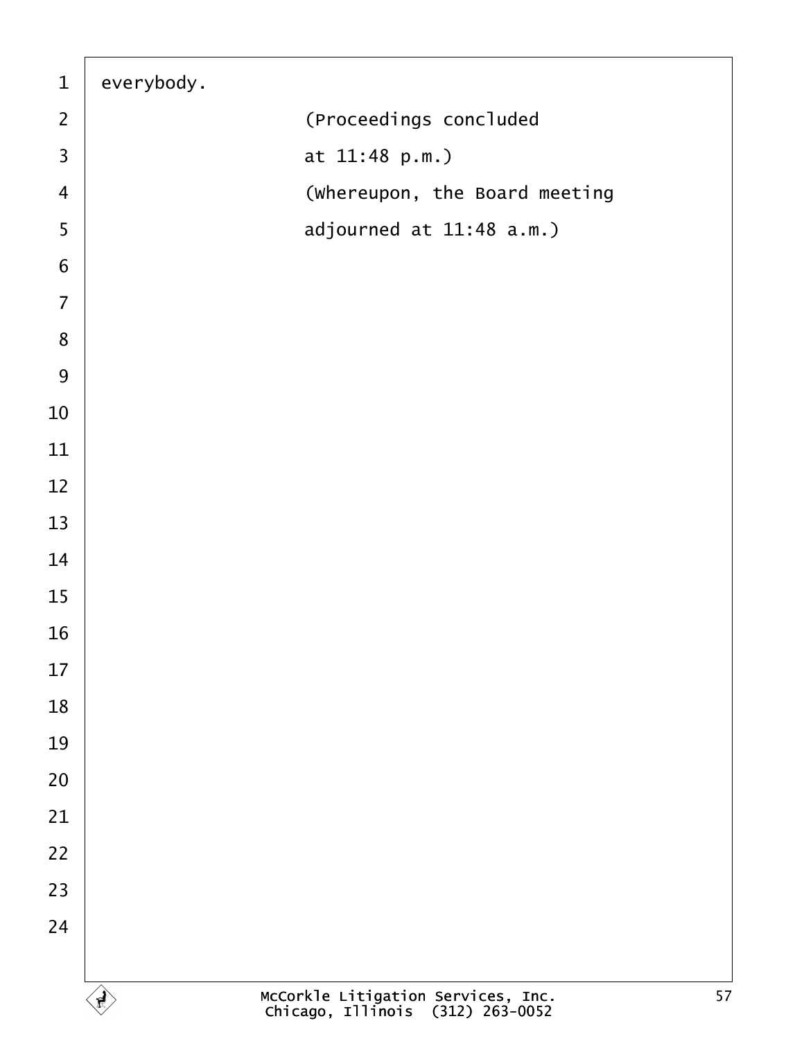everybody.

(Proceedings concluded
at 11:48 p.m.)

(Whereupon, the Board meeting
adjourned at 11:48 a.m.)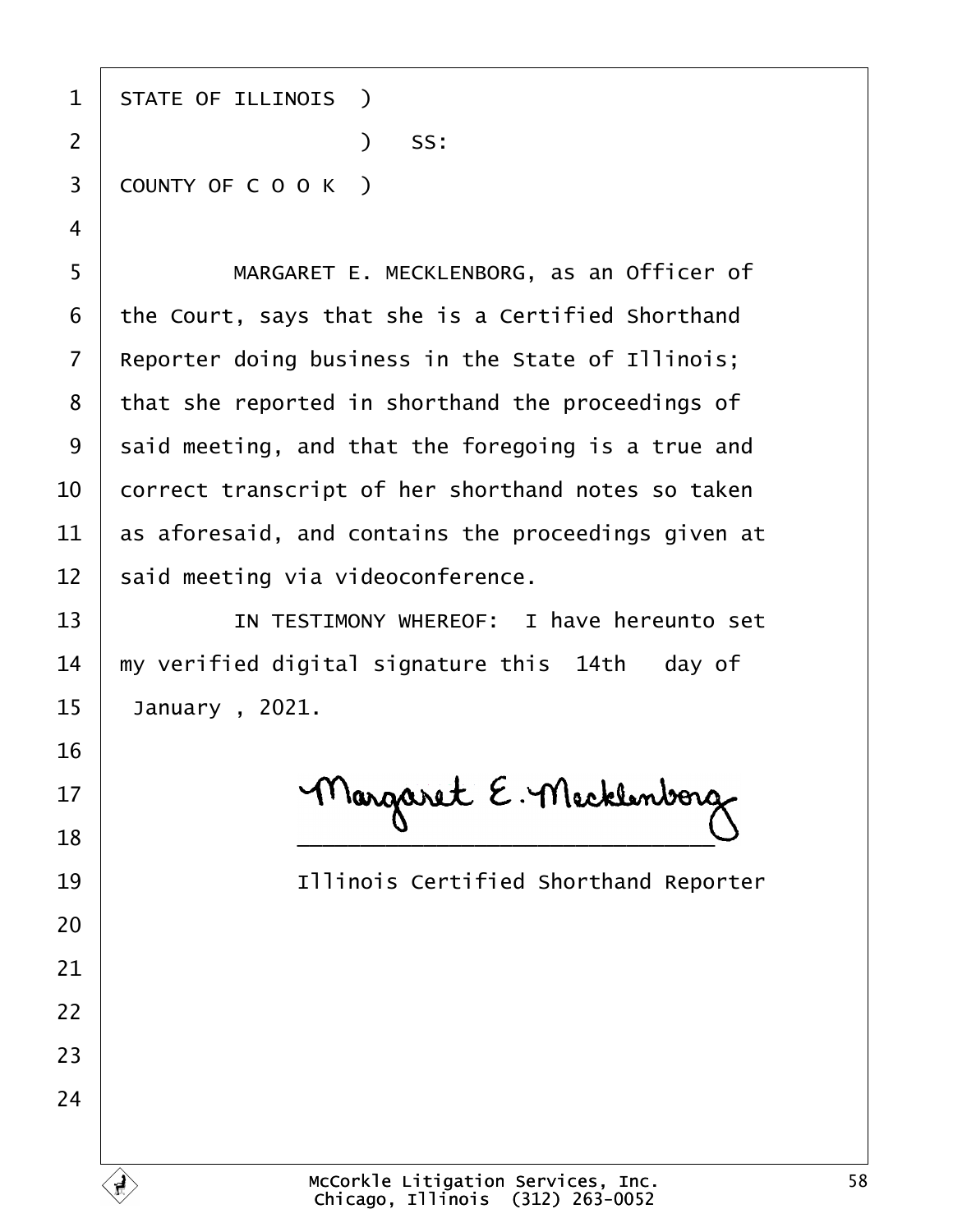STATE OF ILLINOIS )
                  ) SS:
COUNTY OF C O O K )

MARGARET E. MECKLENBORG, as an Officer of the Court, says that she is a Certified Shorthand Reporter doing business in the State of Illinois; that she reported in shorthand the proceedings of said meeting, and that the foregoing is a true and correct transcript of her shorthand notes so taken as aforesaid, and contains the proceedings given at said meeting via videoconference.

IN TESTIMONY WHEREOF: I have hereunto set my verified digital signature this 14th day of January , 2021.

Margaret E. Mecklenborg
______________________________

Illinois Certified Shorthand Reporter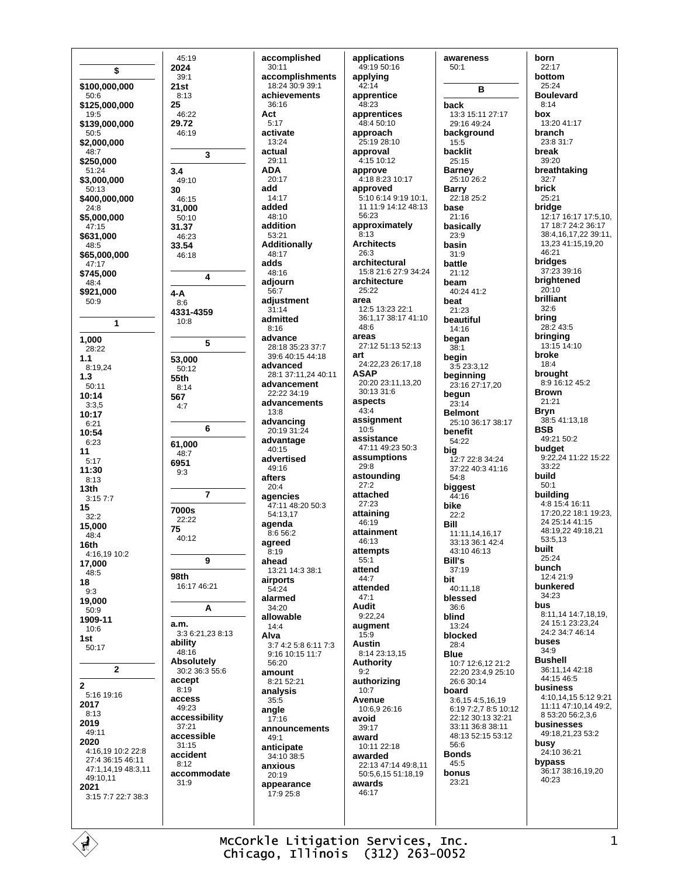## $

**$100,000,000**
50:6
**$125,000,000**
19:5
**$139,000,000**
50:5
**$2,000,000**
48:7
**$250,000**
51:24
**$3,000,000**
50:13
**$400,000,000**
24:8
**$5,000,000**
47:15
**$631,000**
48:5
**$65,000,000**
47:17
**$745,000**
48:4
**$921,000**
50:9

## 1

**1,000**
28:22
**1.1**
8:19,24
**1.3**
50:11
**10:14**
3:3,5
**10:17**
6:21
**10:54**
6:23
**11**
5:17
**11:30**
8:13
**13th**
3:15 7:7
**15**
32:2
**15,000**
48:4
**16th**
4:16,19 10:2
**17,000**
48:5
**18**
9:3
**19,000**
50:9
**1909-11**
10:6
**1st**
50:17

## 2

**2**
5:16 19:16
**2017**
8:13
**2019**
49:11
**2020**
4:16,19 10:2 22:8 27:4 36:15 46:11 47:1,14,19 48:3,11 49:10,11
**2021**
3:15 7:7 22:7 38:3
45:19
**2024**
39:1
**21st**
8:13
**25**
46:22
**29.72**
46:19

## 3

**3.4**
49:10
**30**
46:15
**31,000**
50:10
**31.37**
46:23
**33.54**
46:18

## 4

**4-A**
8:6
**4331-4359**
10:8

## 5

**53,000**
50:12
**55th**
8:14
**567**
4:7

## 6

**61,000**
48:7
**6951**
9:3

## 7

**7000s**
22:22
**75**
40:12

## 9

**98th**
16:17 46:21

## A

**a.m.**
3:3 6:21,23 8:13
**ability**
48:16
**Absolutely**
30:2 36:3 55:6
**accept**
8:19
**access**
49:23
**accessibility**
37:21
**accessible**
31:15
**accident**
8:12
**accommodate**
31:9
**accomplished**
30:11
**accomplishments**
18:24 30:9 39:1
**achievements**
36:16
**Act**
5:17
**activate**
13:24
**actual**
29:11
**ADA**
20:17
**add**
14:17
**added**
48:10
**addition**
53:21
**Additionally**
48:17
**adds**
48:16
**adjourn**
56:7
**adjustment**
31:14
**admitted**
8:16
**advance**
28:18 35:23 37:7 39:6 40:15 44:18
**advanced**
28:1 37:11,24 40:11
**advancement**
22:22 34:19
**advancements**
13:8
**advancing**
20:19 31:24
**advantage**
40:15
**advertised**
49:16
**afters**
20:4
**agencies**
47:11 48:20 50:3 54:13,17
**agenda**
8:6 56:2
**agreed**
8:19
**ahead**
13:21 14:3 38:1
**airports**
54:24
**alarmed**
34:20
**allowable**
14:4
**Alva**
3:7 4:2 5:8 6:11 7:3 9:16 10:15 11:7 56:20
**amount**
8:21 52:21
**analysis**
35:5
**angle**
17:16
**announcements**
49:1
**anticipate**
34:10 38:5
**anxious**
20:19
**appearance**
17:9 25:8
**applications**
49:19 50:16
**applying**
42:14
**apprentice**
48:23
**apprentices**
48:4 50:10
**approach**
25:19 28:10
**approval**
4:15 10:12
**approve**
4:18 8:23 10:17
**approved**
5:10 6:14 9:19 10:1, 11 11:9 14:12 48:13 56:23
**approximately**
8:13
**Architects**
26:3
**architectural**
15:8 21:6 27:9 34:24
**architecture**
25:22
**area**
12:5 13:23 22:1 36:1,17 38:17 41:10 48:6
**areas**
27:12 51:13 52:13
**art**
24:22,23 26:17,18
**ASAP**
20:20 23:11,13,20 30:13 31:6
**aspects**
43:4
**assignment**
10:5
**assistance**
47:11 49:23 50:3
**assumptions**
29:8
**astounding**
27:2
**attached**
27:23
**attaining**
46:19
**attainment**
46:13
**attempts**
55:1
**attend**
44:7
**attended**
47:1
**Audit**
9:22,24
**augment**
15:9
**Austin**
8:14 23:13,15
**Authority**
9:2
**authorizing**
10:7
**Avenue**
10:6,9 26:16
**avoid**
39:17
**award**
10:11 22:18
**awarded**
22:13 47:14 49:8,11 50:5,6,15 51:18,19
**awards**
46:17
**awareness**
50:1

## B

**back**
13:3 15:11 27:17 29:16 49:24
**background**
15:5
**backlit**
25:15
**Barney**
25:10 26:2
**Barry**
22:18 25:2
**base**
21:16
**basically**
23:9
**basin**
31:9
**battle**
21:12
**beam**
40:24 41:2
**beat**
21:23
**beautiful**
14:16
**began**
38:1
**begin**
3:5 23:3,12
**beginning**
23:16 27:17,20
**begun**
23:14
**Belmont**
25:10 36:17 38:17
**benefit**
54:22
**big**
12:7 22:8 34:24 37:22 40:3 41:16 54:8
**biggest**
44:16
**bike**
22:2
**Bill**
11:11,14,16,17 33:13 36:1 42:4 43:10 46:13
**Bill's**
37:19
**bit**
40:11,18
**blessed**
36:6
**blind**
13:24
**blocked**
28:4
**Blue**
10:7 12:6,12 21:2 22:20 23:4,9 25:10 26:6 30:14
**board**
3:6,15 4:5,16,19 6:19 7:2,7 8:5 10:12 22:12 30:13 32:21 33:11 36:8 38:11 48:13 52:15 53:12 56:6
**Bonds**
45:5
**bonus**
23:21
**born**
22:17
**bottom**
25:24
**Boulevard**
8:14
**box**
13:20 41:17
**branch**
23:8 31:7
**break**
39:20
**breathtaking**
32:7
**brick**
25:21
**bridge**
12:17 16:17 17:5,10, 17 18:7 24:2 36:17 38:4,16,17,22 39:11, 13,23 41:15,19,20 46:21
**bridges**
37:23 39:16
**brightened**
20:10
**brilliant**
32:6
**bring**
28:2 43:5
**bringing**
13:15 14:10
**broke**
18:4
**brought**
8:9 16:12 45:2
**Brown**
21:21
**Bryn**
38:5 41:13,18
**BSB**
49:21 50:2
**budget**
9:22,24 11:22 15:22 33:22
**build**
50:1
**building**
4:8 15:4 16:11 17:20,22 18:1 19:23, 24 25:14 41:15 48:19,22 49:18,21 53:5,13
**built**
25:24
**bunch**
12:4 21:9
**bunkered**
34:23
**bus**
8:11,14 14:7,18,19, 24 15:1 23:23,24 24:2 34:7 46:14
**buses**
34:9
**Bushell**
36:11,14 42:18 44:15 46:5
**business**
4:10,14,15 5:12 9:21 11:11 47:10,14 49:2, 8 53:20 56:2,3,6
**businesses**
49:18,21,23 53:2
**busy**
24:10 36:21
**bypass**
36:17 38:16,19,20 40:23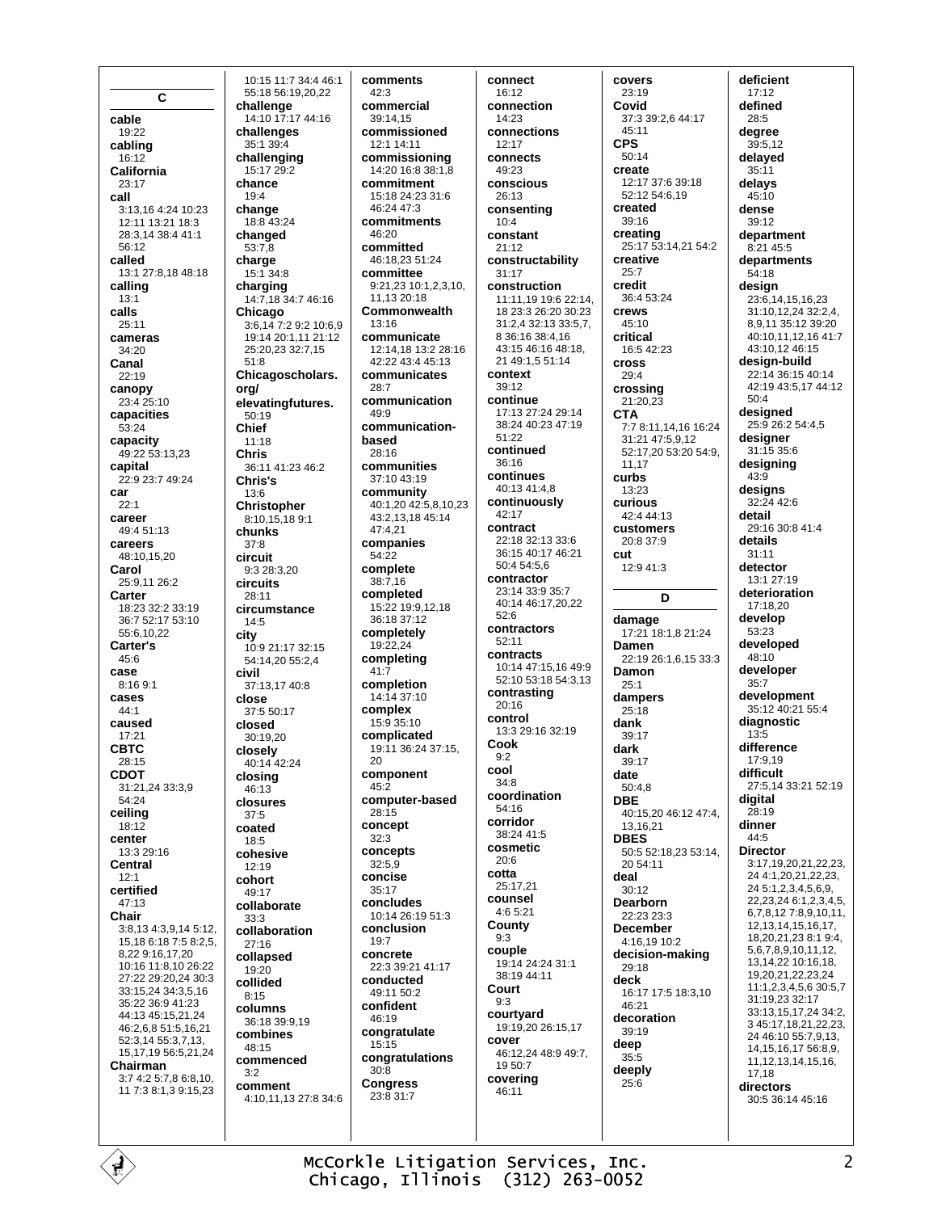## C

**cable**
19:22
**cabling**
16:12
**California**
23:17
**call**
3:13,16 4:24 10:23 12:11 13:21 18:3 28:3,14 38:4 41:1 56:12
**called**
13:1 27:8,18 48:18
**calling**
13:1
**calls**
25:11
**cameras**
34:20
**Canal**
22:19
**canopy**
23:4 25:10
**capacities**
53:24
**capacity**
49:22 53:13,23
**capital**
22:9 23:7 49:24
**car**
22:1
**career**
49:4 51:13
**careers**
48:10,15,20
**Carol**
25:9,11 26:2
**Carter**
18:23 32:2 33:19 36:7 52:17 53:10 55:6,10,22
**Carter's**
45:6
**case**
8:16 9:1
**cases**
44:1
**caused**
17:21
**CBTC**
28:15
**CDOT**
31:21,24 33:3,9 54:24
**ceiling**
18:12
**center**
13:3 29:16
**Central**
12:1
**certified**
47:13
**Chair**
3:8,13 4:3,9,14 5:12, 15,18 6:18 7:5 8:2,5, 8,22 9:16,17,20 10:16 11:8,10 26:22 27:22 29:20,24 30:3 33:15,24 34:3,5,16 35:22 36:9 41:23 44:13 45:15,21,24 46:2,6,8 51:5,16,21 52:3,14 55:3,7,13, 15,17,19 56:5,21,24
**Chairman**
3:7 4:2 5:7,8 6:8,10, 11 7:3 8:1,3 9:15,23 10:15 11:7 34:4 46:1 55:18 56:19,20,22
**challenge**
14:10 17:17 44:16
**challenges**
35:1 39:4
**challenging**
15:17 29:2
**chance**
19:4
**change**
18:8 43:24
**changed**
53:7,8
**charge**
15:1 34:8
**charging**
14:7,18 34:7 46:16
**Chicago**
3:6,14 7:2 9:2 10:6,9 19:14 20:1,11 21:12 25:20,23 32:7,15 51:8
**Chicagoscholars. org/ elevatingfutures.**
50:19
**Chief**
11:18
**Chris**
36:11 41:23 46:2
**Chris's**
13:6
**Christopher**
8:10,15,18 9:1
**chunks**
37:8
**circuit**
9:3 28:3,20
**circuits**
28:11
**circumstance**
14:5
**city**
10:9 21:17 32:15 54:14,20 55:2,4
**civil**
37:13,17 40:8
**close**
37:5 50:17
**closed**
30:19,20
**closely**
40:14 42:24
**closing**
46:13
**closures**
37:5
**coated**
18:5
**cohesive**
12:19
**cohort**
49:17
**collaborate**
33:3
**collaboration**
27:16
**collapsed**
19:20
**collided**
8:15
**columns**
36:18 39:9,19
**combines**
48:15
**commenced**
3:2
**comment**
4:10,11,13 27:8 34:6 42:3
**comments**
42:3
**commercial**
39:14,15
**commissioned**
12:1 14:11
**commissioning**
14:20 16:8 38:1,8
**commitment**
15:18 24:23 31:6 46:24 47:3
**commitments**
46:20
**committed**
46:18,23 51:24
**committee**
9:21,23 10:1,2,3,10, 11,13 20:18
**Commonwealth**
13:16
**communicate**
12:14,18 13:2 28:16 42:22 43:4 45:13
**communicates**
28:7
**communication**
49:9
**communication-based**
28:16
**communities**
37:10 43:19
**community**
40:1,20 42:5,8,10,23 43:2,13,18 45:14 47:4,21
**companies**
54:22
**complete**
38:7,16
**completed**
15:22 19:9,12,18 36:18 37:12
**completely**
19:22,24
**completing**
41:7
**completion**
14:14 37:10
**complex**
15:9 35:10
**complicated**
19:11 36:24 37:15, 20
**component**
45:2
**computer-based**
28:15
**concept**
32:3
**concepts**
32:5,9
**concise**
35:17
**concludes**
10:14 26:19 51:3
**conclusion**
19:7
**concrete**
22:3 39:21 41:17
**conducted**
49:11 50:2
**confident**
46:19
**congratulate**
15:15
**congratulations**
30:8
**Congress**
23:8 31:7
**connect**
16:12
**connection**
14:23
**connections**
12:17
**connects**
49:23
**conscious**
26:13
**consenting**
10:4
**constant**
21:12
**constructability**
31:17
**construction**
11:11,19 19:6 22:14, 18 23:3 26:20 30:23 31:2,4 32:13 33:5,7, 8 36:16 38:4,16 43:15 46:16 48:18, 21 49:1,5 51:14
**context**
39:12
**continue**
17:13 27:24 29:14 38:24 40:23 47:19 51:22
**continued**
36:16
**continues**
40:13 41:4,8
**continuously**
42:17
**contract**
22:18 32:13 33:6 36:15 40:17 46:21 50:4 54:5,6
**contractor**
23:14 33:9 35:7 40:14 46:17,20,22 52:6
**contractors**
52:11
**contracts**
10:14 47:15,16 49:9 52:10 53:18 54:3,13
**contrasting**
20:16
**control**
13:3 29:16 32:19
**Cook**
9:2
**cool**
34:8
**coordination**
54:16
**corridor**
38:24 41:5
**cosmetic**
20:6
**cotta**
25:17,21
**counsel**
4:6 5:21
**County**
9:3
**couple**
19:14 24:24 31:1 38:19 44:11
**Court**
9:3
**courtyard**
19:19,20 26:15,17
**cover**
46:12,24 48:9 49:7, 19 50:7
**covering**
46:11
**covers**
23:19
**Covid**
37:3 39:2,6 44:17 45:11
**CPS**
50:14
**create**
12:17 37:6 39:18 52:12 54:6,19
**created**
39:16
**creating**
25:17 53:14,21 54:2
**creative**
25:7
**credit**
36:4 53:24
**crews**
45:10
**critical**
16:5 42:23
**cross**
29:4
**crossing**
21:20,23
**CTA**
7:7 8:11,14,16 16:24 31:21 47:5,9,12 52:17,20 53:20 54:9, 11,17
**curbs**
13:23
**curious**
42:4 44:13
**customers**
20:8 37:9
**cut**
12:9 41:3

## D

**damage**
17:21 18:1,8 21:24
**Damen**
22:19 26:1,6,15 33:3
**Damon**
25:1
**dampers**
25:18
**dank**
39:17
**dark**
39:17
**date**
50:4,8
**DBE**
40:15,20 46:12 47:4, 13,16,21
**DBES**
50:5 52:18,23 53:14, 20 54:11
**deal**
30:12
**Dearborn**
22:23 23:3
**December**
4:16,19 10:2
**decision-making**
29:18
**deck**
16:17 17:5 18:3,10 46:21
**decoration**
39:19
**deep**
35:5
**deeply**
25:6
**deficient**
17:12
**defined**
28:5
**degree**
39:5,12
**delayed**
35:11
**delays**
45:10
**dense**
39:12
**department**
8:21 45:5
**departments**
54:18
**design**
23:6,14,15,16,23 31:10,12,24 32:2,4, 8,9,11 35:12 39:20 40:10,11,12,16 41:7 43:10,12 46:15
**design-build**
22:14 36:15 40:14 42:19 43:5,17 44:12 50:4
**designed**
25:9 26:2 54:4,5
**designer**
31:15 35:6
**designing**
43:9
**designs**
32:24 42:6
**detail**
29:16 30:8 41:4
**details**
31:11
**detector**
13:1 27:19
**deterioration**
17:18,20
**develop**
53:23
**developed**
48:10
**developer**
35:7
**development**
35:12 40:21 55:4
**diagnostic**
13:5
**difference**
17:9,19
**difficult**
27:5,14 33:21 52:19
**digital**
28:19
**dinner**
44:5
**Director**
3:17,19,20,21,22,23, 24 4:1,20,21,22,23, 24 5:1,2,3,4,5,6,9, 22,23,24 6:1,2,3,4,5, 6,7,8,12 7:8,9,10,11, 12,13,14,15,16,17, 18,20,21,23 8:1 9:4, 5,6,7,8,9,10,11,12, 13,14,22 10:16,18, 19,20,21,22,23,24 11:1,2,3,4,5,6 30:5,7 31:19,23 32:17 33:13,15,17,24 34:2, 3 45:17,18,21,22,23, 24 46:10 55:7,9,13, 14,15,16,17 56:8,9, 11,12,13,14,15,16, 17,18
**directors**
30:5 36:14 45:16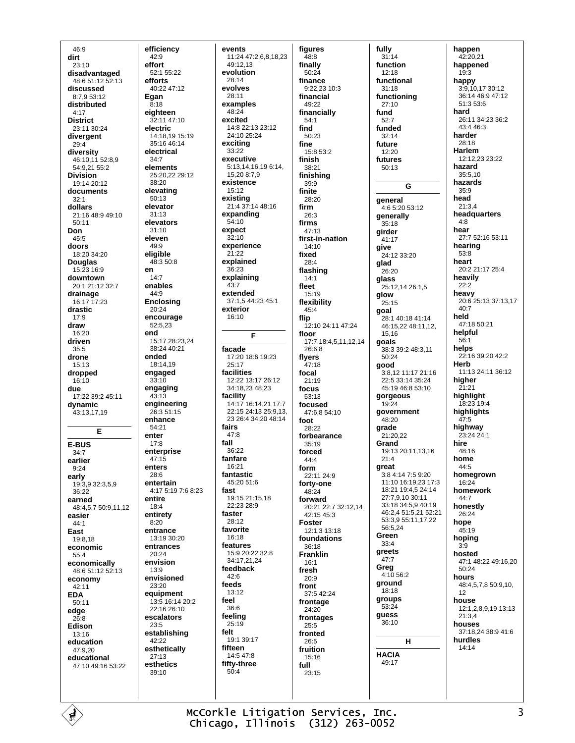46:9
**dirt**
23:10
**disadvantaged**
48:6 51:12 52:13
**discussed**
8:7,9 53:12
**distributed**
4:17
**District**
23:11 30:24
**divergent**
29:4
**diversity**
46:10,11 52:8,9
54:9,21 55:2
**Division**
19:14 20:12
**documents**
32:1
**dollars**
21:16 48:9 49:10
50:11
**Don**
45:5
**doors**
18:20 34:20
**Douglas**
15:23 16:9
**downtown**
20:1 21:12 32:7
**drainage**
16:17 17:23
**drastic**
17:9
**draw**
16:20
**driven**
35:5
**drone**
15:13
**dropped**
16:10
**due**
17:22 39:2 45:11
**dynamic**
43:13,17,19

## E

**E-BUS**
34:7
**earlier**
9:24
**early**
19:3,9 32:3,5,9
36:22
**earned**
48:4,5,7 50:9,11,12
**easier**
44:1
**East**
19:8,18
**economic**
55:4
**economically**
48:6 51:12 52:13
**economy**
42:11
**EDA**
50:11
**edge**
26:8
**Edison**
13:16
**education**
47:9,20
**educational**
47:10 49:16 53:22

**efficiency**
42:9
**effort**
52:1 55:22
**efforts**
40:22 47:12
**Egan**
8:18
**eighteen**
32:11 47:10
**electric**
14:18,19 15:19
35:16 46:14
**electrical**
34:7
**elements**
25:20,22 29:12
38:20
**elevating**
50:13
**elevator**
31:13
**elevators**
31:10
**eleven**
49:9
**eligible**
48:3 50:8
**en**
14:7
**enables**
44:9
**Enclosing**
20:24
**encourage**
52:5,23
**end**
15:17 28:23,24
38:24 40:21
**ended**
18:14,19
**engaged**
33:10
**engaging**
43:13
**engineering**
26:3 51:15
**enhance**
54:21
**enter**
17:8
**enterprise**
47:15
**enters**
28:6
**entertain**
4:17 5:19 7:6 8:23
**entire**
18:4
**entirety**
8:20
**entrance**
13:19 30:20
**entrances**
20:24
**envision**
13:9
**envisioned**
23:20
**equipment**
13:5 16:14 20:2
22:16 26:10
**escalators**
23:5
**establishing**
42:22
**esthetically**
27:13
**esthetics**
39:10

**events**
11:24 47:2,6,8,18,23
49:12,13
**evolution**
28:14
**evolves**
28:11
**examples**
48:24
**excited**
14:8 22:13 23:12
24:10 25:24
**exciting**
33:22
**executive**
5:13,14,16,19 6:14,
15,20 8:7,9
**existence**
15:12
**existing**
21:4 37:14 48:16
**expanding**
54:10
**expect**
32:10
**experience**
21:22
**explained**
36:23
**explaining**
43:7
**extended**
37:1,5 44:23 45:1
**exterior**
16:10

## F

**facade**
17:20 18:6 19:23
25:17
**facilities**
12:22 13:17 26:12
34:18,23 48:23
**facility**
14:17 16:14,21 17:7
22:15 24:13 25:9,13,
23 26:4 34:20 48:14
**fairs**
47:8
**fall**
36:22
**fanfare**
16:21
**fantastic**
45:20 51:6
**fast**
19:15 21:15,18
22:23 28:9
**faster**
28:12
**favorite**
16:18
**features**
15:9 20:22 32:8
34:17,21,24
**feedback**
42:6
**feeds**
13:12
**feel**
36:6
**feeling**
25:19
**felt**
19:1 39:17
**fifteen**
14:5 47:8
**fifty-three**
50:4

**figures**
48:8
**finally**
50:24
**finance**
9:22,23 10:3
**financial**
49:22
**financially**
54:1
**find**
50:23
**fine**
15:8 53:2
**finish**
38:21
**finishing**
39:9
**finite**
28:20
**firm**
26:3
**firms**
47:13
**first-in-nation**
14:10
**fixed**
28:4
**flashing**
14:1
**fleet**
15:19
**flexibility**
45:4
**flip**
12:10 24:11 47:24
**floor**
17:7 18:4,5,11,12,14
26:6,8
**flyers**
47:18
**focal**
21:19
**focus**
53:13
**focused**
47:6,8 54:10
**foot**
28:22
**forbearance**
35:19
**forced**
44:4
**form**
22:11 24:9
**forty-one**
48:24
**forward**
20:21 22:7 32:12,14
42:15 45:3
**Foster**
12:1,3 13:18
**foundations**
36:18
**Franklin**
16:1
**fresh**
20:9
**front**
37:5 42:24
**frontage**
24:20
**frontages**
25:5
**fronted**
26:5
**fruition**
15:16
**full**
23:15

**fully**
31:14
**function**
12:18
**functional**
31:18
**functioning**
27:10
**fund**
52:7
**funded**
32:14
**future**
12:20
**futures**
50:13

## G

**general**
4:6 5:20 53:12
**generally**
35:18
**girder**
41:17
**give**
24:12 33:20
**glad**
26:20
**glass**
25:12,14 26:1,5
**glow**
25:15
**goal**
28:1 40:18 41:14
46:15,22 48:11,12,
15,16
**goals**
38:3 39:2 48:3,11
50:24
**good**
3:8,12 11:17 21:16
22:5 33:14 35:24
45:19 46:8 53:10
**gorgeous**
19:24
**government**
48:20
**grade**
21:20,22
**Grand**
19:13 20:11,13,16
21:4
**great**
3:8 4:14 7:5 9:20
11:10 16:19,23 17:3
18:21 19:4,5 24:14
27:7,9,10 30:11
33:18 34:5,9 40:19
46:2,4 51:5,21 52:21
53:3,9 55:11,17,22
56:5,24
**Green**
33:4
**greets**
47:7
**Greg**
4:10 56:2
**ground**
18:18
**groups**
53:24
**guess**
36:10

## H

**HACIA**
49:17

**happen**
42:20,21
**happened**
19:3
**happy**
3:9,10,17 30:12
36:14 46:9 47:12
51:3 53:6
**hard**
26:11 34:23 36:2
43:4 46:3
**harder**
28:18
**Harlem**
12:12,23 23:22
**hazard**
35:5,10
**hazards**
35:9
**head**
21:3,4
**headquarters**
4:8
**hear**
27:7 52:16 53:11
**hearing**
53:8
**heart**
20:2 21:17 25:4
**heavily**
22:2
**heavy**
20:6 25:13 37:13,17
40:7
**held**
47:18 50:21
**helpful**
56:1
**helps**
22:16 39:20 42:2
**Herb**
11:13 24:11 36:12
**higher**
21:21
**highlight**
18:23 19:4
**highlights**
47:5
**highway**
23:24 24:1
**hire**
48:16
**home**
44:5
**homegrown**
16:24
**homework**
44:7
**honestly**
26:24
**hope**
45:19
**hoping**
3:9
**hosted**
47:1 48:22 49:16,20
50:24
**hours**
48:4,5,7,8 50:9,10,
12
**house**
12:1,2,8,9,19 13:13
21:3,4
**houses**
37:18,24 38:9 41:6
**hurdles**
14:14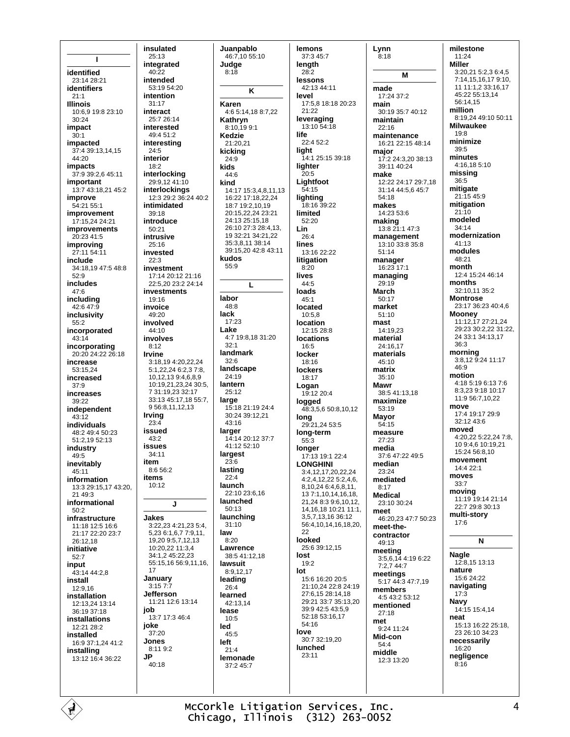## I

**identified**
23:14 28:21

**identifiers**
21:1

**Illinois**
10:6,9 19:8 23:10 30:24

**impact**
30:1

**impacted**
37:4 39:13,14,15 44:20

**impacts**
37:9 39:2,6 45:11

**important**
13:7 43:18,21 45:2

**improve**
54:21 55:1

**improvement**
17:15,24 24:21

**improvements**
20:23 41:5

**improving**
27:11 54:11

**include**
34:18,19 47:5 48:8 52:9

**includes**
47:6

**including**
42:6 47:9

**inclusivity**
55:2

**incorporated**
43:14

**incorporating**
20:20 24:22 26:18

**increase**
53:15,24

**increased**
37:9

**increases**
39:22

**independent**
43:12

**individuals**
48:2 49:4 50:23 51:2,19 52:13

**industry**
49:5

**inevitably**
45:11

**information**
13:3 29:15,17 43:20, 21 49:3

**informational**
50:2

**infrastructure**
11:18 12:5 16:6 21:17 22:20 23:7 26:12,18

**initiative**
52:7

**input**
43:14 44:2,8

**install**
12:9,16

**installation**
12:13,24 13:14 36:19 37:18

**installations**
12:21 28:2

**installed**
16:9 37:1,24 41:2

**installing**
13:12 16:4 36:22

**insulated**
25:13

**integrated**
40:22

**intended**
53:19 54:20

**intention**
31:17

**interact**
25:7 26:14

**interested**
49:4 51:2

**interesting**
24:5

**interior**
18:2

**interlocking**
29:9,12 41:10

**interlockings**
12:3 29:2 36:24 40:2

**intimidated**
39:18

**introduce**
50:21

**intrusive**
25:16

**invested**
22:3

**investment**
17:14 20:12 21:16 22:5,20 23:2 24:14

**investments**
19:16

**invoice**
49:20

**involved**
44:10

**involves**
8:12

**Irvine**
3:18,19 4:20,22,24 5:1,22,24 6:2,3 7:8, 10,12,13 9:4,6,8,9 10:19,21,23,24 30:5, 7 31:19,23 32:17 33:13 45:17,18 55:7, 9 56:8,11,12,13

**Irving**
23:4

**issued**
43:2

**issues**
34:11

**item**
8:6 56:2

**items**
10:12

## J

**Jakes**
3:22,23 4:21,23 5:4, 5,23 6:1,6,7 7:9,11, 19,20 9:5,7,12,13 10:20,22 11:3,4 34:1,2 45:22,23 55:15,16 56:9,11,16, 17

**January**
3:15 7:7

**Jefferson**
11:21 12:6 13:14

**job**
13:7 17:3 46:4

**joke**
37:20

**Jones**
8:11 9:2

**JP**
40:18

**Juanpablo**
46:7,10 55:10

**Judge**
8:18

## K

**Karen**
4:6 5:14,18 8:7,22

**Kathryn**
8:10,19 9:1

**Kedzie**
21:20,21

**kicking**
24:9

**kids**
44:6

**kind**
14:17 15:3,4,8,11,13 16:22 17:18,22,24 18:7 19:2,10,19 20:15,22,24 23:21 24:13 25:15,18 26:10 27:3 28:4,13, 19 32:21 34:21,22 35:3,8,11 38:14 39:15,20 42:8 43:11

**kudos**
55:9

## L

**labor**
48:8

**lack**
17:23

**Lake**
4:7 19:8,18 31:20 32:1

**landmark**
32:6

**landscape**
24:19

**lantern**
25:12

**large**
15:18 21:19 24:4 30:24 39:12,21 43:16

**larger**
14:14 20:12 37:7 41:12 52:10

**largest**
23:6

**lasting**
22:4

**launch**
22:10 23:6,16

**launched**
50:13

**launching**
31:10

**law**
8:20

**Lawrence**
38:5 41:12,18

**lawsuit**
8:9,12,17

**leading**
26:4

**learned**
42:13,14

**lease**
10:5

**led**
45:5

**left**
21:4

**lemonade**
37:2 45:7

**lemons**
37:3 45:7

**length**
28:2

**lessons**
42:13 44:11

**level**
17:5,8 18:18 20:23 21:22

**leveraging**
13:10 54:18

**life**
22:4 52:2

**light**
14:1 25:15 39:18

**lighter**
20:5

**Lightfoot**
54:15

**lighting**
18:16 39:22

**limited**
52:20

**Lin**
26:4

**lines**
13:16 22:22

**litigation**
8:20

**lives**
44:5

**loads**
45:1

**located**
10:5,8

**location**
12:15 28:8

**locations**
16:5

**locker**
18:16

**lockers**
18:17

**Logan**
19:12 20:4

**logged**
48:3,5,6 50:8,10,12

**long**
29:21,24 53:5

**long-term**
55:3

**longer**
17:13 19:1 22:4

**LONGHINI**
3:4,12,17,20,22,24 4:2,4,12,22 5:2,4,6, 8,10,24 6:4,6,8,11, 13 7:1,10,14,16,18, 21,24 8:3 9:6,10,12, 14,16,18 10:21 11:1, 3,5,7,13,16 36:12 56:4,10,14,16,18,20, 22

**looked**
25:6 39:12,15

**lost**
19:2

**lot**
15:6 16:20 20:5 21:10,24 22:8 24:19 27:6,15 28:14,18 29:21 33:7 35:13,20 39:9 42:5 43:5,9 52:18 53:16,17 54:16

**love**
30:7 32:19,20

**lunched**
23:11

**Lynn**
8:18

## M

**made**
17:24 37:2

**main**
30:19 35:7 40:12

**maintain**
22:16

**maintenance**
16:21 22:15 48:14

**major**
17:2 24:3,20 38:13 39:11 40:24

**make**
12:22 24:17 29:7,18 31:14 44:5,6 45:7 54:18

**makes**
14:23 53:6

**making**
13:8 21:1 47:3

**management**
13:10 33:8 35:8 51:14

**manager**
16:23 17:1

**managing**
29:19

**March**
50:17

**market**
51:10

**mast**
14:19,23

**material**
24:16,17

**materials**
45:10

**matrix**
35:10

**Mawr**
38:5 41:13,18

**maximize**
53:19

**Mayor**
54:15

**measure**
27:23

**media**
37:6 47:22 49:5

**median**
23:24

**mediated**
8:17

**Medical**
23:10 30:24

**meet**
46:20,23 47:7 50:23

**meet-the-contractor**
49:13

**meeting**
3:5,6,14 4:19 6:22 7:2,7 44:7

**meetings**
5:17 44:3 47:7,19

**members**
4:5 43:2 53:12

**mentioned**
27:18

**met**
9:24 11:24

**Mid-con**
54:4

**middle**
12:3 13:20

**milestone**
11:24

**Miller**
3:20,21 5:2,3 6:4,5 7:14,15,16,17 9:10, 11 11:1,2 33:16,17 45:22 55:13,14 56:14,15

**million**
8:19,24 49:10 50:11

**Milwaukee**
19:8

**minimize**
39:5

**minutes**
4:16,18 5:10

**missing**
36:5

**mitigate**
21:15 45:9

**mitigation**
21:10

**modeled**
34:14

**modernization**
41:13

**modules**
48:21

**month**
12:4 15:24 46:14

**months**
32:10,11 35:2

**Montrose**
23:17 36:23 40:4,6

**Mooney**
11:12,17 27:21,24 29:23 30:2,22 31:22, 24 33:1 34:13,17 36:3

**morning**
3:8,12 9:24 11:17 46:9

**motion**
4:18 5:19 6:13 7:6 8:3,23 9:18 10:17 11:9 56:7,10,22

**move**
17:4 19:17 29:9 32:12 43:6

**moved**
4:20,22 5:22,24 7:8, 10 9:4,6 10:19,21 15:24 56:8,10

**movement**
14:4 22:1

**moves**
33:7

**moving**
11:19 19:14 21:14 22:7 29:8 30:13

**multi-story**
17:6

## N

**Nagle**
12:8,15 13:13

**nature**
15:6 24:22

**navigating**
17:3

**Navy**
14:15 15:4,14

**neat**
15:13 16:22 25:18, 23 26:10 34:23

**necessarily**
16:20

**negligence**
8:16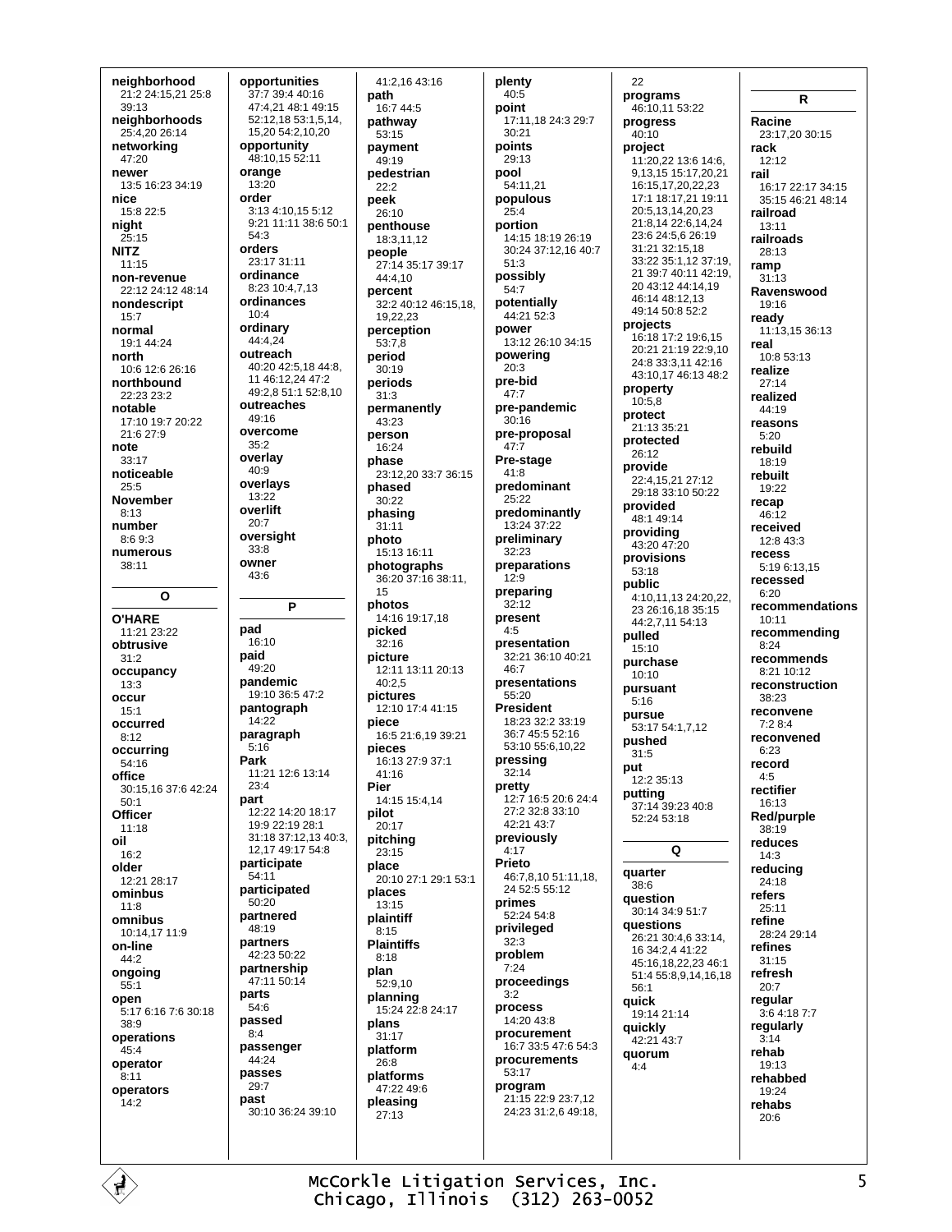**neighborhood**
21:2 24:15,21 25:8 39:13
**neighborhoods**
25:4,20 26:14
**networking**
47:20
**newer**
13:5 16:23 34:19
**nice**
15:8 22:5
**night**
25:15
**NITZ**
11:15
**non-revenue**
22:12 24:12 48:14
**nondescript**
15:7
**normal**
19:1 44:24
**north**
10:6 12:6 26:16
**northbound**
22:23 23:2
**notable**
17:10 19:7 20:22 21:6 27:9
**note**
33:17
**noticeable**
25:5
**November**
8:13
**number**
8:6 9:3
**numerous**
38:11

## O

**O'HARE**
11:21 23:22
**obtrusive**
31:2
**occupancy**
13:3
**occur**
15:1
**occurred**
8:12
**occurring**
54:16
**office**
30:15,16 37:6 42:24 50:1
**Officer**
11:18
**oil**
16:2
**older**
12:21 28:17
**ominbus**
11:8
**omnibus**
10:14,17 11:9
**on-line**
44:2
**ongoing**
55:1
**open**
5:17 6:16 7:6 30:18 38:9
**operations**
45:4
**operator**
8:11
**operators**
14:2
**opportunities**
37:7 39:4 40:16 47:4,21 48:1 49:15 52:12,18 53:1,5,14, 15,20 54:2,10,20
**opportunity**
48:10,15 52:11
**orange**
13:20
**order**
3:13 4:10,15 5:12 9:21 11:11 38:6 50:1 54:3
**orders**
23:17 31:11
**ordinance**
8:23 10:4,7,13
**ordinances**
10:4
**ordinary**
44:4,24
**outreach**
40:20 42:5,18 44:8, 11 46:12,24 47:2 49:2,8 51:1 52:8,10
**outreaches**
49:16
**overcome**
35:2
**overlay**
40:9
**overlays**
13:22
**overlift**
20:7
**oversight**
33:8
**owner**
43:6

## P

**pad**
16:10
**paid**
49:20
**pandemic**
19:10 36:5 47:2
**pantograph**
14:22
**paragraph**
5:16
**Park**
11:21 12:6 13:14 23:4
**part**
12:22 14:20 18:17 19:9 22:19 28:1 31:18 37:12,13 40:3, 12,17 49:17 54:8
**participate**
54:11
**participated**
50:20
**partnered**
48:19
**partners**
42:23 50:22
**partnership**
47:11 50:14
**parts**
54:6
**passed**
8:4
**passenger**
44:24
**passes**
29:7
**past**
30:10 36:24 39:10 41:2,16 43:16
**path**
16:7 44:5
**pathway**
53:15
**payment**
49:19
**pedestrian**
22:2
**peek**
26:10
**penthouse**
18:3,11,12
**people**
27:14 35:17 39:17 44:4,10
**percent**
32:2 40:12 46:15,18, 19,22,23
**perception**
53:7,8
**period**
30:19
**periods**
31:3
**permanently**
43:23
**person**
16:24
**phase**
23:12,20 33:7 36:15
**phased**
30:22
**phasing**
31:11
**photo**
15:13 16:11
**photographs**
36:20 37:16 38:11, 15
**photos**
14:16 19:17,18
**picked**
32:16
**picture**
12:11 13:11 20:13 40:2,5
**pictures**
12:10 17:4 41:15
**piece**
16:5 21:6,19 39:21
**pieces**
16:13 27:9 37:1 41:16
**Pier**
14:15 15:4,14
**pilot**
20:17
**pitching**
23:15
**place**
20:10 27:1 29:1 53:1
**places**
13:15
**plaintiff**
8:15
**Plaintiffs**
8:18
**plan**
52:9,10
**planning**
15:24 22:8 24:17
**plans**
31:17
**platform**
26:8
**platforms**
47:22 49:6
**pleasing**
27:13
**plenty**
40:5
**point**
17:11,18 24:3 29:7 30:21
**points**
29:13
**pool**
54:11,21
**populous**
25:4
**portion**
14:15 18:19 26:19 30:24 37:12,16 40:7 51:3
**possibly**
54:7
**potentially**
44:21 52:3
**power**
13:12 26:10 34:15
**powering**
20:3
**pre-bid**
47:7
**pre-pandemic**
30:16
**pre-proposal**
47:7
**Pre-stage**
41:8
**predominant**
25:22
**predominantly**
13:24 37:22
**preliminary**
32:23
**preparations**
12:9
**preparing**
32:12
**present**
4:5
**presentation**
32:21 36:10 40:21 46:7
**presentations**
55:20
**President**
18:23 32:2 33:19 36:7 45:5 52:16 53:10 55:6,10,22
**pressing**
32:14
**pretty**
12:7 16:5 20:6 24:4 27:2 32:8 33:10 42:21 43:7
**previously**
4:17
**Prieto**
46:7,8,10 51:11,18, 24 52:5 55:12
**primes**
52:24 54:8
**privileged**
32:3
**problem**
7:24
**proceedings**
3:2
**process**
14:20 43:8
**procurement**
16:7 33:5 47:6 54:3
**procurements**
53:17
**program**
21:15 22:9 23:7,12 24:23 31:2,6 49:18, 22
**programs**
46:10,11 53:22
**progress**
40:10
**project**
11:20,22 13:6 14:6, 9,13,15 15:17,20,21 16:15,17,20,22,23 17:1 18:17,21 19:11 20:5,13,14,20,23 21:8,14 22:6,14,24 23:6 24:5,6 26:19 31:21 32:15,18 33:22 35:1,12 37:19, 21 39:7 40:11 42:19, 20 43:12 44:14,19 46:14 48:12,13 49:14 50:8 52:2
**projects**
16:18 17:2 19:6,15 20:21 21:19 22:9,10 24:8 33:3,11 42:16 43:10,17 46:13 48:2
**property**
10:5,8
**protect**
21:13 35:21
**protected**
26:12
**provide**
22:4,15,21 27:12 29:18 33:10 50:22
**provided**
48:1 49:14
**providing**
43:20 47:20
**provisions**
53:18
**public**
4:10,11,13 24:20,22, 23 26:16,18 35:15 44:2,7,11 54:13
**pulled**
15:10
**purchase**
10:10
**pursuant**
5:16
**pursue**
53:17 54:1,7,12
**pushed**
31:5
**put**
12:2 35:13
**putting**
37:14 39:23 40:8 52:24 53:18

## Q

**quarter**
38:6
**question**
30:14 34:9 51:7
**questions**
26:21 30:4,6 33:14, 16 34:2,4 41:22 45:16,18,22,23 46:1 51:4 55:8,9,14,16,18 56:1
**quick**
19:14 21:14
**quickly**
42:21 43:7
**quorum**
4:4

## R

**Racine**
23:17,20 30:15
**rack**
12:12
**rail**
16:17 22:17 34:15 35:15 46:21 48:14
**railroad**
13:11
**railroads**
28:13
**ramp**
31:13
**Ravenswood**
19:16
**ready**
11:13,15 36:13
**real**
10:8 53:13
**realize**
27:14
**realized**
44:19
**reasons**
5:20
**rebuild**
18:19
**rebuilt**
19:22
**recap**
46:12
**received**
12:8 43:3
**recess**
5:19 6:13,15
**recessed**
6:20
**recommendations**
10:11
**recommending**
8:24
**recommends**
8:21 10:12
**reconstruction**
38:23
**reconvene**
7:2 8:4
**reconvened**
6:23
**record**
4:5
**rectifier**
16:13
**Red/purple**
38:19
**reduces**
14:3
**reducing**
24:18
**refers**
25:11
**refine**
28:24 29:14
**refines**
31:15
**refresh**
20:7
**regular**
3:6 4:18 7:7
**regularly**
3:14
**rehab**
19:13
**rehabbed**
19:24
**rehabs**
20:6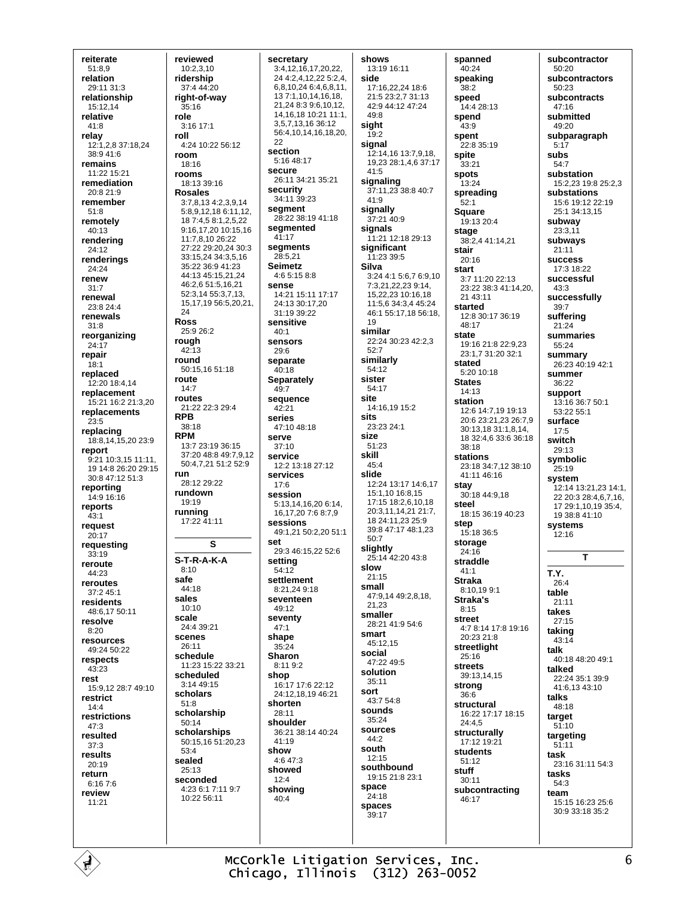**reiterate**
51:8,9
**relation**
29:11 31:3
**relationship**
15:12,14
**relative**
41:8
**relay**
12:1,2,8 37:18,24
38:9 41:6
**remains**
11:22 15:21
**remediation**
20:8 21:9
**remember**
51:8
**remotely**
40:13
**rendering**
24:12
**renderings**
24:24
**renew**
31:7
**renewal**
23:8 24:4
**renewals**
31:8
**reorganizing**
24:17
**repair**
18:1
**replaced**
12:20 18:4,14
**replacement**
15:21 16:2 21:3,20
**replacements**
23:5
**replacing**
18:8,14,15,20 23:9
**report**
9:21 10:3,15 11:11,
19 14:8 26:20 29:15
30:8 47:12 51:3
**reporting**
14:9 16:16
**reports**
43:1
**request**
20:17
**requesting**
33:19
**reroute**
44:23
**reroutes**
37:2 45:1
**residents**
48:6,17 50:11
**resolve**
8:20
**resources**
49:24 50:22
**respects**
43:23
**rest**
15:9,12 28:7 49:10
**restrict**
14:4
**restrictions**
47:3
**resulted**
37:3
**results**
20:19
**return**
6:16 7:6
**review**
11:21

**reviewed**
10:2,3,10
**ridership**
37:4 44:20
**right-of-way**
35:16
**role**
3:16 17:1
**roll**
4:24 10:22 56:12
**room**
18:16
**rooms**
18:13 39:16
**Rosales**
3:7,8,13 4:2,3,9,14
5:8,9,12,18 6:11,12,
18 7:4,5 8:1,2,5,22
9:16,17,20 10:15,16
11:7,8,10 26:22
27:22 29:20,24 30:3
33:15,24 34:3,5,16
35:22 36:9 41:23
44:13 45:15,21,24
46:2,6 51:5,16,21
52:3,14 55:3,7,13,
15,17,19 56:5,20,21,
24
**Ross**
25:9 26:2
**rough**
42:13
**round**
50:15,16 51:18
**route**
14:7
**routes**
21:22 22:3 29:4
**RPB**
38:18
**RPM**
13:7 23:19 36:15
37:20 48:8 49:7,9,12
50:4,7,21 51:2 52:9
**run**
28:12 29:22
**rundown**
19:19
**running**
17:22 41:11

## S

**S-T-R-A-K-A**
8:10
**safe**
44:18
**sales**
10:10
**scale**
24:4 39:21
**scenes**
26:11
**schedule**
11:23 15:22 33:21
**scheduled**
3:14 49:15
**scholars**
51:8
**scholarship**
50:14
**scholarships**
50:15,16 51:20,23
53:4
**sealed**
25:13
**seconded**
4:23 6:1 7:11 9:7
10:22 56:11

**secretary**
3:4,12,16,17,20,22,
24 4:2,4,12,22 5:2,4,
6,8,10,24 6:4,6,8,11,
13 7:1,10,14,16,18,
21,24 8:3 9:6,10,12,
14,16,18 10:21 11:1,
3,5,7,13,16 36:12
56:4,10,14,16,18,20,
22
**section**
5:16 48:17
**secure**
26:11 34:21 35:21
**security**
34:11 39:23
**segment**
28:22 38:19 41:18
**segmented**
41:17
**segments**
28:5,21
**Seimetz**
4:6 5:15 8:8
**sense**
14:21 15:11 17:17
24:13 30:17,20
31:19 39:22
**sensitive**
40:1
**sensors**
29:6
**separate**
40:18
**Separately**
49:7
**sequence**
42:21
**series**
47:10 48:18
**serve**
37:10
**service**
12:2 13:18 27:12
**services**
17:6
**session**
5:13,14,16,20 6:14,
16,17,20 7:6 8:7,9
**sessions**
49:1,21 50:2,20 51:1
**set**
29:3 46:15,22 52:6
**setting**
54:12
**settlement**
8:21,24 9:18
**seventeen**
49:12
**seventy**
47:1
**shape**
35:24
**Sharon**
8:11 9:2
**shop**
16:17 17:6 22:12
24:12,18,19 46:21
**shorten**
28:11
**shoulder**
36:21 38:14 40:24
41:19
**show**
4:6 47:3
**showed**
12:4
**showing**
40:4

**shows**
13:19 16:11
**side**
17:16,22,24 18:6
21:5 23:2,7 31:13
42:9 44:12 47:24
49:8
**sight**
19:2
**signal**
12:14,16 13:7,9,18,
19,23 28:1,4,6 37:17
41:5
**signaling**
37:11,23 38:8 40:7
41:9
**signally**
37:21 40:9
**signals**
11:21 12:18 29:13
**significant**
11:23 39:5
**Silva**
3:24 4:1 5:6,7 6:9,10
7:3,21,22,23 9:14,
15,22,23 10:16,18
11:5,6 34:3,4 45:24
46:1 55:17,18 56:18,
19
**similar**
22:24 30:23 42:2,3
52:7
**similarly**
54:12
**sister**
54:17
**site**
14:16,19 15:2
**sits**
23:23 24:1
**size**
51:23
**skill**
45:4
**slide**
12:24 13:17 14:6,17
15:1,10 16:8,15
17:15 18:2,6,10,18
20:3,11,14,21 21:7,
18 24:11,23 25:9
39:8 47:17 48:1,23
50:7
**slightly**
25:14 42:20 43:8
**slow**
21:15
**small**
47:9,14 49:2,8,18,
21,23
**smaller**
28:21 41:9 54:6
**smart**
45:12,15
**social**
47:22 49:5
**solution**
35:11
**sort**
43:7 54:8
**sounds**
35:24
**sources**
44:2
**south**
12:15
**southbound**
19:15 21:8 23:1
**space**
24:18
**spaces**
39:17

**spanned**
40:24
**speaking**
38:2
**speed**
14:4 28:13
**spend**
43:9
**spent**
22:8 35:19
**spite**
33:21
**spots**
13:24
**spreading**
52:1
**Square**
19:13 20:4
**stage**
38:2,4 41:14,21
**stair**
20:16
**start**
3:7 11:20 22:13
23:22 38:3 41:14,20,
21 43:11
**started**
12:8 30:17 36:19
48:17
**state**
19:16 21:8 22:9,23
23:1,7 31:20 32:1
**stated**
5:20 10:18
**States**
14:13
**station**
12:6 14:7,19 19:13
20:6 23:21,23 26:7,9
30:13,18 31:1,8,14,
18 32:4,6 33:6 36:18
38:18
**stations**
23:18 34:7,12 38:10
41:11 46:16
**stay**
30:18 44:9,18
**steel**
18:15 36:19 40:23
**step**
15:18 36:5
**storage**
24:16
**straddle**
41:1
**Straka**
8:10,19 9:1
**Straka's**
8:15
**street**
4:7 8:14 17:8 19:16
20:23 21:8
**streetlight**
25:16
**streets**
39:13,14,15
**strong**
36:6
**structural**
16:22 17:17 18:15
24:4,5
**structurally**
17:12 19:21
**students**
51:12
**stuff**
30:11
**subcontracting**
46:17

**subcontractor**
50:20
**subcontractors**
50:23
**subcontracts**
47:16
**submitted**
49:20
**subparagraph**
5:17
**subs**
54:7
**substation**
15:2,23 19:8 25:2,3
**substations**
15:6 19:12 22:19
25:1 34:13,15
**subway**
23:3,11
**subways**
21:11
**success**
17:3 18:22
**successful**
43:3
**successfully**
39:7
**suffering**
21:24
**summaries**
55:24
**summary**
26:23 40:19 42:1
**summer**
36:22
**support**
13:16 36:7 50:1
53:22 55:1
**surface**
17:5
**switch**
29:13
**symbolic**
25:19
**system**
12:14 13:21,23 14:1,
22 20:3 28:4,6,7,16,
17 29:1,10,19 35:4,
19 38:8 41:10
**systems**
12:16

## T

**T.Y.**
26:4
**table**
21:11
**takes**
27:15
**taking**
43:14
**talk**
40:18 48:20 49:1
**talked**
22:24 35:1 39:9
41:6,13 43:10
**talks**
48:18
**target**
51:10
**targeting**
51:11
**task**
23:16 31:11 54:3
**tasks**
54:3
**team**
15:15 16:23 25:6
30:9 33:18 35:2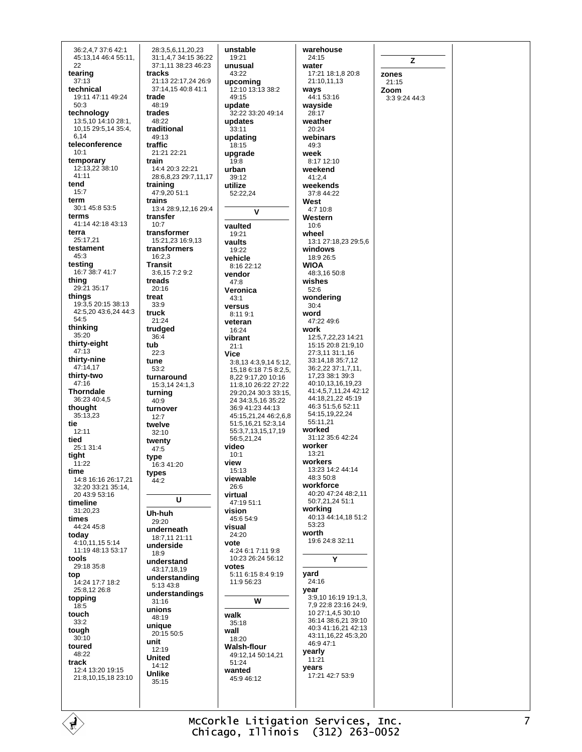36:2,4,7 37:6 42:1
45:13,14 46:4 55:11,
22

**tearing**
37:13

**technical**
19:11 47:11 49:24
50:3

**technology**
13:5,10 14:10 28:1,
10,15 29:5,14 35:4,
6,14

**teleconference**
10:1

**temporary**
12:13,22 38:10
41:11

**tend**
15:7

**term**
30:1 45:8 53:5

**terms**
41:14 42:18 43:13

**terra**
25:17,21

**testament**
45:3

**testing**
16:7 38:7 41:7

**thing**
29:21 35:17

**things**
19:3,5 20:15 38:13
42:5,20 43:6,24 44:3
54:5

**thinking**
35:20

**thirty-eight**
47:13

**thirty-nine**
47:14,17

**thirty-two**
47:16

**Thorndale**
36:23 40:4,5

**thought**
35:13,23

**tie**
12:11

**tied**
25:1 31:4

**tight**
11:22

**time**
14:8 16:16 26:17,21
32:20 33:21 35:14,
20 43:9 53:16

**timeline**
31:20,23

**times**
44:24 45:8

**today**
4:10,11,15 5:14
11:19 48:13 53:17

**tools**
29:18 35:8

**top**
14:24 17:7 18:2
25:8,12 26:8

**topping**
18:5

**touch**
33:2

**tough**
30:10

**toured**
48:22

**track**
12:4 13:20 19:15
21:8,10,15,18 23:10
28:3,5,6,11,20,23
31:1,4,7 34:15 36:22
37:1,11 38:23 46:23

**tracks**
21:13 22:17,24 26:9
37:14,15 40:8 41:1

**trade**
48:19

**trades**
48:22

**traditional**
49:13

**traffic**
21:21 22:21

**train**
14:4 20:3 22:21
28:6,8,23 29:7,11,17

**training**
47:9,20 51:1

**trains**
13:4 28:9,12,16 29:4

**transfer**
10:7

**transformer**
15:21,23 16:9,13

**transformers**
16:2,3

**Transit**
3:6,15 7:2 9:2

**treads**
20:16

**treat**
33:9

**truck**
21:24

**trudged**
36:4

**tub**
22:3

**tune**
53:2

**turnaround**
15:3,14 24:1,3

**turning**
40:9

**turnover**
12:7

**twelve**
32:10

**twenty**
47:5

**type**
16:3 41:20

**types**
44:2

**U**

**Uh-huh**
29:20

**underneath**
18:7,11 21:11

**underside**
18:9

**understand**
43:17,18,19

**understanding**
5:13 43:8

**understandings**
31:16

**unions**
48:19

**unique**
20:15 50:5

**unit**
12:19

**United**
14:12

**Unlike**
35:15

**unstable**
19:21

**unusual**
43:22

**upcoming**
12:10 13:13 38:2
49:15

**update**
32:22 33:20 49:14

**updates**
33:11

**updating**
18:15

**upgrade**
19:8

**urban**
39:12

**utilize**
52:22,24

**V**

**vaulted**
19:21

**vaults**
19:22

**vehicle**
8:16 22:12

**vendor**
47:8

**Veronica**
43:1

**versus**
8:11 9:1

**veteran**
16:24

**vibrant**
21:1

**Vice**
3:8,13 4:3,9,14 5:12,
15,18 6:18 7:5 8:2,5,
8,22 9:17,20 10:16
11:8,10 26:22 27:22
29:20,24 30:3 33:15,
24 34:3,5,16 35:22
36:9 41:23 44:13
45:15,21,24 46:2,6,8
51:5,16,21 52:3,14
55:3,7,13,15,17,19
56:5,21,24

**video**
10:1

**view**
15:13

**viewable**
26:6

**virtual**
47:19 51:1

**vision**
45:6 54:9

**visual**
24:20

**vote**
4:24 6:1 7:11 9:8
10:23 26:24 56:12

**votes**
5:11 6:15 8:4 9:19
11:9 56:23

**W**

**walk**
35:18

**wall**
18:20

**Walsh-flour**
49:12,14 50:14,21
51:24

**wanted**
45:9 46:12

**warehouse**
24:15

**water**
17:21 18:1,8 20:8
21:10,11,13

**ways**
44:1 53:16

**wayside**
28:17

**weather**
20:24

**webinars**
49:3

**week**
8:17 12:10

**weekend**
41:2,4

**weekends**
37:8 44:22

**West**
4:7 10:8

**Western**
10:6

**wheel**
13:1 27:18,23 29:5,6

**windows**
18:9 26:5

**WIOA**
48:3,16 50:8

**wishes**
52:6

**wondering**
30:4

**word**
47:22 49:6

**work**
12:5,7,22,23 14:21
15:15 20:8 21:9,10
27:3,11 31:1,16
33:14,18 35:7,12
36:2,22 37:1,7,11,
17,23 38:1 39:3
40:10,13,16,19,23
41:4,5,7,11,24 42:12
44:18,21,22 45:19
46:3 51:5,6 52:11
54:15,19,22,24
55:11,21

**worked**
31:12 35:6 42:24

**worker**
13:21

**workers**
13:23 14:2 44:14
48:3 50:8

**workforce**
40:20 47:24 48:2,11
50:7,21,24 51:1

**working**
40:13 44:14,18 51:2
53:23

**worth**
19:6 24:8 32:11

**Y**

**yard**
24:16

**year**
3:9,10 16:19 19:1,3,
7,9 22:8 23:16 24:9,
10 27:1,4,5 30:10
36:14 38:6,21 39:10
40:3 41:16,21 42:13
43:11,16,22 45:3,20
46:9 47:1

**yearly**
11:21

**years**
17:21 42:7 53:9

**Z**

**zones**
21:15

**Zoom**
3:3 9:24 44:3